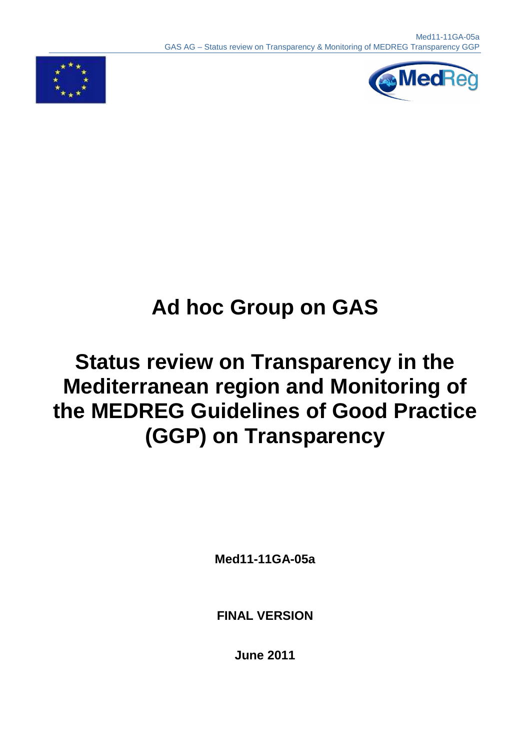# Ad hoc Group on GAS

# Status review on Transparency in the Mediterranean region and Monitoring of the MEDREG Guidelines of Good Practice (GGP) on Transparency

**Med11-11GA-05a**

**FINAL VERSION**

**June 2011**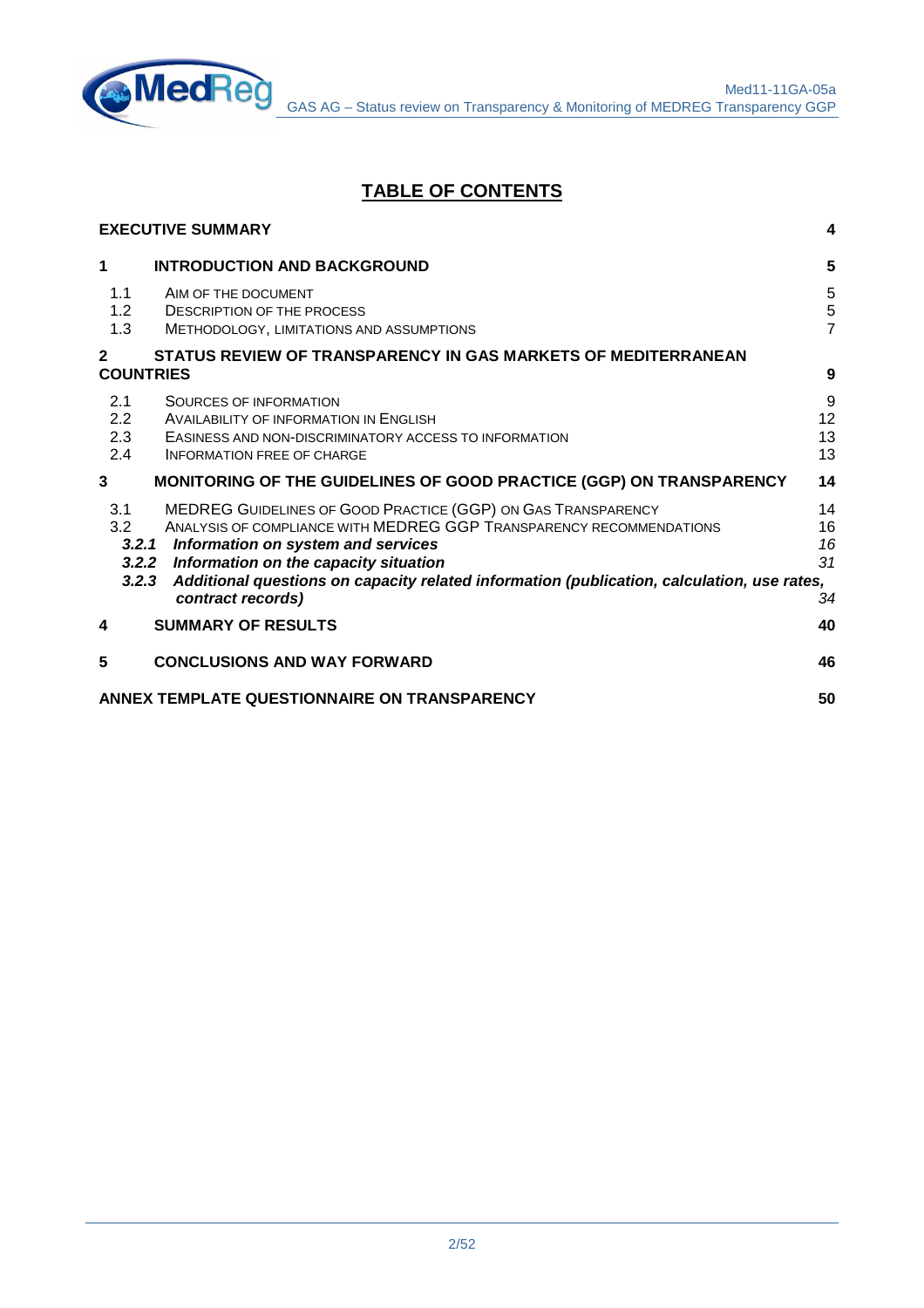# TABLE OF CONTENTS

| | | |
|---|---|---|
| **EXECUTIVE SUMMARY** | | **4** |
| **1** | **INTRODUCTION AND BACKGROUND** | **5** |
| 1.1 | AIM OF THE DOCUMENT | 5 |
| 1.2 | DESCRIPTION OF THE PROCESS | 5 |
| 1.3 | METHODOLOGY, LIMITATIONS AND ASSUMPTIONS | 7 |
| **2** | **STATUS REVIEW OF TRANSPARENCY IN GAS MARKETS OF MEDITERRANEAN COUNTRIES** | **9** |
| 2.1 | SOURCES OF INFORMATION | 9 |
| 2.2 | AVAILABILITY OF INFORMATION IN ENGLISH | 12 |
| 2.3 | EASINESS AND NON-DISCRIMINATORY ACCESS TO INFORMATION | 13 |
| 2.4 | INFORMATION FREE OF CHARGE | 13 |
| **3** | **MONITORING OF THE GUIDELINES OF GOOD PRACTICE (GGP) ON TRANSPARENCY** | **14** |
| 3.1 | MEDREG GUIDELINES OF GOOD PRACTICE (GGP) ON GAS TRANSPARENCY | 14 |
| 3.2 | ANALYSIS OF COMPLIANCE WITH MEDREG GGP TRANSPARENCY RECOMMENDATIONS | 16 |
| ***3.2.1*** | ***Information on system and services*** | *16* |
| ***3.2.2*** | ***Information on the capacity situation*** | *31* |
| ***3.2.3*** | ***Additional questions on capacity related information (publication, calculation, use rates, contract records)*** | *34* |
| **4** | **SUMMARY OF RESULTS** | **40** |
| **5** | **CONCLUSIONS AND WAY FORWARD** | **46** |
| **ANNEX TEMPLATE QUESTIONNAIRE ON TRANSPARENCY** | | **50** |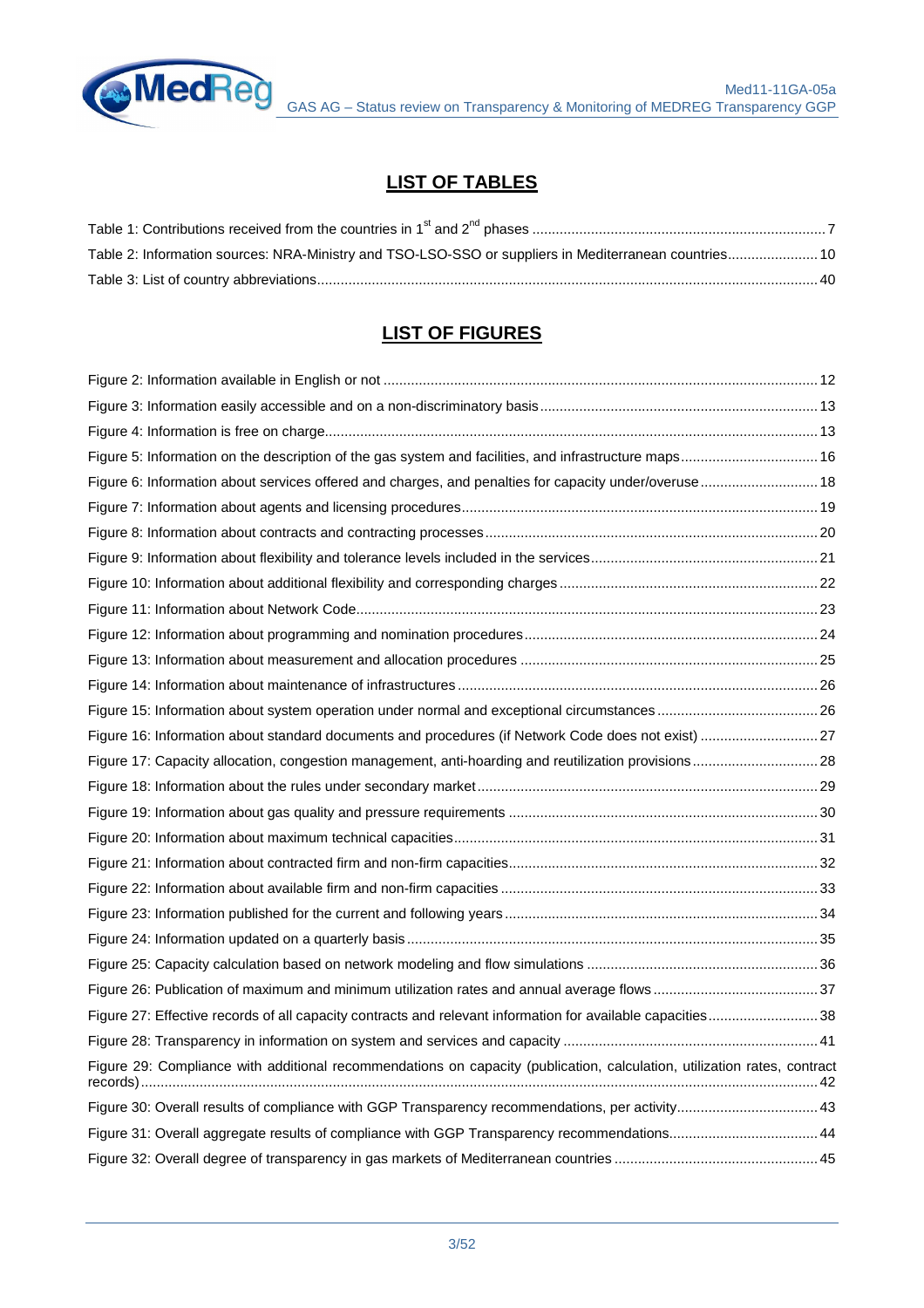## LIST OF TABLES

Table 1: Contributions received from the countries in 1st and 2nd phases .......... 7

Table 2: Information sources: NRA-Ministry and TSO-LSO-SSO or suppliers in Mediterranean countries .......... 10

Table 3: List of country abbreviations .......... 40

## LIST OF FIGURES

Figure 2: Information available in English or not .......... 12

Figure 3: Information easily accessible and on a non-discriminatory basis .......... 13

Figure 4: Information is free on charge .......... 13

Figure 5: Information on the description of the gas system and facilities, and infrastructure maps .......... 16

Figure 6: Information about services offered and charges, and penalties for capacity under/overuse .......... 18

Figure 7: Information about agents and licensing procedures .......... 19

Figure 8: Information about contracts and contracting processes .......... 20

Figure 9: Information about flexibility and tolerance levels included in the services .......... 21

Figure 10: Information about additional flexibility and corresponding charges .......... 22

Figure 11: Information about Network Code .......... 23

Figure 12: Information about programming and nomination procedures .......... 24

Figure 13: Information about measurement and allocation procedures .......... 25

Figure 14: Information about maintenance of infrastructures .......... 26

Figure 15: Information about system operation under normal and exceptional circumstances .......... 26

Figure 16: Information about standard documents and procedures (if Network Code does not exist) .......... 27

Figure 17: Capacity allocation, congestion management, anti-hoarding and reutilization provisions .......... 28

Figure 18: Information about the rules under secondary market .......... 29

Figure 19: Information about gas quality and pressure requirements .......... 30

Figure 20: Information about maximum technical capacities .......... 31

Figure 21: Information about contracted firm and non-firm capacities .......... 32

Figure 22: Information about available firm and non-firm capacities .......... 33

Figure 23: Information published for the current and following years .......... 34

Figure 24: Information updated on a quarterly basis .......... 35

Figure 25: Capacity calculation based on network modeling and flow simulations .......... 36

Figure 26: Publication of maximum and minimum utilization rates and annual average flows .......... 37

Figure 27: Effective records of all capacity contracts and relevant information for available capacities .......... 38

Figure 28: Transparency in information on system and services and capacity .......... 41

Figure 29: Compliance with additional recommendations on capacity (publication, calculation, utilization rates, contract records) .......... 42

Figure 30: Overall results of compliance with GGP Transparency recommendations, per activity .......... 43

Figure 31: Overall aggregate results of compliance with GGP Transparency recommendations .......... 44

Figure 32: Overall degree of transparency in gas markets of Mediterranean countries .......... 45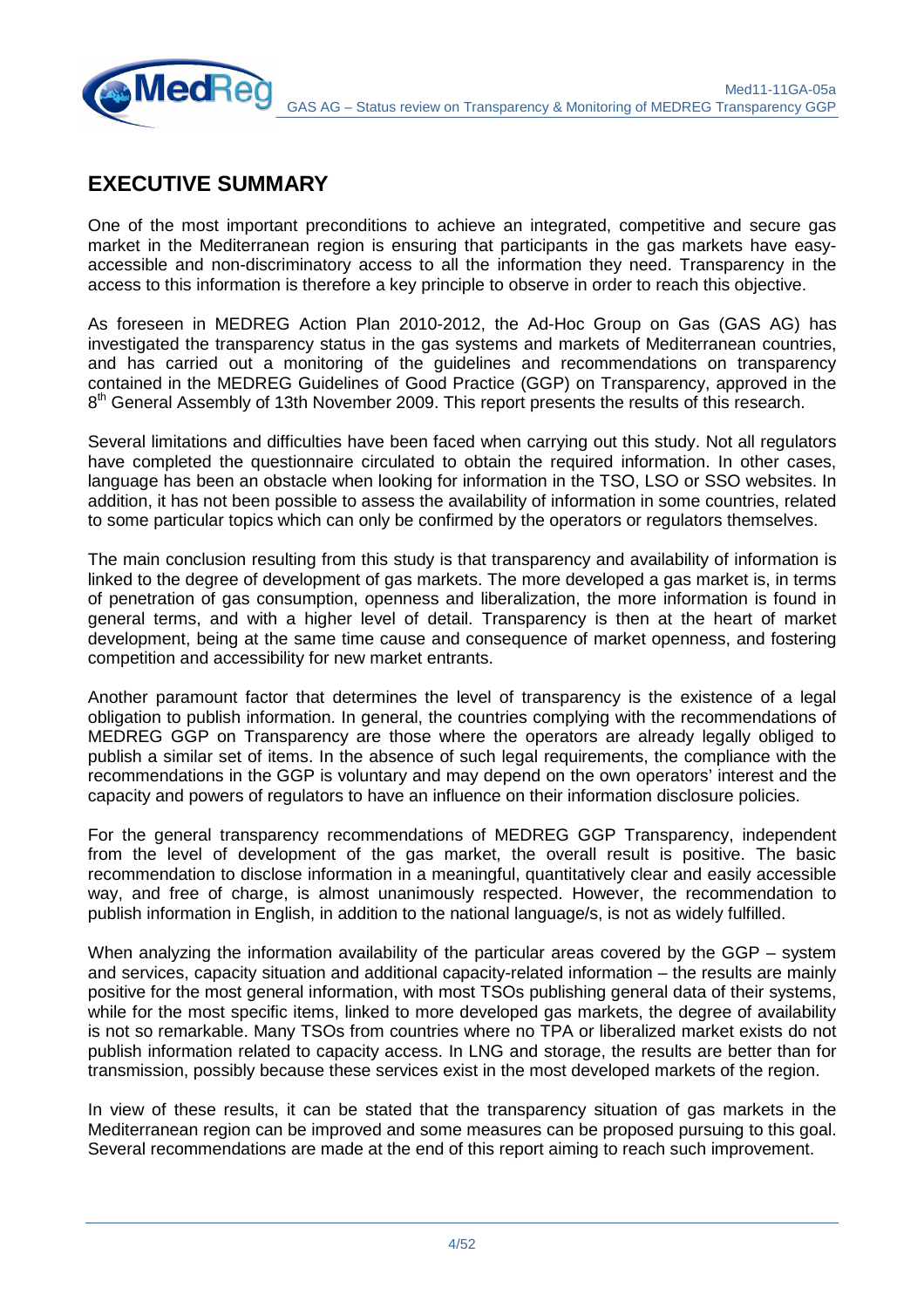# EXECUTIVE SUMMARY

One of the most important preconditions to achieve an integrated, competitive and secure gas market in the Mediterranean region is ensuring that participants in the gas markets have easy-accessible and non-discriminatory access to all the information they need. Transparency in the access to this information is therefore a key principle to observe in order to reach this objective.

As foreseen in MEDREG Action Plan 2010-2012, the Ad-Hoc Group on Gas (GAS AG) has investigated the transparency status in the gas systems and markets of Mediterranean countries, and has carried out a monitoring of the guidelines and recommendations on transparency contained in the MEDREG Guidelines of Good Practice (GGP) on Transparency, approved in the 8th General Assembly of 13th November 2009. This report presents the results of this research.

Several limitations and difficulties have been faced when carrying out this study. Not all regulators have completed the questionnaire circulated to obtain the required information. In other cases, language has been an obstacle when looking for information in the TSO, LSO or SSO websites. In addition, it has not been possible to assess the availability of information in some countries, related to some particular topics which can only be confirmed by the operators or regulators themselves.

The main conclusion resulting from this study is that transparency and availability of information is linked to the degree of development of gas markets. The more developed a gas market is, in terms of penetration of gas consumption, openness and liberalization, the more information is found in general terms, and with a higher level of detail. Transparency is then at the heart of market development, being at the same time cause and consequence of market openness, and fostering competition and accessibility for new market entrants.

Another paramount factor that determines the level of transparency is the existence of a legal obligation to publish information. In general, the countries complying with the recommendations of MEDREG GGP on Transparency are those where the operators are already legally obliged to publish a similar set of items. In the absence of such legal requirements, the compliance with the recommendations in the GGP is voluntary and may depend on the own operators' interest and the capacity and powers of regulators to have an influence on their information disclosure policies.

For the general transparency recommendations of MEDREG GGP Transparency, independent from the level of development of the gas market, the overall result is positive. The basic recommendation to disclose information in a meaningful, quantitatively clear and easily accessible way, and free of charge, is almost unanimously respected. However, the recommendation to publish information in English, in addition to the national language/s, is not as widely fulfilled.

When analyzing the information availability of the particular areas covered by the GGP – system and services, capacity situation and additional capacity-related information – the results are mainly positive for the most general information, with most TSOs publishing general data of their systems, while for the most specific items, linked to more developed gas markets, the degree of availability is not so remarkable. Many TSOs from countries where no TPA or liberalized market exists do not publish information related to capacity access. In LNG and storage, the results are better than for transmission, possibly because these services exist in the most developed markets of the region.

In view of these results, it can be stated that the transparency situation of gas markets in the Mediterranean region can be improved and some measures can be proposed pursuing to this goal. Several recommendations are made at the end of this report aiming to reach such improvement.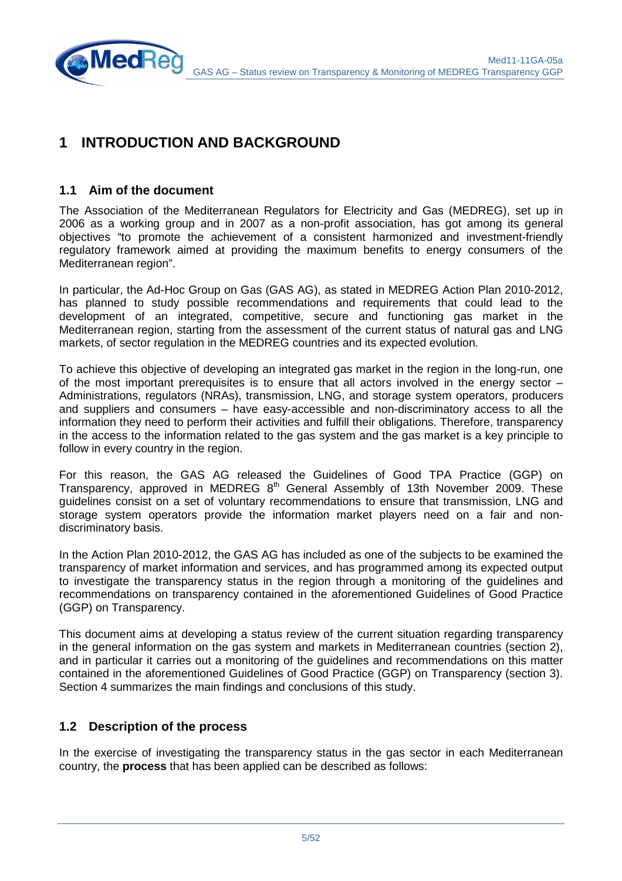# 1 INTRODUCTION AND BACKGROUND

## 1.1 Aim of the document

The Association of the Mediterranean Regulators for Electricity and Gas (MEDREG), set up in 2006 as a working group and in 2007 as a non-profit association, has got among its general objectives "to promote the achievement of a consistent harmonized and investment-friendly regulatory framework aimed at providing the maximum benefits to energy consumers of the Mediterranean region".

In particular, the Ad-Hoc Group on Gas (GAS AG), as stated in MEDREG Action Plan 2010-2012, has planned to study possible recommendations and requirements that could lead to the development of an integrated, competitive, secure and functioning gas market in the Mediterranean region, starting from the assessment of the current status of natural gas and LNG markets, of sector regulation in the MEDREG countries and its expected evolution.

To achieve this objective of developing an integrated gas market in the region in the long-run, one of the most important prerequisites is to ensure that all actors involved in the energy sector – Administrations, regulators (NRAs), transmission, LNG, and storage system operators, producers and suppliers and consumers – have easy-accessible and non-discriminatory access to all the information they need to perform their activities and fulfill their obligations. Therefore, transparency in the access to the information related to the gas system and the gas market is a key principle to follow in every country in the region.

For this reason, the GAS AG released the Guidelines of Good TPA Practice (GGP) on Transparency, approved in MEDREG 8th General Assembly of 13th November 2009. These guidelines consist on a set of voluntary recommendations to ensure that transmission, LNG and storage system operators provide the information market players need on a fair and non-discriminatory basis.

In the Action Plan 2010-2012, the GAS AG has included as one of the subjects to be examined the transparency of market information and services, and has programmed among its expected output to investigate the transparency status in the region through a monitoring of the guidelines and recommendations on transparency contained in the aforementioned Guidelines of Good Practice (GGP) on Transparency.

This document aims at developing a status review of the current situation regarding transparency in the general information on the gas system and markets in Mediterranean countries (section 2), and in particular it carries out a monitoring of the guidelines and recommendations on this matter contained in the aforementioned Guidelines of Good Practice (GGP) on Transparency (section 3). Section 4 summarizes the main findings and conclusions of this study.

## 1.2 Description of the process

In the exercise of investigating the transparency status in the gas sector in each Mediterranean country, the **process** that has been applied can be described as follows: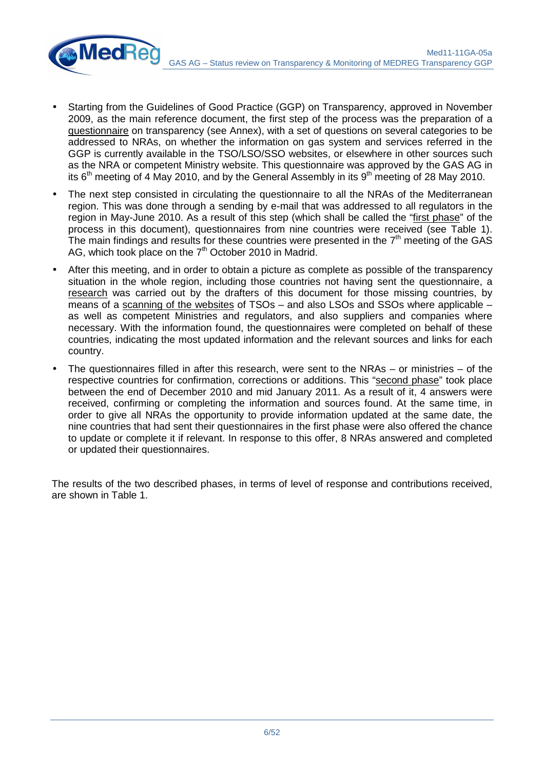- Starting from the Guidelines of Good Practice (GGP) on Transparency, approved in November 2009, as the main reference document, the first step of the process was the preparation of a questionnaire on transparency (see Annex), with a set of questions on several categories to be addressed to NRAs, on whether the information on gas system and services referred in the GGP is currently available in the TSO/LSO/SSO websites, or elsewhere in other sources such as the NRA or competent Ministry website. This questionnaire was approved by the GAS AG in its 6th meeting of 4 May 2010, and by the General Assembly in its 9th meeting of 28 May 2010.
- The next step consisted in circulating the questionnaire to all the NRAs of the Mediterranean region. This was done through a sending by e-mail that was addressed to all regulators in the region in May-June 2010. As a result of this step (which shall be called the "first phase" of the process in this document), questionnaires from nine countries were received (see Table 1). The main findings and results for these countries were presented in the 7th meeting of the GAS AG, which took place on the 7th October 2010 in Madrid.
- After this meeting, and in order to obtain a picture as complete as possible of the transparency situation in the whole region, including those countries not having sent the questionnaire, a research was carried out by the drafters of this document for those missing countries, by means of a scanning of the websites of TSOs – and also LSOs and SSOs where applicable – as well as competent Ministries and regulators, and also suppliers and companies where necessary. With the information found, the questionnaires were completed on behalf of these countries, indicating the most updated information and the relevant sources and links for each country.
- The questionnaires filled in after this research, were sent to the NRAs – or ministries – of the respective countries for confirmation, corrections or additions. This "second phase" took place between the end of December 2010 and mid January 2011. As a result of it, 4 answers were received, confirming or completing the information and sources found. At the same time, in order to give all NRAs the opportunity to provide information updated at the same date, the nine countries that had sent their questionnaires in the first phase were also offered the chance to update or complete it if relevant. In response to this offer, 8 NRAs answered and completed or updated their questionnaires.

The results of the two described phases, in terms of level of response and contributions received, are shown in Table 1.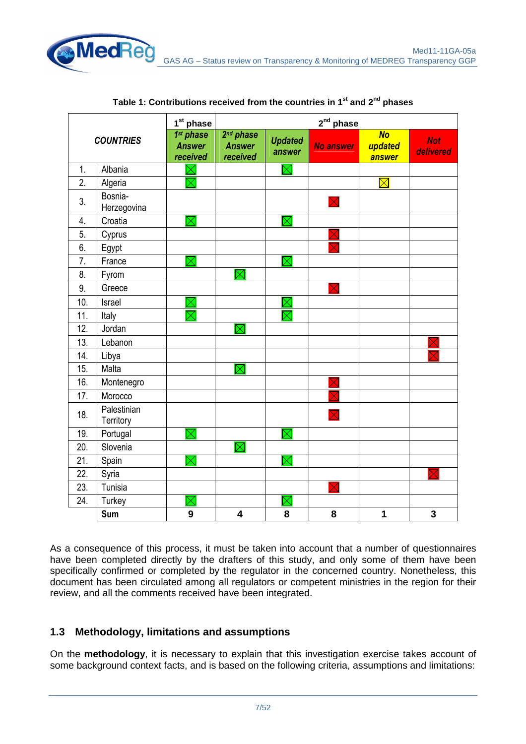**Table 1: Contributions received from the countries in 1st and 2nd phases**

| COUNTRIES | | 1st phase | 2nd phase | | | | |
|---|---|---|---|---|---|---|---|
| | | 1st phase Answer received | 2nd phase Answer received | Updated answer | No answer | No updated answer | Not delivered |
| 1. | Albania | ☒ | | ☒ | | | |
| 2. | Algeria | ☒ | | | | ☒ | |
| 3. | Bosnia-Herzegovina | | | | ☒ | | |
| 4. | Croatia | ☒ | | ☒ | | | |
| 5. | Cyprus | | | | ☒ | | |
| 6. | Egypt | | | | ☒ | | |
| 7. | France | ☒ | | ☒ | | | |
| 8. | Fyrom | | ☒ | | | | |
| 9. | Greece | | | | ☒ | | |
| 10. | Israel | ☒ | | ☒ | | | |
| 11. | Italy | ☒ | | ☒ | | | |
| 12. | Jordan | | ☒ | | | | |
| 13. | Lebanon | | | | | | ☒ |
| 14. | Libya | | | | | | ☒ |
| 15. | Malta | | ☒ | | | | |
| 16. | Montenegro | | | | ☒ | | |
| 17. | Morocco | | | | ☒ | | |
| 18. | Palestinian Territory | | | | ☒ | | |
| 19. | Portugal | ☒ | | ☒ | | | |
| 20. | Slovenia | | ☒ | | | | |
| 21. | Spain | ☒ | | ☒ | | | |
| 22. | Syria | | | | | | ☒ |
| 23. | Tunisia | | | | ☒ | | |
| 24. | Turkey | ☒ | | ☒ | | | |
| | **Sum** | **9** | **4** | **8** | **8** | **1** | **3** |

As a consequence of this process, it must be taken into account that a number of questionnaires have been completed directly by the drafters of this study, and only some of them have been specifically confirmed or completed by the regulator in the concerned country. Nonetheless, this document has been circulated among all regulators or competent ministries in the region for their review, and all the comments received have been integrated.

## 1.3 Methodology, limitations and assumptions

On the **methodology**, it is necessary to explain that this investigation exercise takes account of some background context facts, and is based on the following criteria, assumptions and limitations: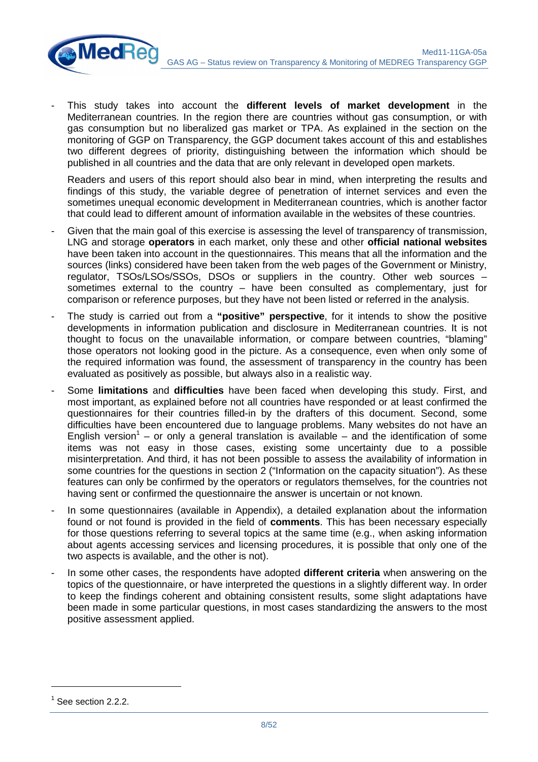- This study takes into account the **different levels of market development** in the Mediterranean countries. In the region there are countries without gas consumption, or with gas consumption but no liberalized gas market or TPA. As explained in the section on the monitoring of GGP on Transparency, the GGP document takes account of this and establishes two different degrees of priority, distinguishing between the information which should be published in all countries and the data that are only relevant in developed open markets.

  Readers and users of this report should also bear in mind, when interpreting the results and findings of this study, the variable degree of penetration of internet services and even the sometimes unequal economic development in Mediterranean countries, which is another factor that could lead to different amount of information available in the websites of these countries.

- Given that the main goal of this exercise is assessing the level of transparency of transmission, LNG and storage **operators** in each market, only these and other **official national websites** have been taken into account in the questionnaires. This means that all the information and the sources (links) considered have been taken from the web pages of the Government or Ministry, regulator, TSOs/LSOs/SSOs, DSOs or suppliers in the country. Other web sources – sometimes external to the country – have been consulted as complementary, just for comparison or reference purposes, but they have not been listed or referred in the analysis.

- The study is carried out from a **"positive" perspective**, for it intends to show the positive developments in information publication and disclosure in Mediterranean countries. It is not thought to focus on the unavailable information, or compare between countries, "blaming" those operators not looking good in the picture. As a consequence, even when only some of the required information was found, the assessment of transparency in the country has been evaluated as positively as possible, but always also in a realistic way.

- Some **limitations** and **difficulties** have been faced when developing this study. First, and most important, as explained before not all countries have responded or at least confirmed the questionnaires for their countries filled-in by the drafters of this document. Second, some difficulties have been encountered due to language problems. Many websites do not have an English version[1] – or only a general translation is available – and the identification of some items was not easy in those cases, existing some uncertainty due to a possible misinterpretation. And third, it has not been possible to assess the availability of information in some countries for the questions in section 2 ("Information on the capacity situation"). As these features can only be confirmed by the operators or regulators themselves, for the countries not having sent or confirmed the questionnaire the answer is uncertain or not known.

- In some questionnaires (available in Appendix), a detailed explanation about the information found or not found is provided in the field of **comments**. This has been necessary especially for those questions referring to several topics at the same time (e.g., when asking information about agents accessing services and licensing procedures, it is possible that only one of the two aspects is available, and the other is not).

- In some other cases, the respondents have adopted **different criteria** when answering on the topics of the questionnaire, or have interpreted the questions in a slightly different way. In order to keep the findings coherent and obtaining consistent results, some slight adaptations have been made in some particular questions, in most cases standardizing the answers to the most positive assessment applied.

[1] See section 2.2.2.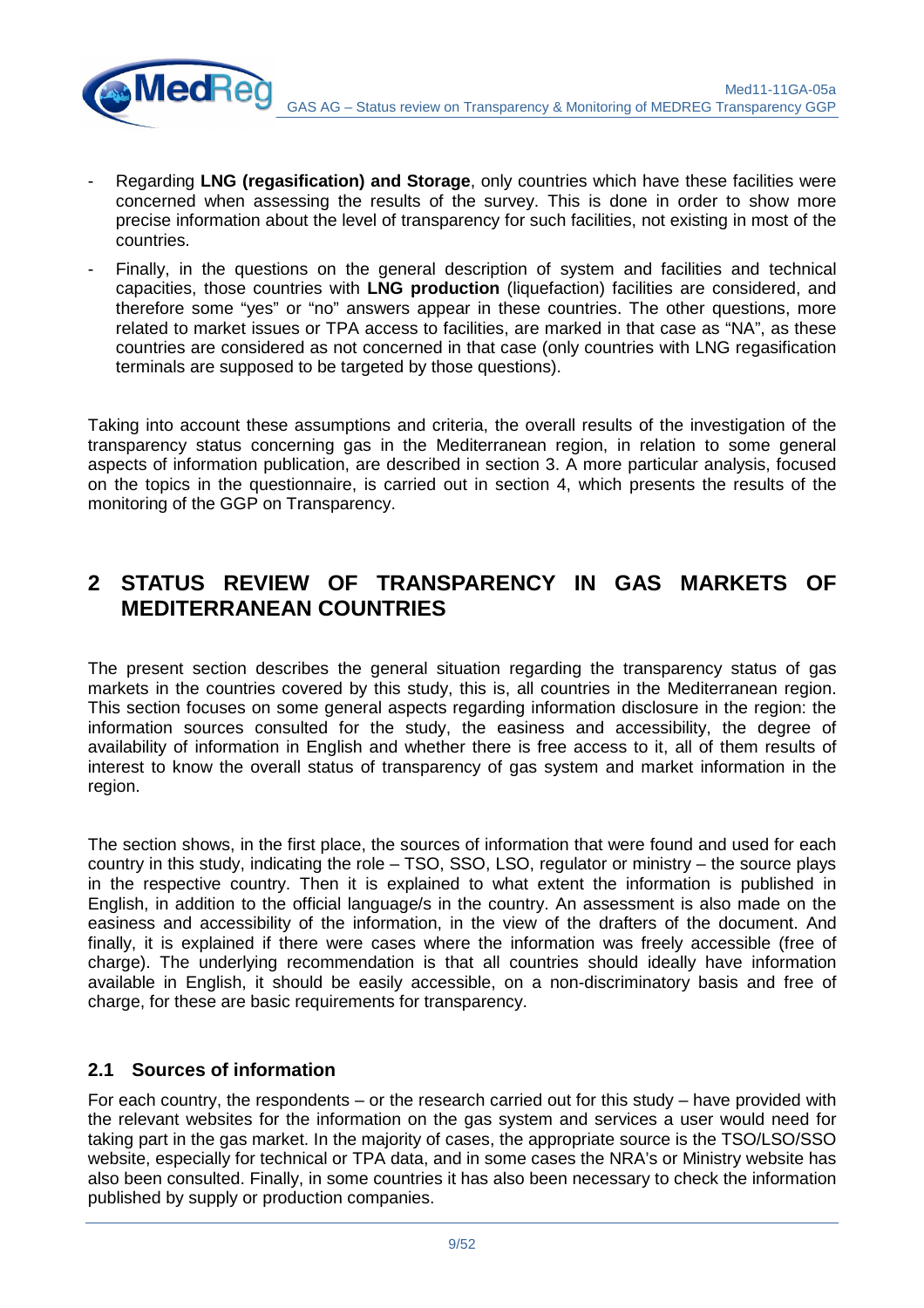- Regarding **LNG (regasification) and Storage**, only countries which have these facilities were concerned when assessing the results of the survey. This is done in order to show more precise information about the level of transparency for such facilities, not existing in most of the countries.
- Finally, in the questions on the general description of system and facilities and technical capacities, those countries with **LNG production** (liquefaction) facilities are considered, and therefore some "yes" or "no" answers appear in these countries. The other questions, more related to market issues or TPA access to facilities, are marked in that case as "NA", as these countries are considered as not concerned in that case (only countries with LNG regasification terminals are supposed to be targeted by those questions).

Taking into account these assumptions and criteria, the overall results of the investigation of the transparency status concerning gas in the Mediterranean region, in relation to some general aspects of information publication, are described in section 3. A more particular analysis, focused on the topics in the questionnaire, is carried out in section 4, which presents the results of the monitoring of the GGP on Transparency.

# 2 STATUS REVIEW OF TRANSPARENCY IN GAS MARKETS OF MEDITERRANEAN COUNTRIES

The present section describes the general situation regarding the transparency status of gas markets in the countries covered by this study, this is, all countries in the Mediterranean region. This section focuses on some general aspects regarding information disclosure in the region: the information sources consulted for the study, the easiness and accessibility, the degree of availability of information in English and whether there is free access to it, all of them results of interest to know the overall status of transparency of gas system and market information in the region.

The section shows, in the first place, the sources of information that were found and used for each country in this study, indicating the role – TSO, SSO, LSO, regulator or ministry – the source plays in the respective country. Then it is explained to what extent the information is published in English, in addition to the official language/s in the country. An assessment is also made on the easiness and accessibility of the information, in the view of the drafters of the document. And finally, it is explained if there were cases where the information was freely accessible (free of charge). The underlying recommendation is that all countries should ideally have information available in English, it should be easily accessible, on a non-discriminatory basis and free of charge, for these are basic requirements for transparency.

## 2.1 Sources of information

For each country, the respondents – or the research carried out for this study – have provided with the relevant websites for the information on the gas system and services a user would need for taking part in the gas market. In the majority of cases, the appropriate source is the TSO/LSO/SSO website, especially for technical or TPA data, and in some cases the NRA's or Ministry website has also been consulted. Finally, in some countries it has also been necessary to check the information published by supply or production companies.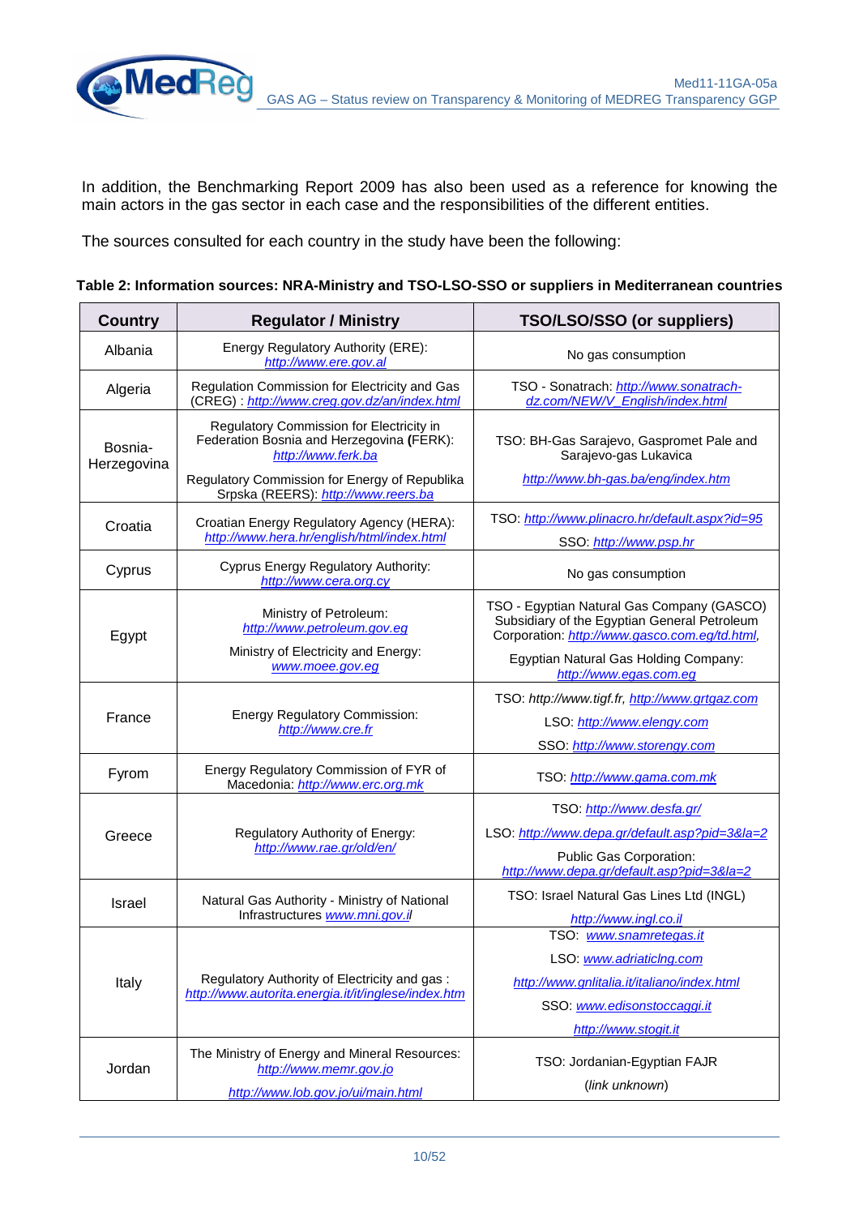In addition, the Benchmarking Report 2009 has also been used as a reference for knowing the main actors in the gas sector in each case and the responsibilities of the different entities.

The sources consulted for each country in the study have been the following:

**Table 2: Information sources: NRA-Ministry and TSO-LSO-SSO or suppliers in Mediterranean countries**

| Country | Regulator / Ministry | TSO/LSO/SSO (or suppliers) |
|---|---|---|
| Albania | Energy Regulatory Authority (ERE): http://www.ere.gov.al | No gas consumption |
| Algeria | Regulation Commission for Electricity and Gas (CREG) : http://www.creg.gov.dz/an/index.html | TSO - Sonatrach: http://www.sonatrach-dz.com/NEW/V_English/index.html |
| Bosnia-Herzegovina | Regulatory Commission for Electricity in Federation Bosnia and Herzegovina **(**FERK): http://www.ferk.ba<br>Regulatory Commission for Energy of Republika Srpska (REERS): http://www.reers.ba | TSO: BH-Gas Sarajevo, Gaspromet Pale and Sarajevo-gas Lukavica<br>http://www.bh-gas.ba/eng/index.htm |
| Croatia | Croatian Energy Regulatory Agency (HERA): http://www.hera.hr/english/html/index.html | TSO: http://www.plinacro.hr/default.aspx?id=95<br>SSO: http://www.psp.hr |
| Cyprus | Cyprus Energy Regulatory Authority: http://www.cera.org.cy | No gas consumption |
| Egypt | Ministry of Petroleum: http://www.petroleum.gov.eg<br>Ministry of Electricity and Energy: www.moee.gov.eg | TSO - Egyptian Natural Gas Company (GASCO) Subsidiary of the Egyptian General Petroleum Corporation: http://www.gasco.com.eg/td.html,<br>Egyptian Natural Gas Holding Company: http://www.egas.com.eg |
| France | Energy Regulatory Commission: http://www.cre.fr | TSO: *http://www.tigf.fr*, http://www.grtgaz.com<br>LSO: http://www.elengy.com<br>SSO: http://www.storengy.com |
| Fyrom | Energy Regulatory Commission of FYR of Macedonia: http://www.erc.org.mk | TSO: http://www.gama.com.mk |
| Greece | Regulatory Authority of Energy: http://www.rae.gr/old/en/ | TSO: http://www.desfa.gr/<br>LSO: http://www.depa.gr/default.asp?pid=3&la=2<br>Public Gas Corporation: http://www.depa.gr/default.asp?pid=3&la=2 |
| Israel | Natural Gas Authority - Ministry of National Infrastructures www.mni.gov.il | TSO: Israel Natural Gas Lines Ltd (INGL)<br>http://www.ingl.co.il |
| Italy | Regulatory Authority of Electricity and gas : http://www.autorita.energia.it/it/inglese/index.htm | TSO: www.snamretegas.it<br>LSO: www.adriaticlng.com<br>http://www.gnlitalia.it/italiano/index.html<br>SSO: www.edisonstoccaggi.it<br>http://www.stogit.it |
| Jordan | The Ministry of Energy and Mineral Resources: http://www.memr.gov.jo<br>http://www.lob.gov.jo/ui/main.html | TSO: Jordanian-Egyptian FAJR<br>(*link unknown*) |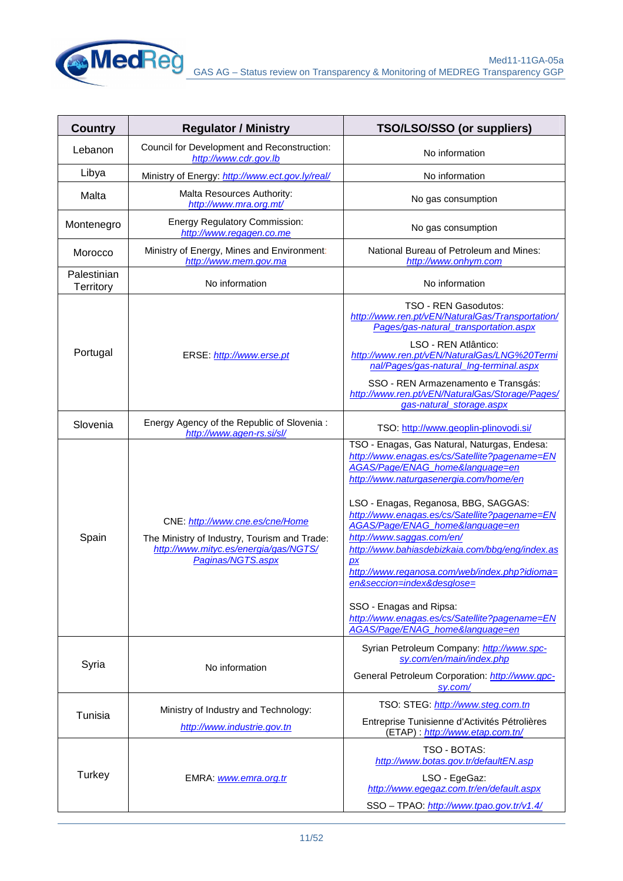| Country | Regulator / Ministry | TSO/LSO/SSO (or suppliers) |
|---|---|---|
| Lebanon | Council for Development and Reconstruction: http://www.cdr.gov.lb | No information |
| Libya | Ministry of Energy: http://www.ect.gov.ly/real/ | No information |
| Malta | Malta Resources Authority: http://www.mra.org.mt/ | No gas consumption |
| Montenegro | Energy Regulatory Commission: http://www.regagen.co.me | No gas consumption |
| Morocco | Ministry of Energy, Mines and Environment: http://www.mem.gov.ma | National Bureau of Petroleum and Mines: http://www.onhym.com |
| Palestinian Territory | No information | No information |
| Portugal | ERSE: http://www.erse.pt | TSO - REN Gasodutos: http://www.ren.pt/vEN/NaturalGas/Transportation/Pages/gas-natural_transportation.aspx<br><br>LSO - REN Atlântico: http://www.ren.pt/vEN/NaturalGas/LNG%20Terminal/Pages/gas-natural_lng-terminal.aspx<br><br>SSO - REN Armazenamento e Transgás: http://www.ren.pt/vEN/NaturalGas/Storage/Pages/gas-natural_storage.aspx |
| Slovenia | Energy Agency of the Republic of Slovenia : http://www.agen-rs.si/sl/ | TSO: http://www.geoplin-plinovodi.si/ |
| Spain | CNE: http://www.cne.es/cne/Home<br><br>The Ministry of Industry, Tourism and Trade: http://www.mityc.es/energia/gas/NGTS/Paginas/NGTS.aspx | TSO - Enagas, Gas Natural, Naturgas, Endesa: http://www.enagas.es/cs/Satellite?pagename=ENAGAS/Page/ENAG_home&language=en http://www.naturgasenergia.com/home/en<br><br>LSO - Enagas, Reganosa, BBG, SAGGAS: http://www.enagas.es/cs/Satellite?pagename=ENAGAS/Page/ENAG_home&language=en http://www.saggas.com/en/ http://www.bahiasdebizkaia.com/bbg/eng/index.aspx http://www.reganosa.com/web/index.php?idioma=en&seccion=index&desglose=<br><br>SSO - Enagas and Ripsa: http://www.enagas.es/cs/Satellite?pagename=ENAGAS/Page/ENAG_home&language=en |
| Syria | No information | Syrian Petroleum Company: http://www.spc-sy.com/en/main/index.php<br><br>General Petroleum Corporation: http://www.gpc-sy.com/ |
| Tunisia | Ministry of Industry and Technology: http://www.industrie.gov.tn | TSO: STEG: http://www.steg.com.tn<br><br>Entreprise Tunisienne d'Activités Pétrolières (ETAP) : http://www.etap.com.tn/ |
| Turkey | EMRA: www.emra.org.tr | TSO - BOTAS: http://www.botas.gov.tr/defaultEN.asp<br><br>LSO - EgeGaz: http://www.egegaz.com.tr/en/default.aspx<br><br>SSO – TPAO: http://www.tpao.gov.tr/v1.4/ |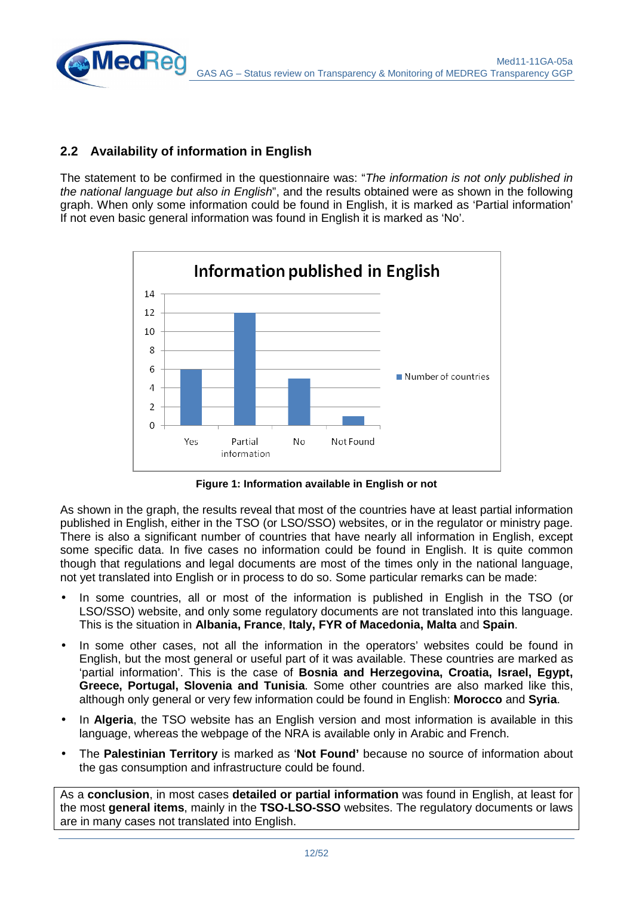## 2.2 Availability of information in English

The statement to be confirmed in the questionnaire was: "*The information is not only published in the national language but also in English*", and the results obtained were as shown in the following graph. When only some information could be found in English, it is marked as 'Partial information' If not even basic general information was found in English it is marked as 'No'.

**Figure 1: Information available in English or not**

As shown in the graph, the results reveal that most of the countries have at least partial information published in English, either in the TSO (or LSO/SSO) websites, or in the regulator or ministry page. There is also a significant number of countries that have nearly all information in English, except some specific data. In five cases no information could be found in English. It is quite common though that regulations and legal documents are most of the times only in the national language, not yet translated into English or in process to do so. Some particular remarks can be made:

- In some countries, all or most of the information is published in English in the TSO (or LSO/SSO) website, and only some regulatory documents are not translated into this language. This is the situation in **Albania, France**, **Italy, FYR of Macedonia, Malta** and **Spain**.
- In some other cases, not all the information in the operators' websites could be found in English, but the most general or useful part of it was available. These countries are marked as 'partial information'. This is the case of **Bosnia and Herzegovina, Croatia, Israel, Egypt, Greece, Portugal, Slovenia and Tunisia**. Some other countries are also marked like this, although only general or very few information could be found in English: **Morocco** and **Syria**.
- In **Algeria**, the TSO website has an English version and most information is available in this language, whereas the webpage of the NRA is available only in Arabic and French.
- The **Palestinian Territory** is marked as '**Not Found'** because no source of information about the gas consumption and infrastructure could be found.

As a **conclusion**, in most cases **detailed or partial information** was found in English, at least for the most **general items**, mainly in the **TSO-LSO-SSO** websites. The regulatory documents or laws are in many cases not translated into English.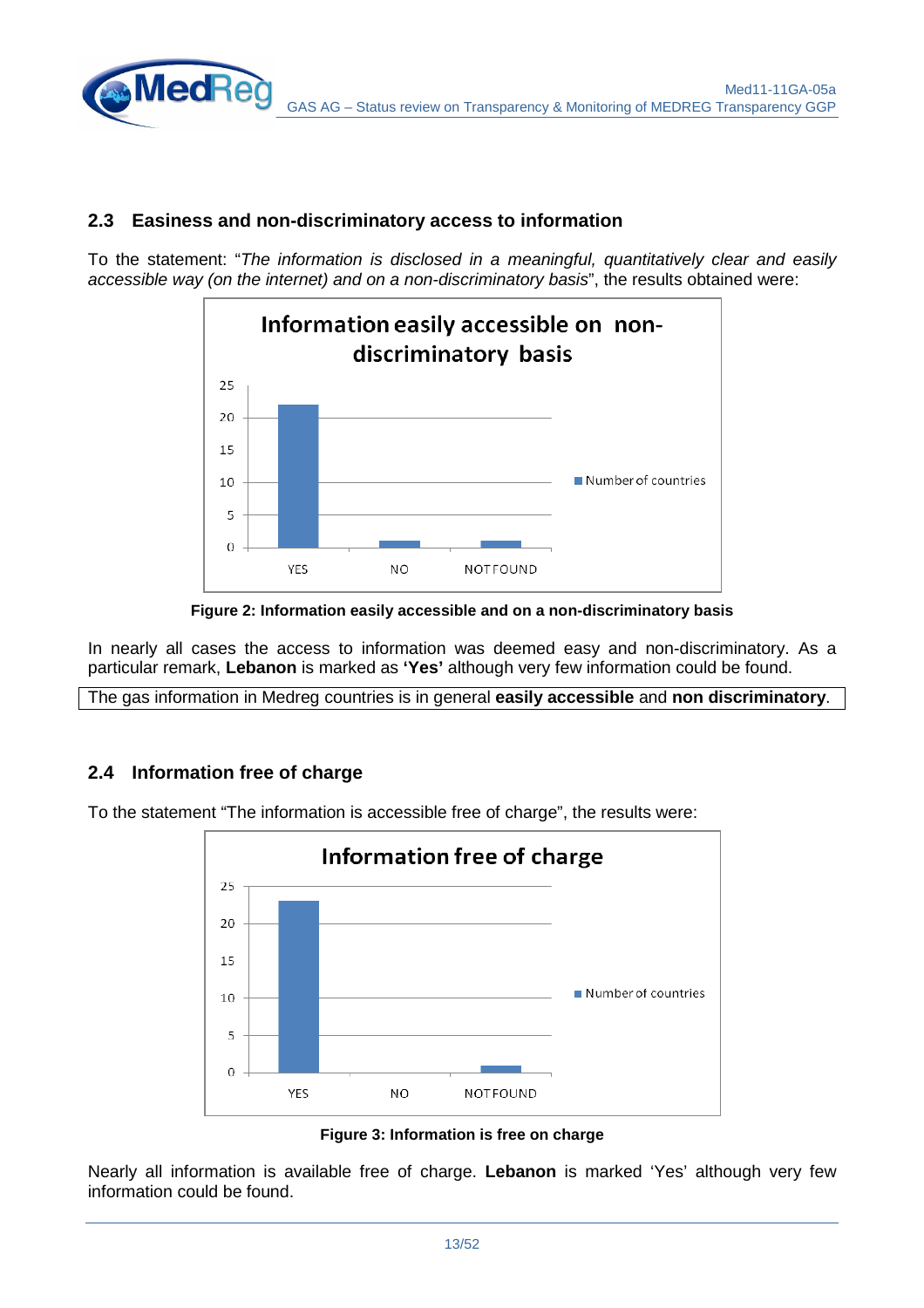## 2.3 Easiness and non-discriminatory access to information

To the statement: "*The information is disclosed in a meaningful, quantitatively clear and easily accessible way (on the internet) and on a non-discriminatory basis*", the results obtained were:

**Figure 2: Information easily accessible and on a non-discriminatory basis**

In nearly all cases the access to information was deemed easy and non-discriminatory. As a particular remark, **Lebanon** is marked as **'Yes'** although very few information could be found.

The gas information in Medreg countries is in general **easily accessible** and **non discriminatory**.

## 2.4 Information free of charge

To the statement "The information is accessible free of charge", the results were:

**Figure 3: Information is free on charge**

Nearly all information is available free of charge. **Lebanon** is marked 'Yes' although very few information could be found.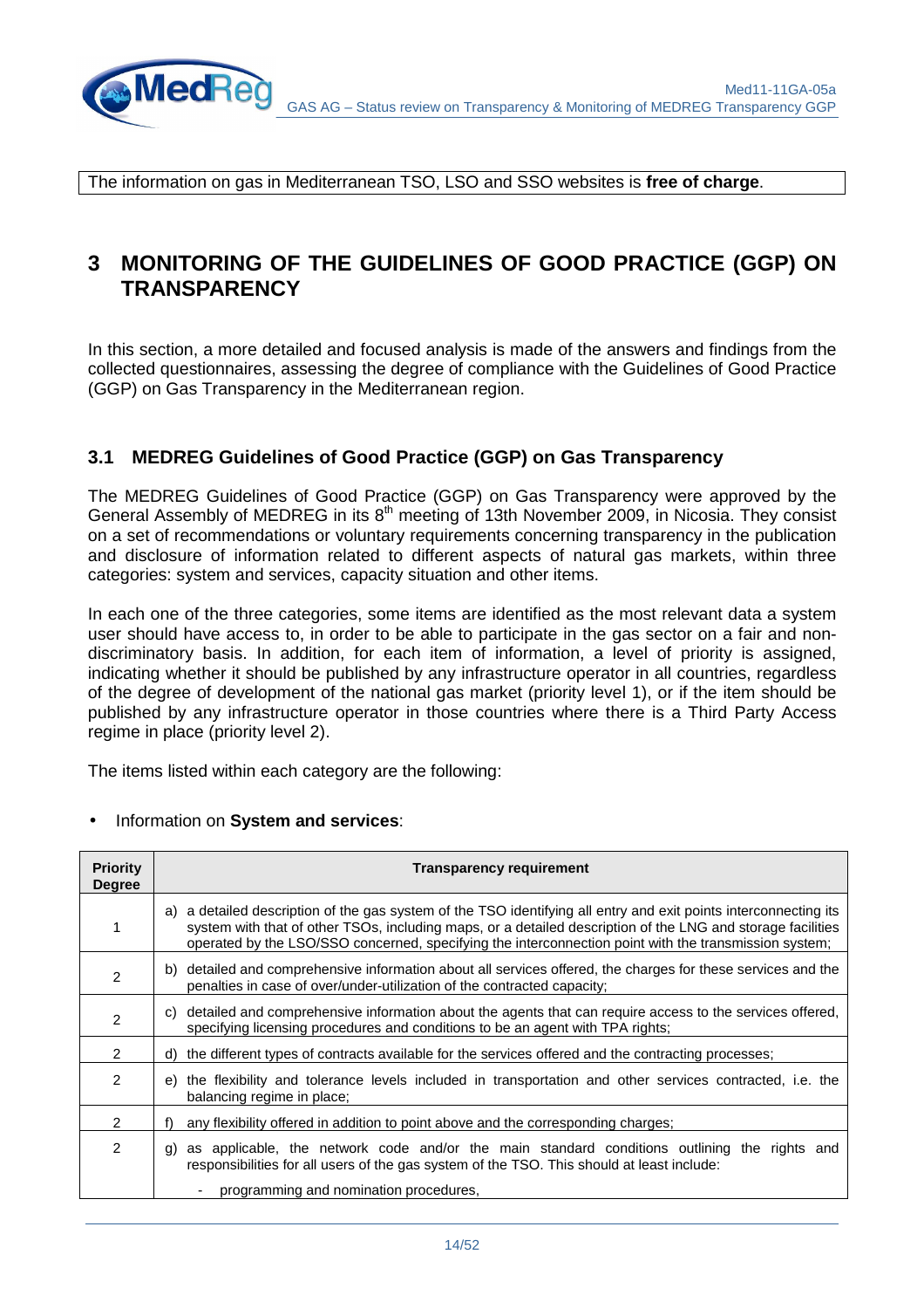The information on gas in Mediterranean TSO, LSO and SSO websites is **free of charge**.

# 3 MONITORING OF THE GUIDELINES OF GOOD PRACTICE (GGP) ON TRANSPARENCY

In this section, a more detailed and focused analysis is made of the answers and findings from the collected questionnaires, assessing the degree of compliance with the Guidelines of Good Practice (GGP) on Gas Transparency in the Mediterranean region.

## 3.1 MEDREG Guidelines of Good Practice (GGP) on Gas Transparency

The MEDREG Guidelines of Good Practice (GGP) on Gas Transparency were approved by the General Assembly of MEDREG in its 8th meeting of 13th November 2009, in Nicosia. They consist on a set of recommendations or voluntary requirements concerning transparency in the publication and disclosure of information related to different aspects of natural gas markets, within three categories: system and services, capacity situation and other items.

In each one of the three categories, some items are identified as the most relevant data a system user should have access to, in order to be able to participate in the gas sector on a fair and non-discriminatory basis. In addition, for each item of information, a level of priority is assigned, indicating whether it should be published by any infrastructure operator in all countries, regardless of the degree of development of the national gas market (priority level 1), or if the item should be published by any infrastructure operator in those countries where there is a Third Party Access regime in place (priority level 2).

The items listed within each category are the following:

- Information on **System and services**:

| Priority Degree | Transparency requirement |
|---|---|
| 1 | a) a detailed description of the gas system of the TSO identifying all entry and exit points interconnecting its system with that of other TSOs, including maps, or a detailed description of the LNG and storage facilities operated by the LSO/SSO concerned, specifying the interconnection point with the transmission system; |
| 2 | b) detailed and comprehensive information about all services offered, the charges for these services and the penalties in case of over/under-utilization of the contracted capacity; |
| 2 | c) detailed and comprehensive information about the agents that can require access to the services offered, specifying licensing procedures and conditions to be an agent with TPA rights; |
| 2 | d) the different types of contracts available for the services offered and the contracting processes; |
| 2 | e) the flexibility and tolerance levels included in transportation and other services contracted, i.e. the balancing regime in place; |
| 2 | f) any flexibility offered in addition to point above and the corresponding charges; |
| 2 | g) as applicable, the network code and/or the main standard conditions outlining the rights and responsibilities for all users of the gas system of the TSO. This should at least include:<br>- programming and nomination procedures, |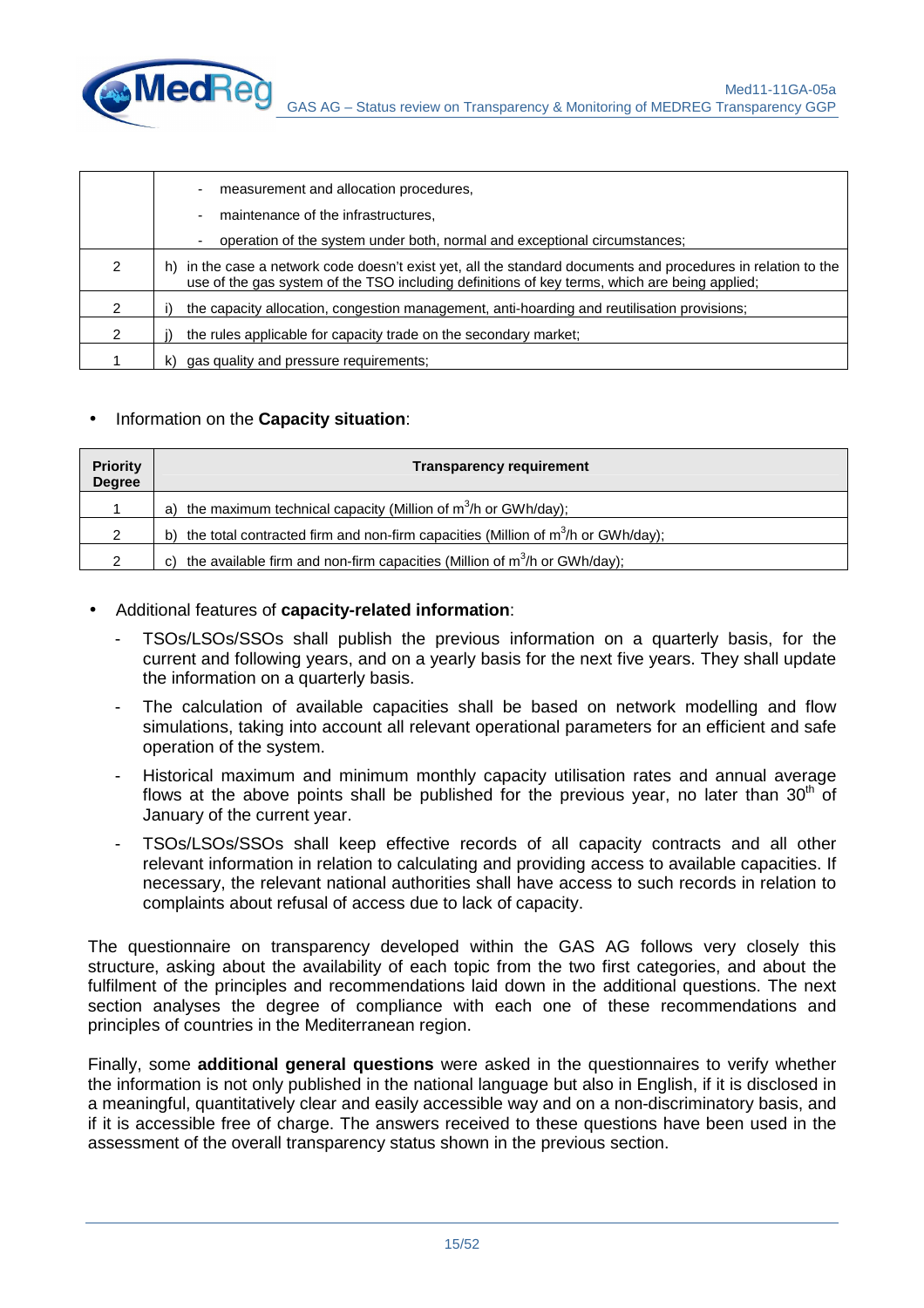| | |
|---|---|
| | - measurement and allocation procedures, |
| | - maintenance of the infrastructures, |
| | - operation of the system under both, normal and exceptional circumstances; |
| 2 | h) in the case a network code doesn't exist yet, all the standard documents and procedures in relation to the use of the gas system of the TSO including definitions of key terms, which are being applied; |
| 2 | i) the capacity allocation, congestion management, anti-hoarding and reutilisation provisions; |
| 2 | j) the rules applicable for capacity trade on the secondary market; |
| 1 | k) gas quality and pressure requirements; |

- Information on the **Capacity situation**:

| Priority Degree | Transparency requirement |
|---|---|
| 1 | a) the maximum technical capacity (Million of $m^3$/h or GWh/day); |
| 2 | b) the total contracted firm and non-firm capacities (Million of $m^3$/h or GWh/day); |
| 2 | c) the available firm and non-firm capacities (Million of $m^3$/h or GWh/day); |

- Additional features of **capacity-related information**:
  - TSOs/LSOs/SSOs shall publish the previous information on a quarterly basis, for the current and following years, and on a yearly basis for the next five years. They shall update the information on a quarterly basis.
  - The calculation of available capacities shall be based on network modelling and flow simulations, taking into account all relevant operational parameters for an efficient and safe operation of the system.
  - Historical maximum and minimum monthly capacity utilisation rates and annual average flows at the above points shall be published for the previous year, no later than 30th of January of the current year.
  - TSOs/LSOs/SSOs shall keep effective records of all capacity contracts and all other relevant information in relation to calculating and providing access to available capacities. If necessary, the relevant national authorities shall have access to such records in relation to complaints about refusal of access due to lack of capacity.

The questionnaire on transparency developed within the GAS AG follows very closely this structure, asking about the availability of each topic from the two first categories, and about the fulfilment of the principles and recommendations laid down in the additional questions. The next section analyses the degree of compliance with each one of these recommendations and principles of countries in the Mediterranean region.

Finally, some **additional general questions** were asked in the questionnaires to verify whether the information is not only published in the national language but also in English, if it is disclosed in a meaningful, quantitatively clear and easily accessible way and on a non-discriminatory basis, and if it is accessible free of charge. The answers received to these questions have been used in the assessment of the overall transparency status shown in the previous section.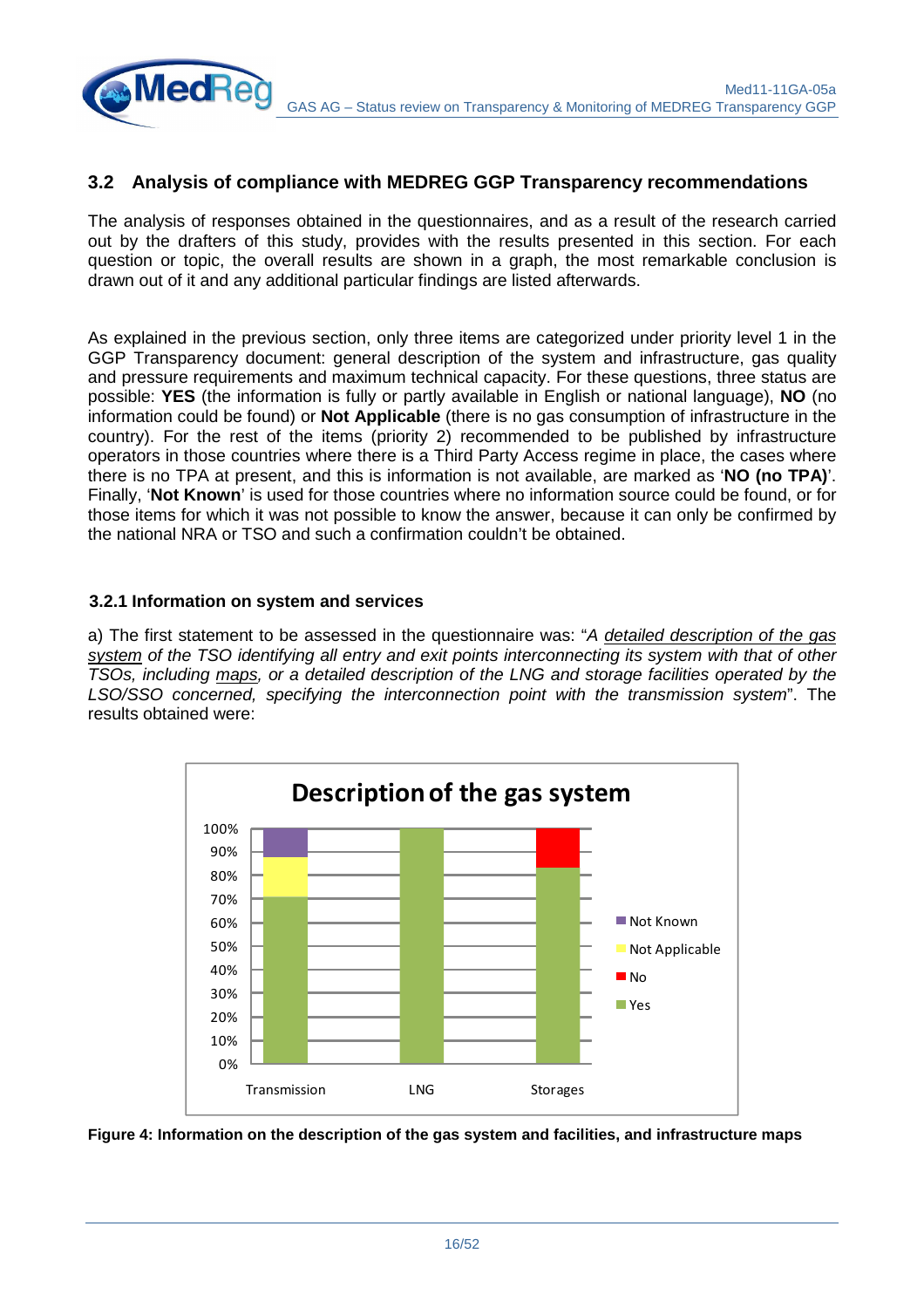## 3.2 Analysis of compliance with MEDREG GGP Transparency recommendations

The analysis of responses obtained in the questionnaires, and as a result of the research carried out by the drafters of this study, provides with the results presented in this section. For each question or topic, the overall results are shown in a graph, the most remarkable conclusion is drawn out of it and any additional particular findings are listed afterwards.

As explained in the previous section, only three items are categorized under priority level 1 in the GGP Transparency document: general description of the system and infrastructure, gas quality and pressure requirements and maximum technical capacity. For these questions, three status are possible: **YES** (the information is fully or partly available in English or national language), **NO** (no information could be found) or **Not Applicable** (there is no gas consumption of infrastructure in the country). For the rest of the items (priority 2) recommended to be published by infrastructure operators in those countries where there is a Third Party Access regime in place, the cases where there is no TPA at present, and this is information is not available, are marked as '**NO (no TPA)**'. Finally, '**Not Known**' is used for those countries where no information source could be found, or for those items for which it was not possible to know the answer, because it can only be confirmed by the national NRA or TSO and such a confirmation couldn't be obtained.

### 3.2.1 Information on system and services

a) The first statement to be assessed in the questionnaire was: "*A detailed description of the gas system of the TSO identifying all entry and exit points interconnecting its system with that of other TSOs, including maps, or a detailed description of the LNG and storage facilities operated by the LSO/SSO concerned, specifying the interconnection point with the transmission system*". The results obtained were:

**Figure 4: Information on the description of the gas system and facilities, and infrastructure maps**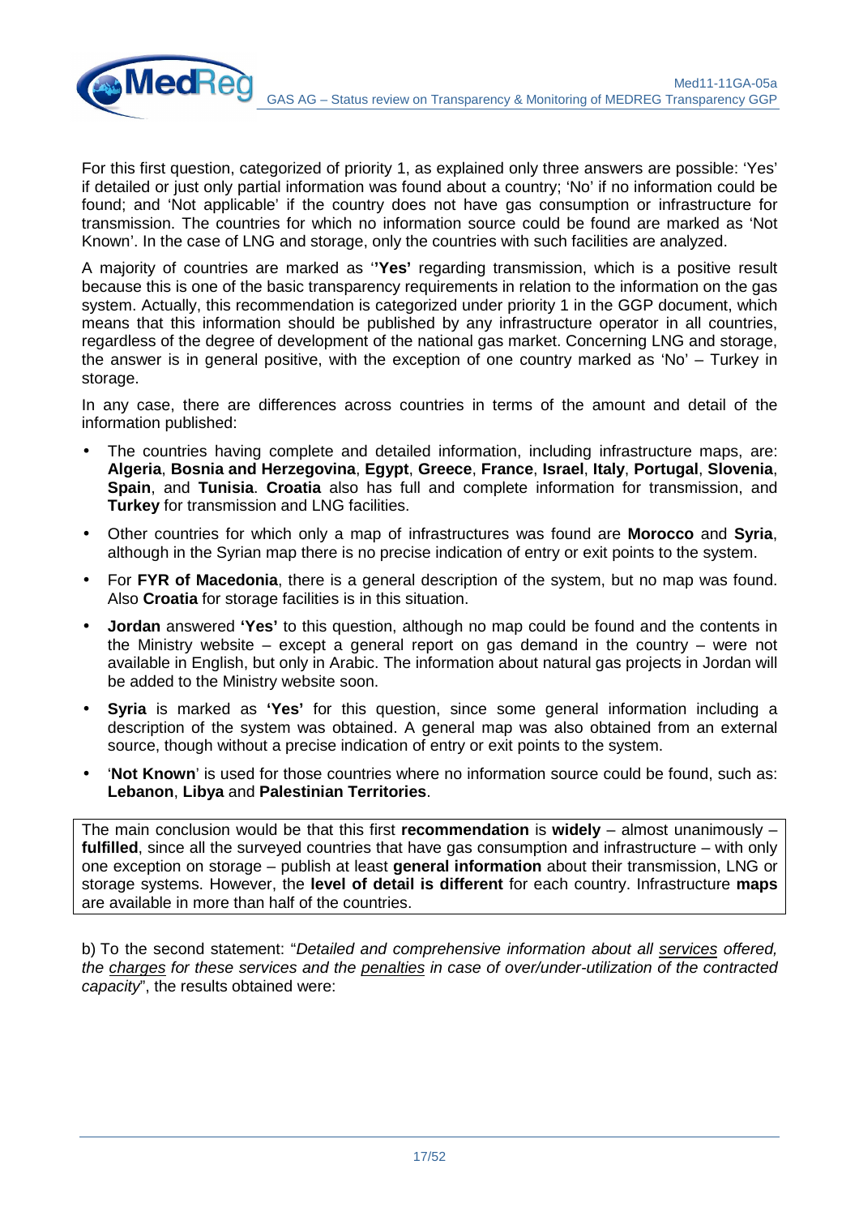For this first question, categorized of priority 1, as explained only three answers are possible: 'Yes' if detailed or just only partial information was found about a country; 'No' if no information could be found; and 'Not applicable' if the country does not have gas consumption or infrastructure for transmission. The countries for which no information source could be found are marked as 'Not Known'. In the case of LNG and storage, only the countries with such facilities are analyzed.

A majority of countries are marked as '**'Yes'** regarding transmission, which is a positive result because this is one of the basic transparency requirements in relation to the information on the gas system. Actually, this recommendation is categorized under priority 1 in the GGP document, which means that this information should be published by any infrastructure operator in all countries, regardless of the degree of development of the national gas market. Concerning LNG and storage, the answer is in general positive, with the exception of one country marked as 'No' – Turkey in storage.

In any case, there are differences across countries in terms of the amount and detail of the information published:

- The countries having complete and detailed information, including infrastructure maps, are: **Algeria**, **Bosnia and Herzegovina**, **Egypt**, **Greece**, **France**, **Israel**, **Italy**, **Portugal**, **Slovenia**, **Spain**, and **Tunisia**. **Croatia** also has full and complete information for transmission, and **Turkey** for transmission and LNG facilities.
- Other countries for which only a map of infrastructures was found are **Morocco** and **Syria**, although in the Syrian map there is no precise indication of entry or exit points to the system.
- For **FYR of Macedonia**, there is a general description of the system, but no map was found. Also **Croatia** for storage facilities is in this situation.
- **Jordan** answered **'Yes'** to this question, although no map could be found and the contents in the Ministry website – except a general report on gas demand in the country – were not available in English, but only in Arabic. The information about natural gas projects in Jordan will be added to the Ministry website soon.
- **Syria** is marked as **'Yes'** for this question, since some general information including a description of the system was obtained. A general map was also obtained from an external source, though without a precise indication of entry or exit points to the system.
- '**Not Known**' is used for those countries where no information source could be found, such as: **Lebanon**, **Libya** and **Palestinian Territories**.

The main conclusion would be that this first **recommendation** is **widely** – almost unanimously – **fulfilled**, since all the surveyed countries that have gas consumption and infrastructure – with only one exception on storage – publish at least **general information** about their transmission, LNG or storage systems. However, the **level of detail is different** for each country. Infrastructure **maps** are available in more than half of the countries.

b) To the second statement: "*Detailed and comprehensive information about all services offered, the charges for these services and the penalties in case of over/under-utilization of the contracted capacity*", the results obtained were: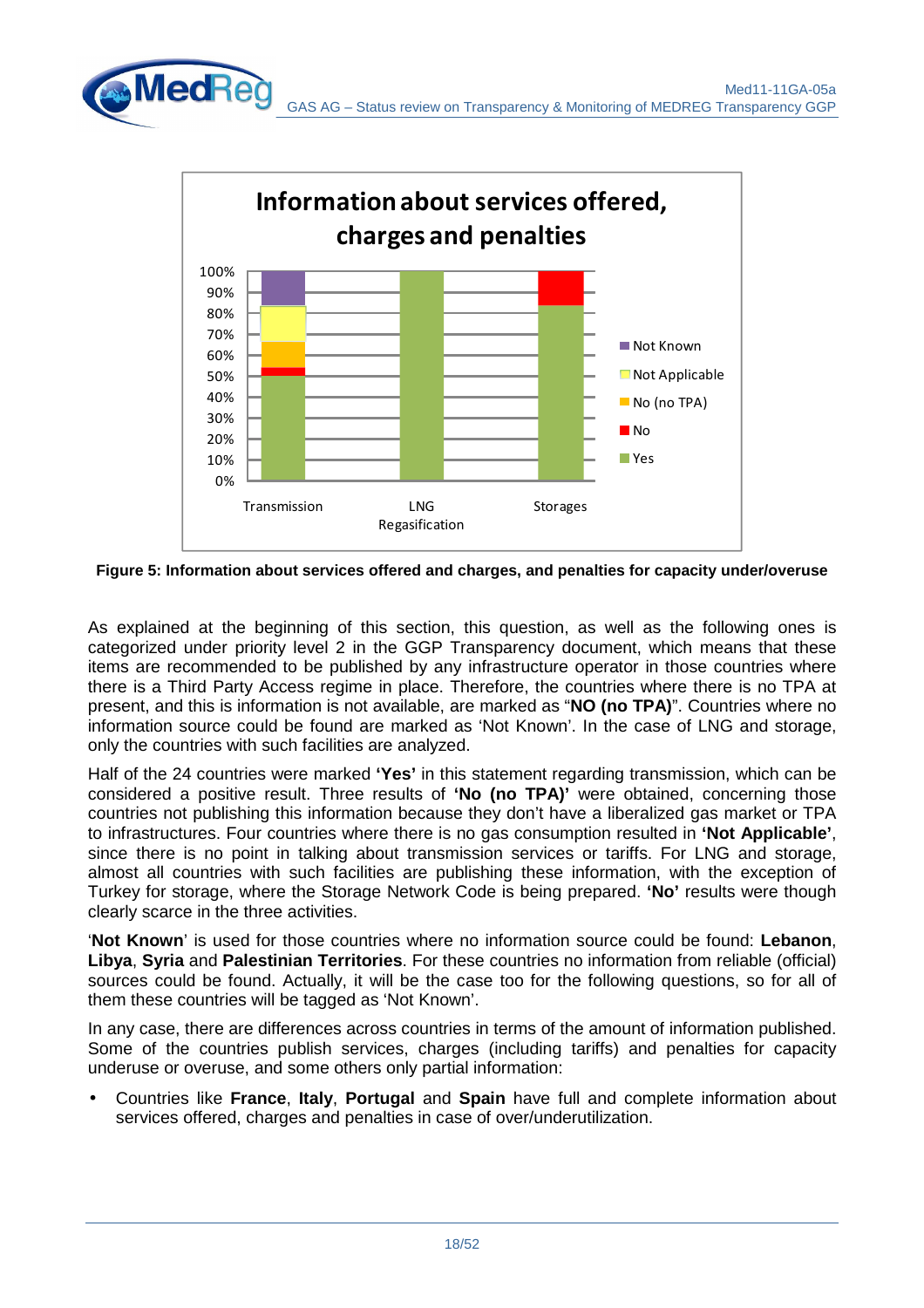**Figure 5: Information about services offered and charges, and penalties for capacity under/overuse**

As explained at the beginning of this section, this question, as well as the following ones is categorized under priority level 2 in the GGP Transparency document, which means that these items are recommended to be published by any infrastructure operator in those countries where there is a Third Party Access regime in place. Therefore, the countries where there is no TPA at present, and this is information is not available, are marked as "**NO (no TPA)**". Countries where no information source could be found are marked as 'Not Known'. In the case of LNG and storage, only the countries with such facilities are analyzed.

Half of the 24 countries were marked **'Yes'** in this statement regarding transmission, which can be considered a positive result. Three results of **'No (no TPA)'** were obtained, concerning those countries not publishing this information because they don't have a liberalized gas market or TPA to infrastructures. Four countries where there is no gas consumption resulted in **'Not Applicable'**, since there is no point in talking about transmission services or tariffs. For LNG and storage, almost all countries with such facilities are publishing these information, with the exception of Turkey for storage, where the Storage Network Code is being prepared. **'No'** results were though clearly scarce in the three activities.

'**Not Known**' is used for those countries where no information source could be found: **Lebanon**, **Libya**, **Syria** and **Palestinian Territories**. For these countries no information from reliable (official) sources could be found. Actually, it will be the case too for the following questions, so for all of them these countries will be tagged as 'Not Known'.

In any case, there are differences across countries in terms of the amount of information published. Some of the countries publish services, charges (including tariffs) and penalties for capacity underuse or overuse, and some others only partial information:

- Countries like **France**, **Italy**, **Portugal** and **Spain** have full and complete information about services offered, charges and penalties in case of over/underutilization.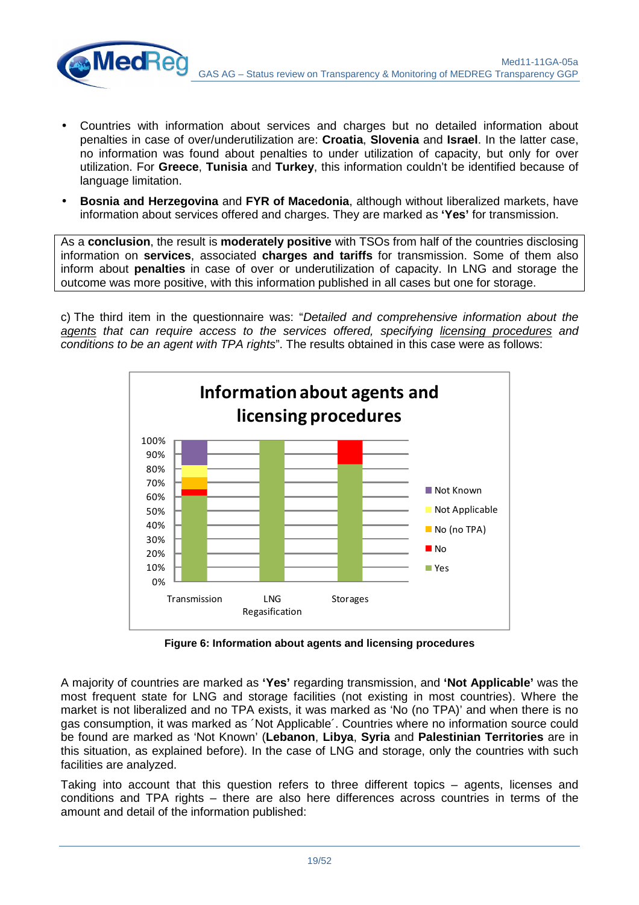- Countries with information about services and charges but no detailed information about penalties in case of over/underutilization are: **Croatia**, **Slovenia** and **Israel**. In the latter case, no information was found about penalties to under utilization of capacity, but only for over utilization. For **Greece**, **Tunisia** and **Turkey**, this information couldn't be identified because of language limitation.
- **Bosnia and Herzegovina** and **FYR of Macedonia**, although without liberalized markets, have information about services offered and charges. They are marked as **'Yes'** for transmission.

As a **conclusion**, the result is **moderately positive** with TSOs from half of the countries disclosing information on **services**, associated **charges and tariffs** for transmission. Some of them also inform about **penalties** in case of over or underutilization of capacity. In LNG and storage the outcome was more positive, with this information published in all cases but one for storage.

c) The third item in the questionnaire was: "*Detailed and comprehensive information about the agents that can require access to the services offered, specifying licensing procedures and conditions to be an agent with TPA rights*". The results obtained in this case were as follows:

**Figure 6: Information about agents and licensing procedures**

A majority of countries are marked as **'Yes'** regarding transmission, and **'Not Applicable'** was the most frequent state for LNG and storage facilities (not existing in most countries). Where the market is not liberalized and no TPA exists, it was marked as 'No (no TPA)' and when there is no gas consumption, it was marked as ´Not Applicable´. Countries where no information source could be found are marked as 'Not Known' (**Lebanon**, **Libya**, **Syria** and **Palestinian Territories** are in this situation, as explained before). In the case of LNG and storage, only the countries with such facilities are analyzed.

Taking into account that this question refers to three different topics – agents, licenses and conditions and TPA rights – there are also here differences across countries in terms of the amount and detail of the information published: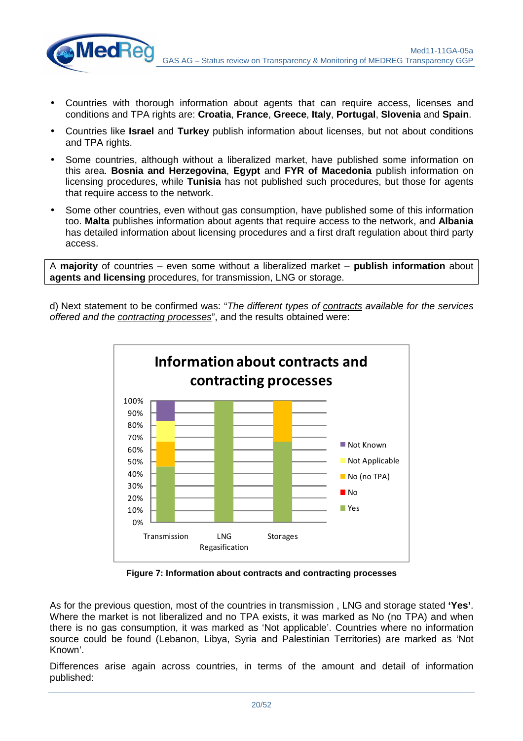- Countries with thorough information about agents that can require access, licenses and conditions and TPA rights are: **Croatia**, **France**, **Greece**, **Italy**, **Portugal**, **Slovenia** and **Spain**.
- Countries like **Israel** and **Turkey** publish information about licenses, but not about conditions and TPA rights.
- Some countries, although without a liberalized market, have published some information on this area. **Bosnia and Herzegovina**, **Egypt** and **FYR of Macedonia** publish information on licensing procedures, while **Tunisia** has not published such procedures, but those for agents that require access to the network.
- Some other countries, even without gas consumption, have published some of this information too. **Malta** publishes information about agents that require access to the network, and **Albania** has detailed information about licensing procedures and a first draft regulation about third party access.

> A **majority** of countries – even some without a liberalized market – **publish information** about **agents and licensing** procedures, for transmission, LNG or storage.

d) Next statement to be confirmed was: "*The different types of contracts available for the services offered and the contracting processes*", and the results obtained were:

**Figure 7: Information about contracts and contracting processes**

As for the previous question, most of the countries in transmission , LNG and storage stated **'Yes'**. Where the market is not liberalized and no TPA exists, it was marked as No (no TPA) and when there is no gas consumption, it was marked as 'Not applicable'. Countries where no information source could be found (Lebanon, Libya, Syria and Palestinian Territories) are marked as 'Not Known'.

Differences arise again across countries, in terms of the amount and detail of information published: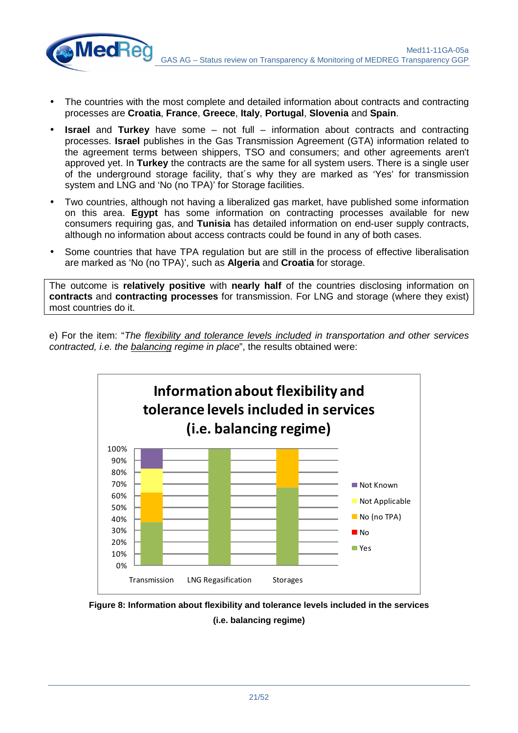- The countries with the most complete and detailed information about contracts and contracting processes are **Croatia**, **France**, **Greece**, **Italy**, **Portugal**, **Slovenia** and **Spain**.
- **Israel** and **Turkey** have some – not full – information about contracts and contracting processes. **Israel** publishes in the Gas Transmission Agreement (GTA) information related to the agreement terms between shippers, TSO and consumers; and other agreements aren't approved yet. In **Turkey** the contracts are the same for all system users. There is a single user of the underground storage facility, that´s why they are marked as 'Yes' for transmission system and LNG and 'No (no TPA)' for Storage facilities.
- Two countries, although not having a liberalized gas market, have published some information on this area. **Egypt** has some information on contracting processes available for new consumers requiring gas, and **Tunisia** has detailed information on end-user supply contracts, although no information about access contracts could be found in any of both cases.
- Some countries that have TPA regulation but are still in the process of effective liberalisation are marked as 'No (no TPA)', such as **Algeria** and **Croatia** for storage.

> The outcome is **relatively positive** with **nearly half** of the countries disclosing information on **contracts** and **contracting processes** for transmission. For LNG and storage (where they exist) most countries do it.

e) For the item: "*The* *flexibility and tolerance levels included* *in transportation and other services contracted, i.e. the* *balancing* *regime in place*", the results obtained were:

**Figure 8: Information about flexibility and tolerance levels included in the services (i.e. balancing regime)**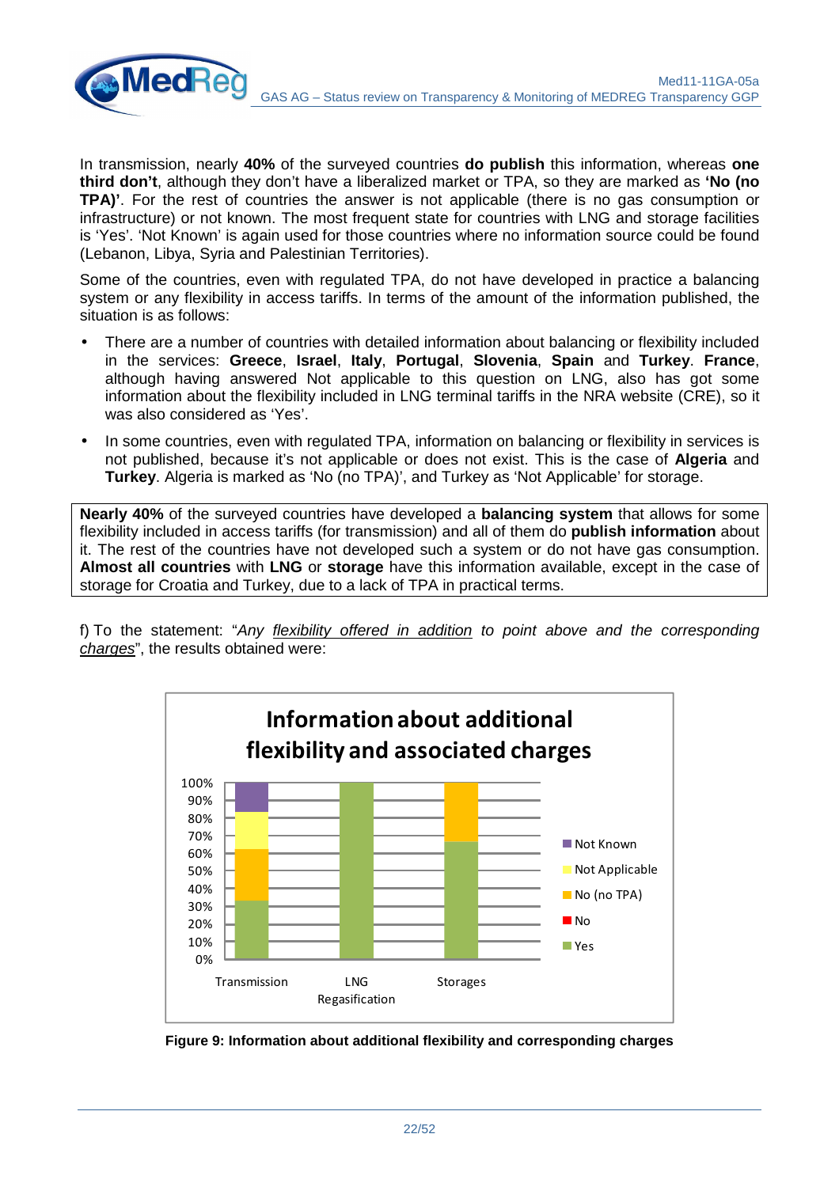In transmission, nearly **40%** of the surveyed countries **do publish** this information, whereas **one third don't**, although they don't have a liberalized market or TPA, so they are marked as **'No (no TPA)'**. For the rest of countries the answer is not applicable (there is no gas consumption or infrastructure) or not known. The most frequent state for countries with LNG and storage facilities is 'Yes'. 'Not Known' is again used for those countries where no information source could be found (Lebanon, Libya, Syria and Palestinian Territories).

Some of the countries, even with regulated TPA, do not have developed in practice a balancing system or any flexibility in access tariffs. In terms of the amount of the information published, the situation is as follows:

- There are a number of countries with detailed information about balancing or flexibility included in the services: **Greece**, **Israel**, **Italy**, **Portugal**, **Slovenia**, **Spain** and **Turkey**. **France**, although having answered Not applicable to this question on LNG, also has got some information about the flexibility included in LNG terminal tariffs in the NRA website (CRE), so it was also considered as 'Yes'.
- In some countries, even with regulated TPA, information on balancing or flexibility in services is not published, because it's not applicable or does not exist. This is the case of **Algeria** and **Turkey**. Algeria is marked as 'No (no TPA)', and Turkey as 'Not Applicable' for storage.

**Nearly 40%** of the surveyed countries have developed a **balancing system** that allows for some flexibility included in access tariffs (for transmission) and all of them do **publish information** about it. The rest of the countries have not developed such a system or do not have gas consumption. **Almost all countries** with **LNG** or **storage** have this information available, except in the case of storage for Croatia and Turkey, due to a lack of TPA in practical terms.

f) To the statement: "*Any flexibility offered in addition to point above and the corresponding charges*", the results obtained were:

**Information about additional flexibility and associated charges**

| | Transmission | LNG Regasification | Storages |
|---|---|---|---|
| Yes | ~33% | 100% | ~67% |
| No | 0% | 0% | 0% |
| No (no TPA) | ~29% | 0% | ~33% |
| Not Applicable | ~21% | 0% | 0% |
| Not Known | ~17% | 0% | 0% |

Figure 9: Information about additional flexibility and corresponding charges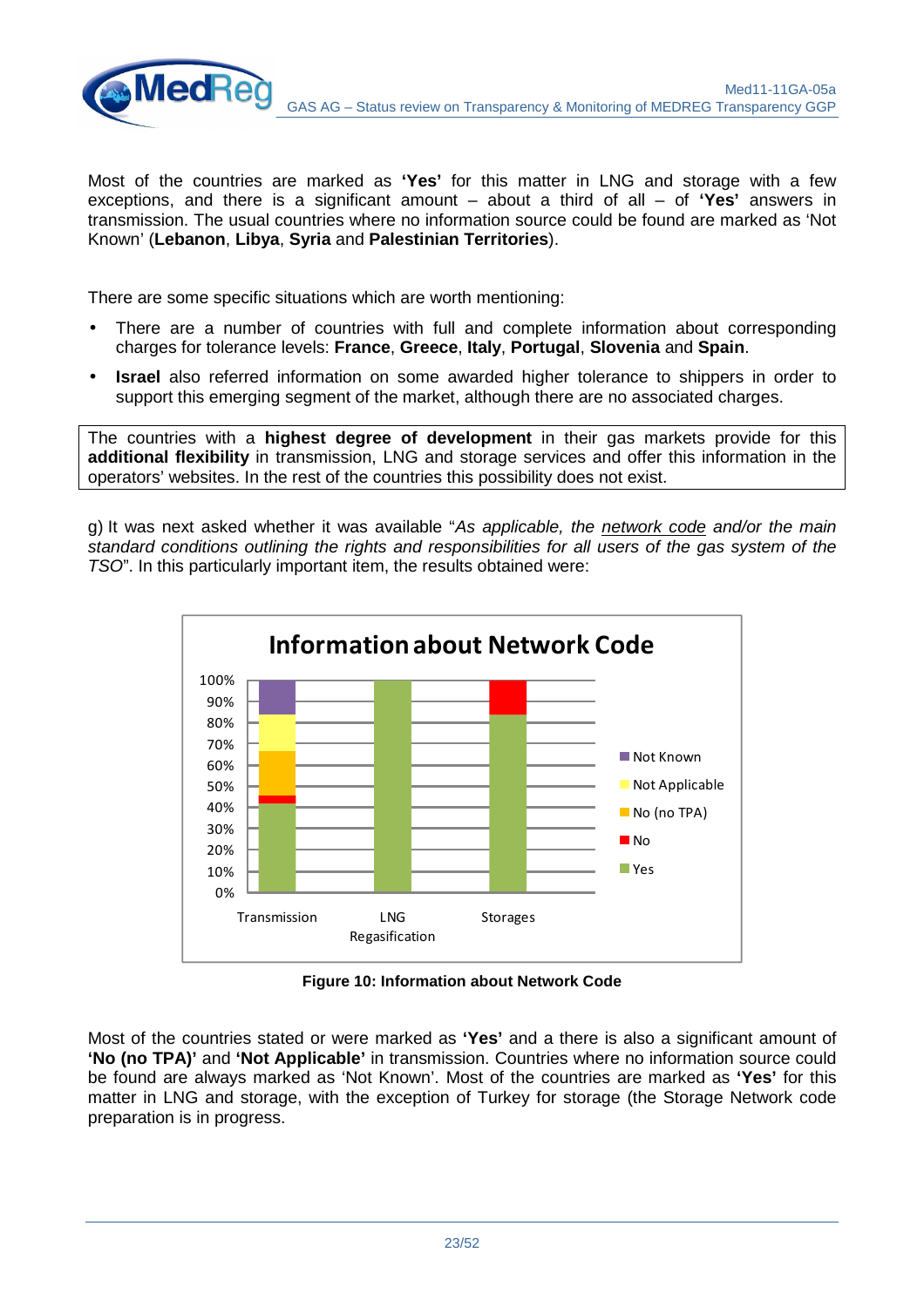Most of the countries are marked as **'Yes'** for this matter in LNG and storage with a few exceptions, and there is a significant amount – about a third of all – of **'Yes'** answers in transmission. The usual countries where no information source could be found are marked as 'Not Known' (**Lebanon**, **Libya**, **Syria** and **Palestinian Territories**).

There are some specific situations which are worth mentioning:

- There are a number of countries with full and complete information about corresponding charges for tolerance levels: **France**, **Greece**, **Italy**, **Portugal**, **Slovenia** and **Spain**.
- **Israel** also referred information on some awarded higher tolerance to shippers in order to support this emerging segment of the market, although there are no associated charges.

The countries with a **highest degree of development** in their gas markets provide for this **additional flexibility** in transmission, LNG and storage services and offer this information in the operators' websites. In the rest of the countries this possibility does not exist.

g) It was next asked whether it was available "*As applicable, the network code and/or the main standard conditions outlining the rights and responsibilities for all users of the gas system of the TSO*". In this particularly important item, the results obtained were:

**Figure 10: Information about Network Code**

Most of the countries stated or were marked as **'Yes'** and a there is also a significant amount of **'No (no TPA)'** and **'Not Applicable'** in transmission. Countries where no information source could be found are always marked as 'Not Known'. Most of the countries are marked as **'Yes'** for this matter in LNG and storage, with the exception of Turkey for storage (the Storage Network code preparation is in progress.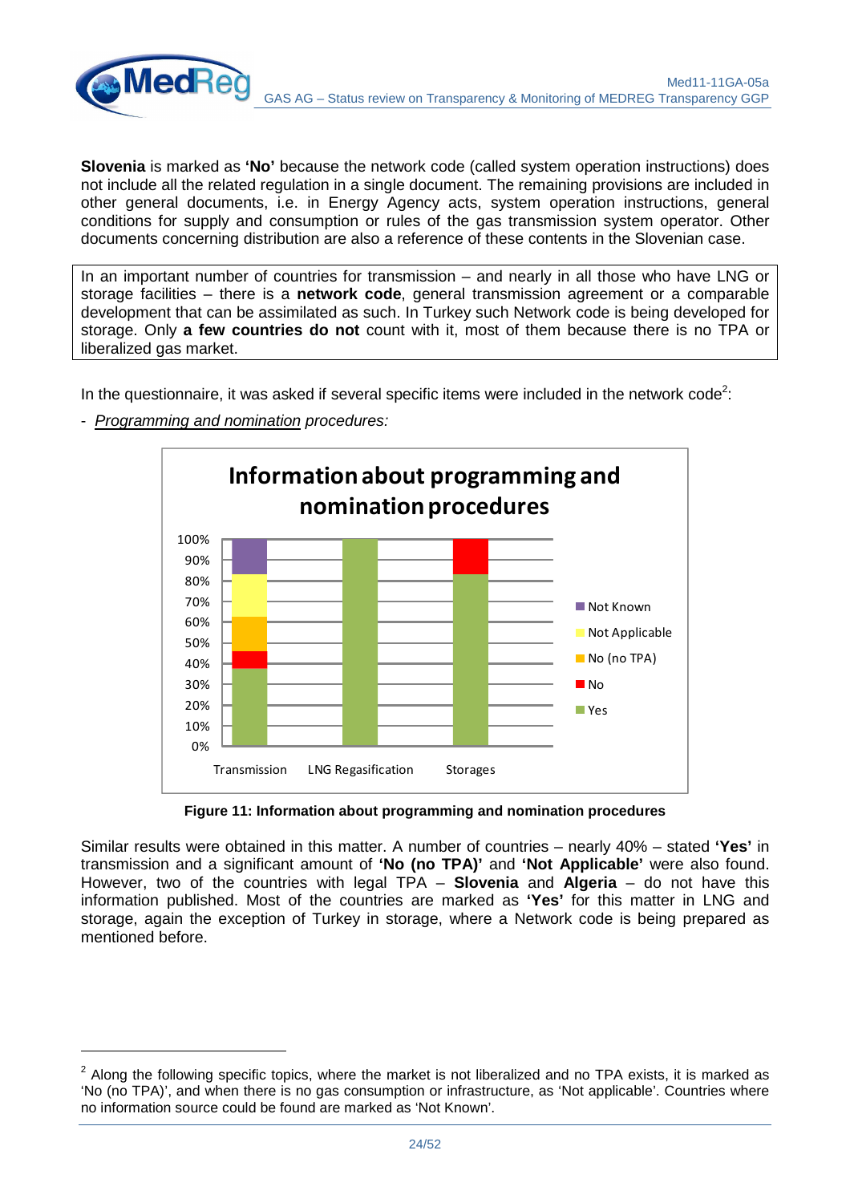**Slovenia** is marked as **'No'** because the network code (called system operation instructions) does not include all the related regulation in a single document. The remaining provisions are included in other general documents, i.e. in Energy Agency acts, system operation instructions, general conditions for supply and consumption or rules of the gas transmission system operator. Other documents concerning distribution are also a reference of these contents in the Slovenian case.

> In an important number of countries for transmission – and nearly in all those who have LNG or storage facilities – there is a **network code**, general transmission agreement or a comparable development that can be assimilated as such. In Turkey such Network code is being developed for storage. Only **a few countries do not** count with it, most of them because there is no TPA or liberalized gas market.

In the questionnaire, it was asked if several specific items were included in the network code[2]:

- *Programming and nomination* procedures:

**Information about programming and nomination procedures**

Figure 11: Information about programming and nomination procedures

Similar results were obtained in this matter. A number of countries – nearly 40% – stated **'Yes'** in transmission and a significant amount of **'No (no TPA)'** and **'Not Applicable'** were also found. However, two of the countries with legal TPA – **Slovenia** and **Algeria** – do not have this information published. Most of the countries are marked as **'Yes'** for this matter in LNG and storage, again the exception of Turkey in storage, where a Network code is being prepared as mentioned before.

---

[2] Along the following specific topics, where the market is not liberalized and no TPA exists, it is marked as 'No (no TPA)', and when there is no gas consumption or infrastructure, as 'Not applicable'. Countries where no information source could be found are marked as 'Not Known'.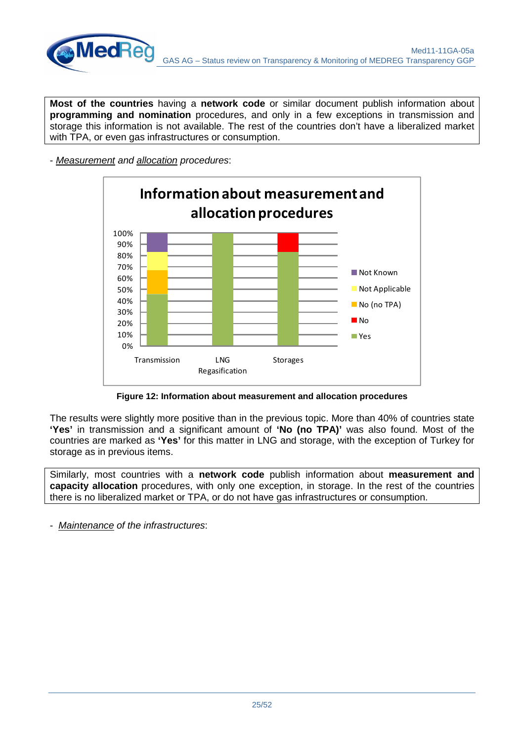**Most of the countries** having a **network code** or similar document publish information about **programming and nomination** procedures, and only in a few exceptions in transmission and storage this information is not available. The rest of the countries don't have a liberalized market with TPA, or even gas infrastructures or consumption.

- *Measurement and allocation procedures*:

**Figure 12: Information about measurement and allocation procedures**

The results were slightly more positive than in the previous topic. More than 40% of countries state **'Yes'** in transmission and a significant amount of **'No (no TPA)'** was also found. Most of the countries are marked as **'Yes'** for this matter in LNG and storage, with the exception of Turkey for storage as in previous items.

Similarly, most countries with a **network code** publish information about **measurement and capacity allocation** procedures, with only one exception, in storage. In the rest of the countries there is no liberalized market or TPA, or do not have gas infrastructures or consumption.

- *Maintenance of the infrastructures*: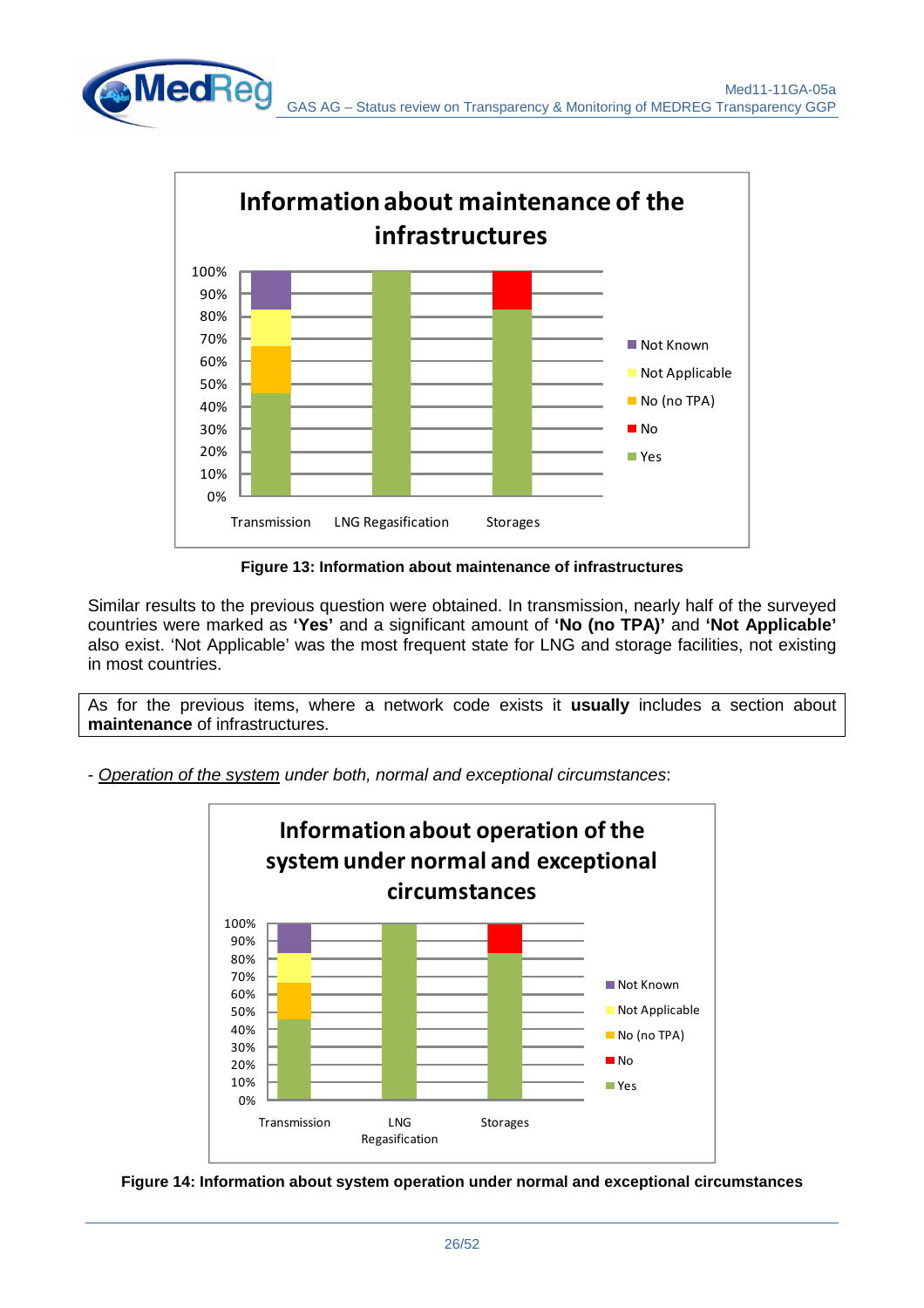Figure 13: Information about maintenance of infrastructures

Similar results to the previous question were obtained. In transmission, nearly half of the surveyed countries were marked as **'Yes'** and a significant amount of **'No (no TPA)'** and **'Not Applicable'** also exist. 'Not Applicable' was the most frequent state for LNG and storage facilities, not existing in most countries.

As for the previous items, where a network code exists it **usually** includes a section about **maintenance** of infrastructures.

- *Operation of the system under both, normal and exceptional circumstances*:

Figure 14: Information about system operation under normal and exceptional circumstances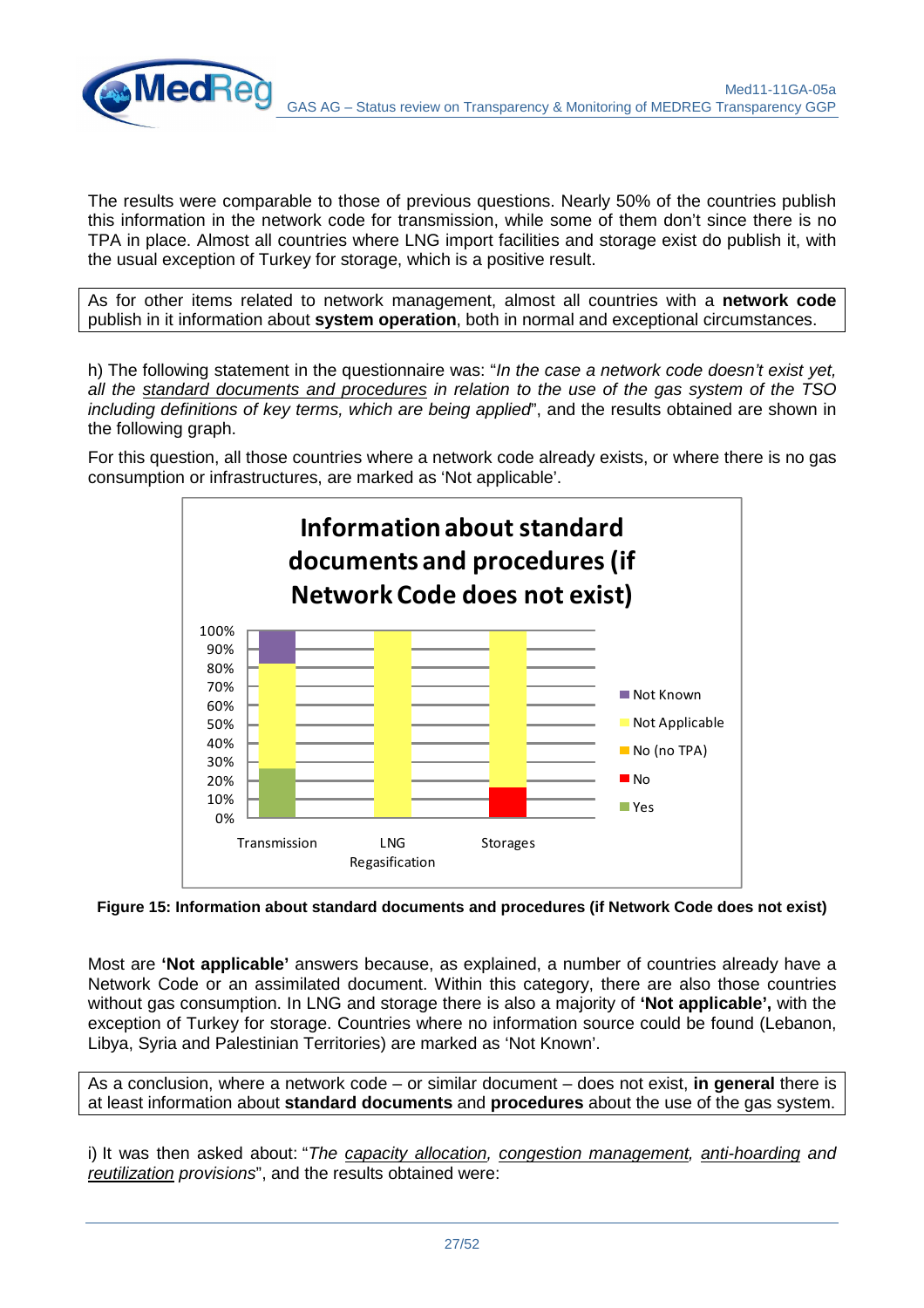The results were comparable to those of previous questions. Nearly 50% of the countries publish this information in the network code for transmission, while some of them don't since there is no TPA in place. Almost all countries where LNG import facilities and storage exist do publish it, with the usual exception of Turkey for storage, which is a positive result.

As for other items related to network management, almost all countries with a **network code** publish in it information about **system operation**, both in normal and exceptional circumstances.

h) The following statement in the questionnaire was: "*In the case a network code doesn't exist yet, all the standard documents and procedures in relation to the use of the gas system of the TSO including definitions of key terms, which are being applied*", and the results obtained are shown in the following graph.

For this question, all those countries where a network code already exists, or where there is no gas consumption or infrastructures, are marked as 'Not applicable'.

**Figure 15: Information about standard documents and procedures (if Network Code does not exist)**

Most are **'Not applicable'** answers because, as explained, a number of countries already have a Network Code or an assimilated document. Within this category, there are also those countries without gas consumption. In LNG and storage there is also a majority of **'Not applicable',** with the exception of Turkey for storage. Countries where no information source could be found (Lebanon, Libya, Syria and Palestinian Territories) are marked as 'Not Known'.

As a conclusion, where a network code – or similar document – does not exist, **in general** there is at least information about **standard documents** and **procedures** about the use of the gas system.

i) It was then asked about: "*The capacity allocation, congestion management, anti-hoarding and reutilization provisions*", and the results obtained were: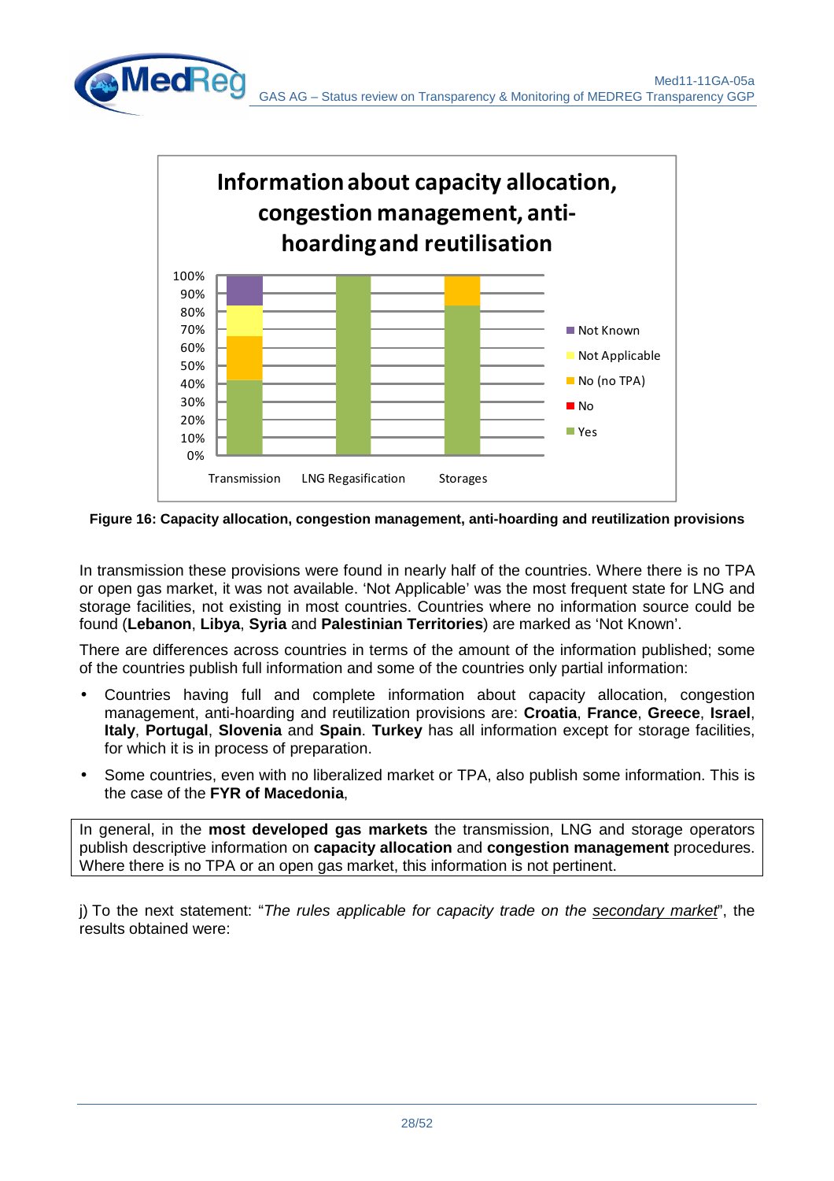**Figure 16: Capacity allocation, congestion management, anti-hoarding and reutilization provisions**

In transmission these provisions were found in nearly half of the countries. Where there is no TPA or open gas market, it was not available. 'Not Applicable' was the most frequent state for LNG and storage facilities, not existing in most countries. Countries where no information source could be found (**Lebanon**, **Libya**, **Syria** and **Palestinian Territories**) are marked as 'Not Known'.

There are differences across countries in terms of the amount of the information published; some of the countries publish full information and some of the countries only partial information:

- Countries having full and complete information about capacity allocation, congestion management, anti-hoarding and reutilization provisions are: **Croatia**, **France**, **Greece**, **Israel**, **Italy**, **Portugal**, **Slovenia** and **Spain**. **Turkey** has all information except for storage facilities, for which it is in process of preparation.
- Some countries, even with no liberalized market or TPA, also publish some information. This is the case of the **FYR of Macedonia**,

In general, in the **most developed gas markets** the transmission, LNG and storage operators publish descriptive information on **capacity allocation** and **congestion management** procedures. Where there is no TPA or an open gas market, this information is not pertinent.

j) To the next statement: "*The rules applicable for capacity trade on the secondary market*", the results obtained were: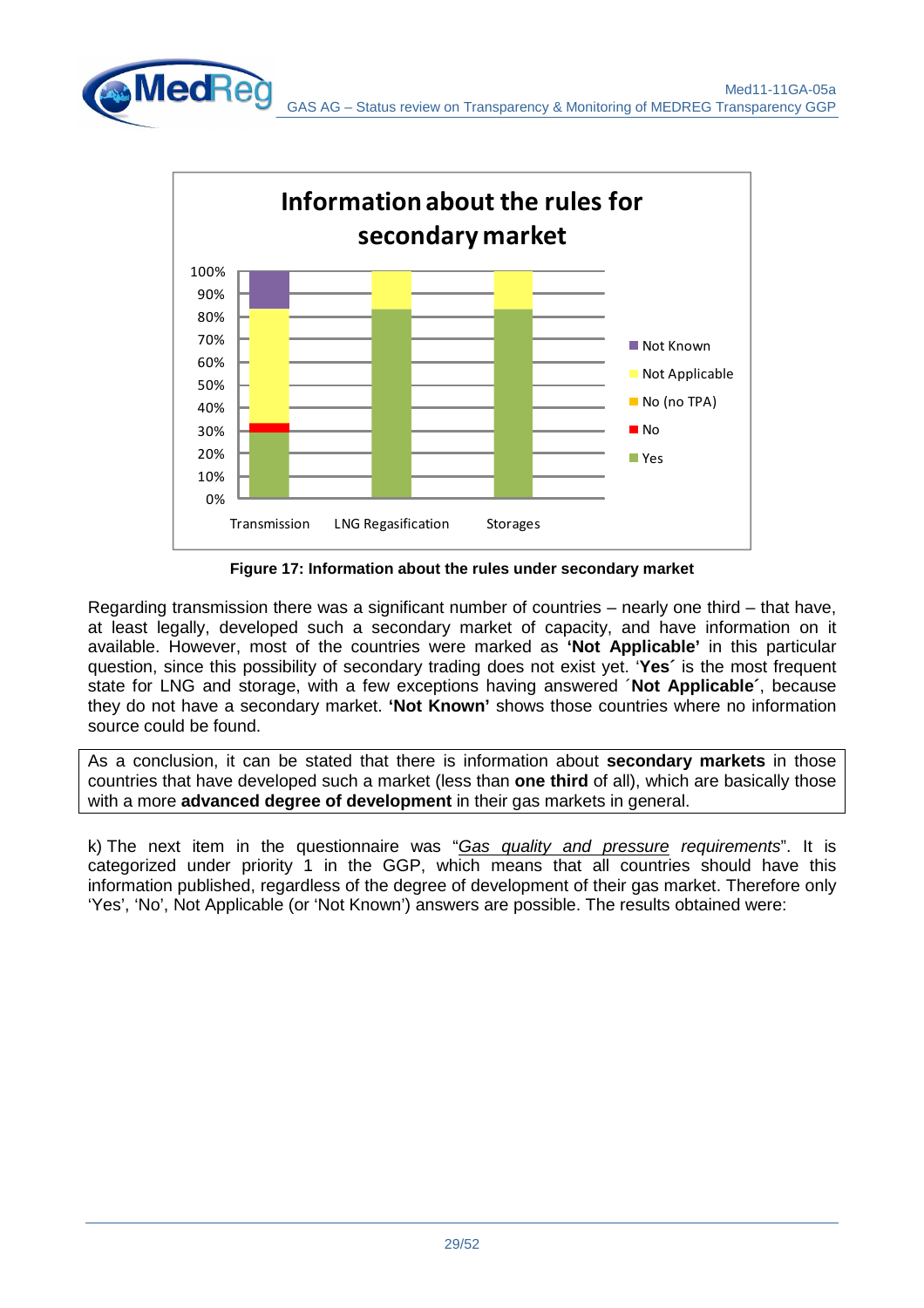**Figure 17: Information about the rules under secondary market**

Regarding transmission there was a significant number of countries – nearly one third – that have, at least legally, developed such a secondary market of capacity, and have information on it available. However, most of the countries were marked as **'Not Applicable'** in this particular question, since this possibility of secondary trading does not exist yet. '**Yes´** is the most frequent state for LNG and storage, with a few exceptions having answered ´**Not Applicable**´, because they do not have a secondary market. **'Not Known'** shows those countries where no information source could be found.

As a conclusion, it can be stated that there is information about **secondary markets** in those countries that have developed such a market (less than **one third** of all), which are basically those with a more **advanced degree of development** in their gas markets in general.

k) The next item in the questionnaire was "*Gas quality and pressure requirements*". It is categorized under priority 1 in the GGP, which means that all countries should have this information published, regardless of the degree of development of their gas market. Therefore only 'Yes', 'No', Not Applicable (or 'Not Known') answers are possible. The results obtained were: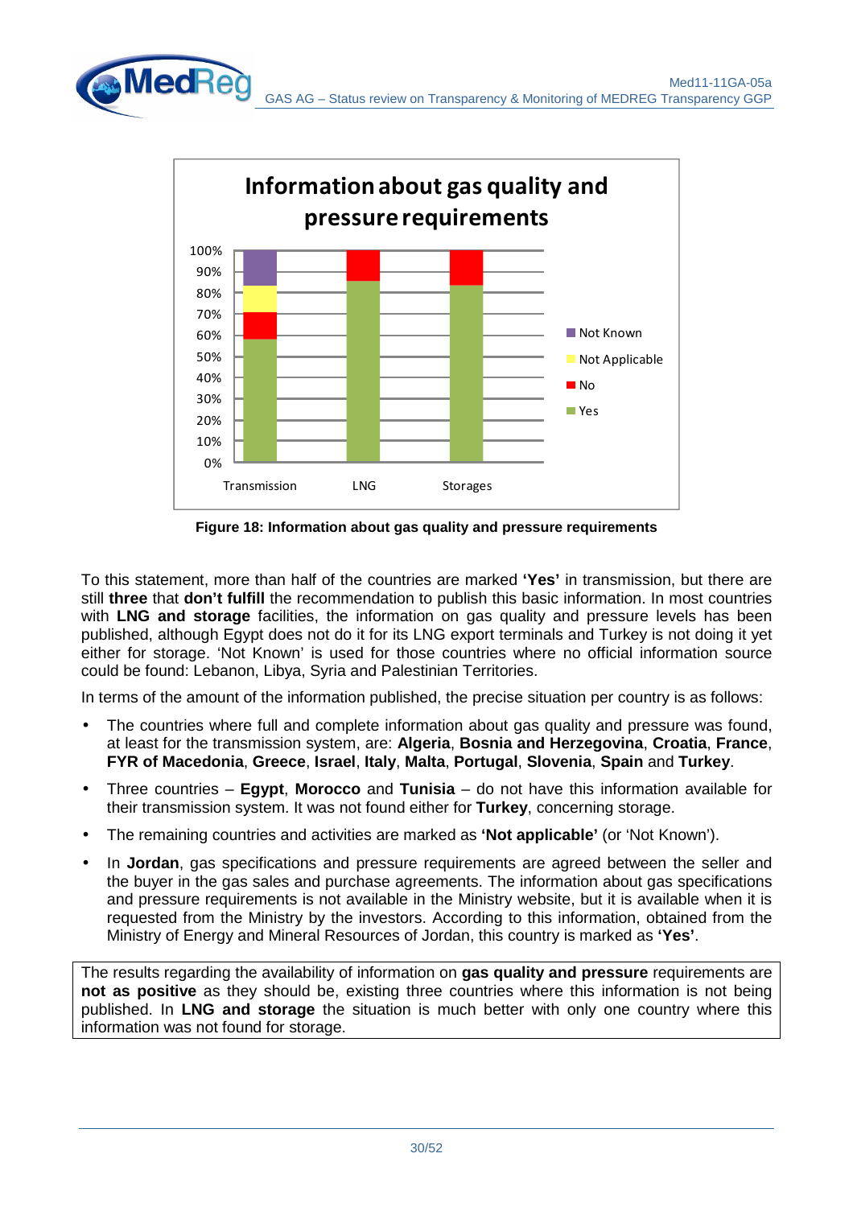**Figure 18: Information about gas quality and pressure requirements**

To this statement, more than half of the countries are marked **'Yes'** in transmission, but there are still **three** that **don't fulfill** the recommendation to publish this basic information. In most countries with **LNG and storage** facilities, the information on gas quality and pressure levels has been published, although Egypt does not do it for its LNG export terminals and Turkey is not doing it yet either for storage. 'Not Known' is used for those countries where no official information source could be found: Lebanon, Libya, Syria and Palestinian Territories.

In terms of the amount of the information published, the precise situation per country is as follows:

- The countries where full and complete information about gas quality and pressure was found, at least for the transmission system, are: **Algeria**, **Bosnia and Herzegovina**, **Croatia**, **France**, **FYR of Macedonia**, **Greece**, **Israel**, **Italy**, **Malta**, **Portugal**, **Slovenia**, **Spain** and **Turkey**.
- Three countries – **Egypt**, **Morocco** and **Tunisia** – do not have this information available for their transmission system. It was not found either for **Turkey**, concerning storage.
- The remaining countries and activities are marked as **'Not applicable'** (or 'Not Known').
- In **Jordan**, gas specifications and pressure requirements are agreed between the seller and the buyer in the gas sales and purchase agreements. The information about gas specifications and pressure requirements is not available in the Ministry website, but it is available when it is requested from the Ministry by the investors. According to this information, obtained from the Ministry of Energy and Mineral Resources of Jordan, this country is marked as **'Yes'**.

The results regarding the availability of information on **gas quality and pressure** requirements are **not as positive** as they should be, existing three countries where this information is not being published. In **LNG and storage** the situation is much better with only one country where this information was not found for storage.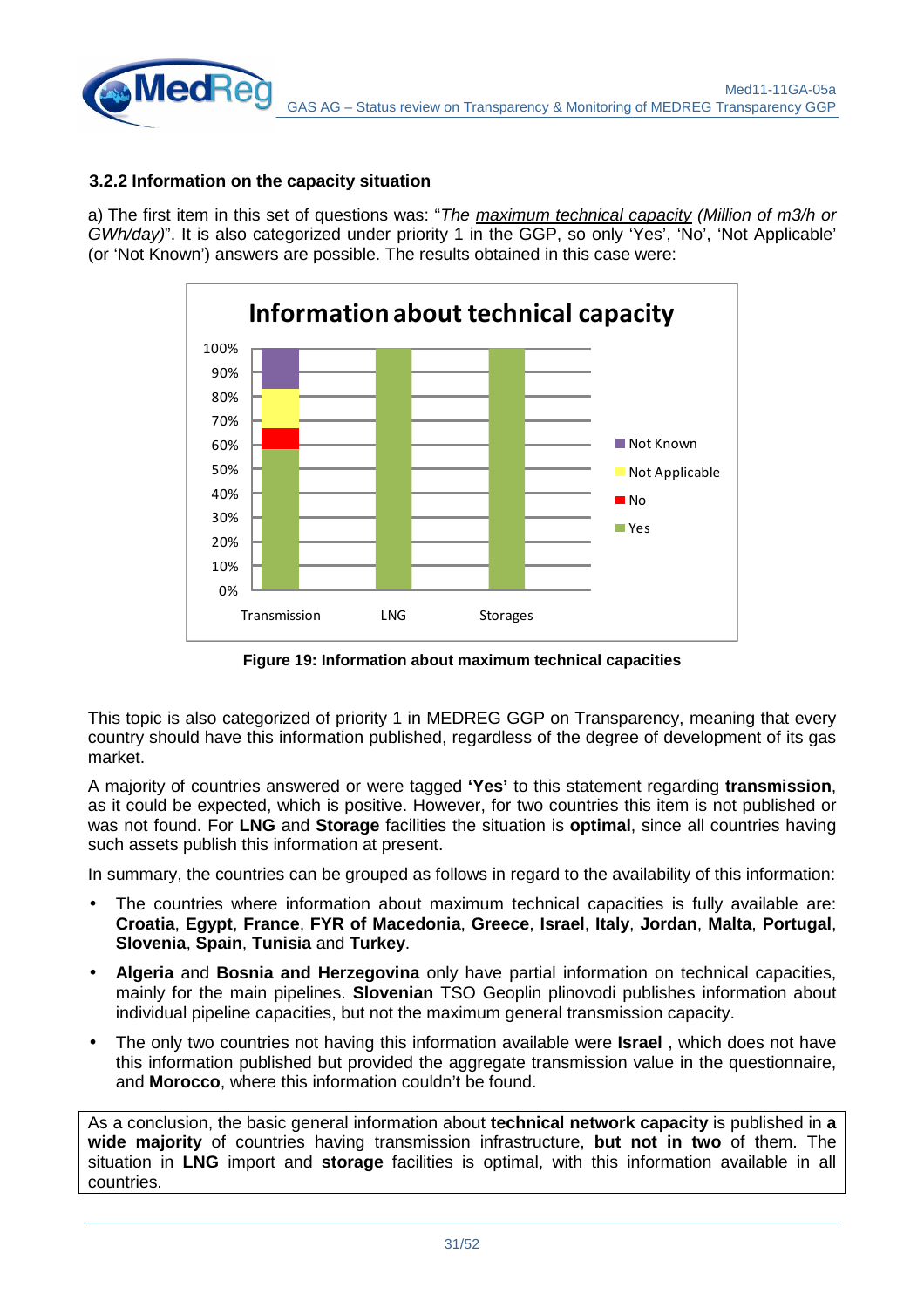### 3.2.2 Information on the capacity situation

a) The first item in this set of questions was: "*The maximum technical capacity (Million of m3/h or GWh/day)*". It is also categorized under priority 1 in the GGP, so only 'Yes', 'No', 'Not Applicable' (or 'Not Known') answers are possible. The results obtained in this case were:

**Figure 19: Information about maximum technical capacities**

This topic is also categorized of priority 1 in MEDREG GGP on Transparency, meaning that every country should have this information published, regardless of the degree of development of its gas market.

A majority of countries answered or were tagged **'Yes'** to this statement regarding **transmission**, as it could be expected, which is positive. However, for two countries this item is not published or was not found. For **LNG** and **Storage** facilities the situation is **optimal**, since all countries having such assets publish this information at present.

In summary, the countries can be grouped as follows in regard to the availability of this information:

- The countries where information about maximum technical capacities is fully available are: **Croatia**, **Egypt**, **France**, **FYR of Macedonia**, **Greece**, **Israel**, **Italy**, **Jordan**, **Malta**, **Portugal**, **Slovenia**, **Spain**, **Tunisia** and **Turkey**.
- **Algeria** and **Bosnia and Herzegovina** only have partial information on technical capacities, mainly for the main pipelines. **Slovenian** TSO Geoplin plinovodi publishes information about individual pipeline capacities, but not the maximum general transmission capacity.
- The only two countries not having this information available were **Israel** , which does not have this information published but provided the aggregate transmission value in the questionnaire, and **Morocco**, where this information couldn't be found.

As a conclusion, the basic general information about **technical network capacity** is published in **a wide majority** of countries having transmission infrastructure, **but not in two** of them. The situation in **LNG** import and **storage** facilities is optimal, with this information available in all countries.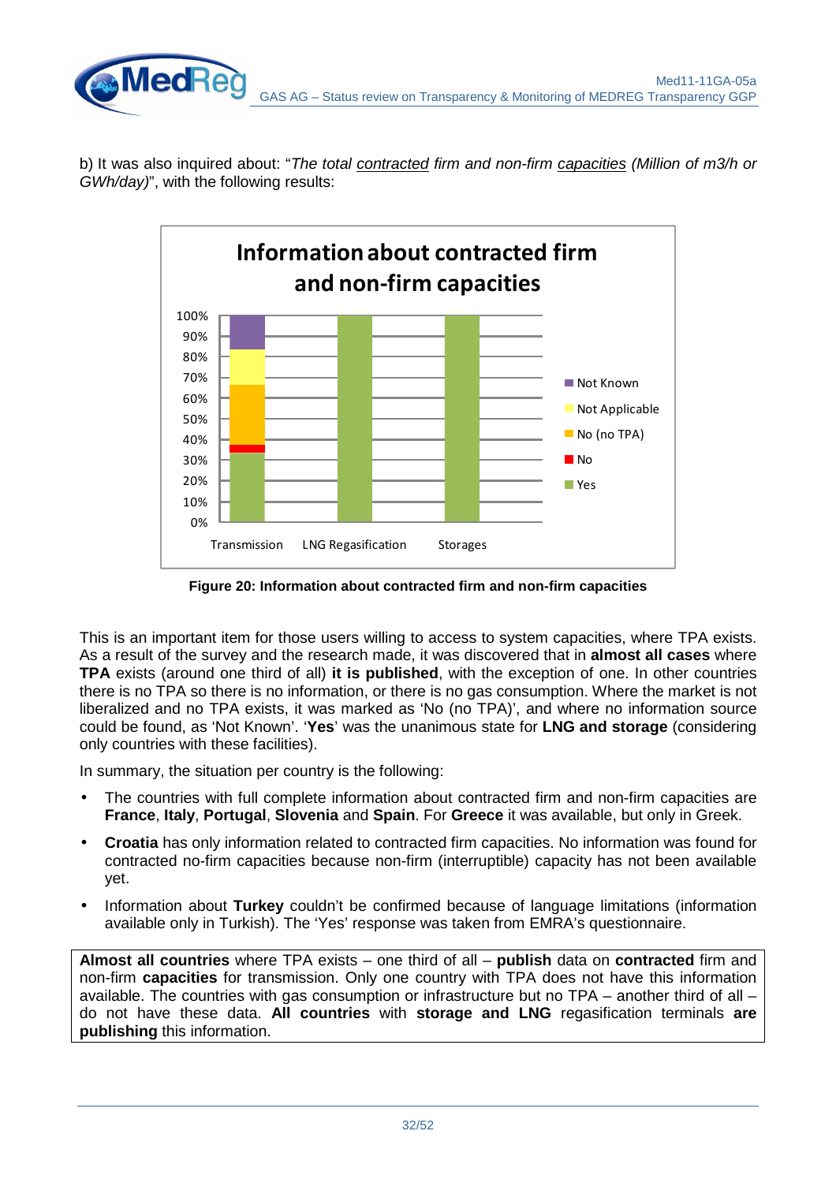b) It was also inquired about: "*The total* *contracted* *firm and non-firm* *capacities* *(Million of m3/h or GWh/day)*", with the following results:

**Figure 20: Information about contracted firm and non-firm capacities**

This is an important item for those users willing to access to system capacities, where TPA exists. As a result of the survey and the research made, it was discovered that in **almost all cases** where **TPA** exists (around one third of all) **it is published**, with the exception of one. In other countries there is no TPA so there is no information, or there is no gas consumption. Where the market is not liberalized and no TPA exists, it was marked as 'No (no TPA)', and where no information source could be found, as 'Not Known'. '**Yes**' was the unanimous state for **LNG and storage** (considering only countries with these facilities).

In summary, the situation per country is the following:

- The countries with full complete information about contracted firm and non-firm capacities are **France**, **Italy**, **Portugal**, **Slovenia** and **Spain**. For **Greece** it was available, but only in Greek.
- **Croatia** has only information related to contracted firm capacities. No information was found for contracted no-firm capacities because non-firm (interruptible) capacity has not been available yet.
- Information about **Turkey** couldn't be confirmed because of language limitations (information available only in Turkish). The 'Yes' response was taken from EMRA's questionnaire.

**Almost all countries** where TPA exists – one third of all – **publish** data on **contracted** firm and non-firm **capacities** for transmission. Only one country with TPA does not have this information available. The countries with gas consumption or infrastructure but no TPA – another third of all – do not have these data. **All countries** with **storage and LNG** regasification terminals **are publishing** this information.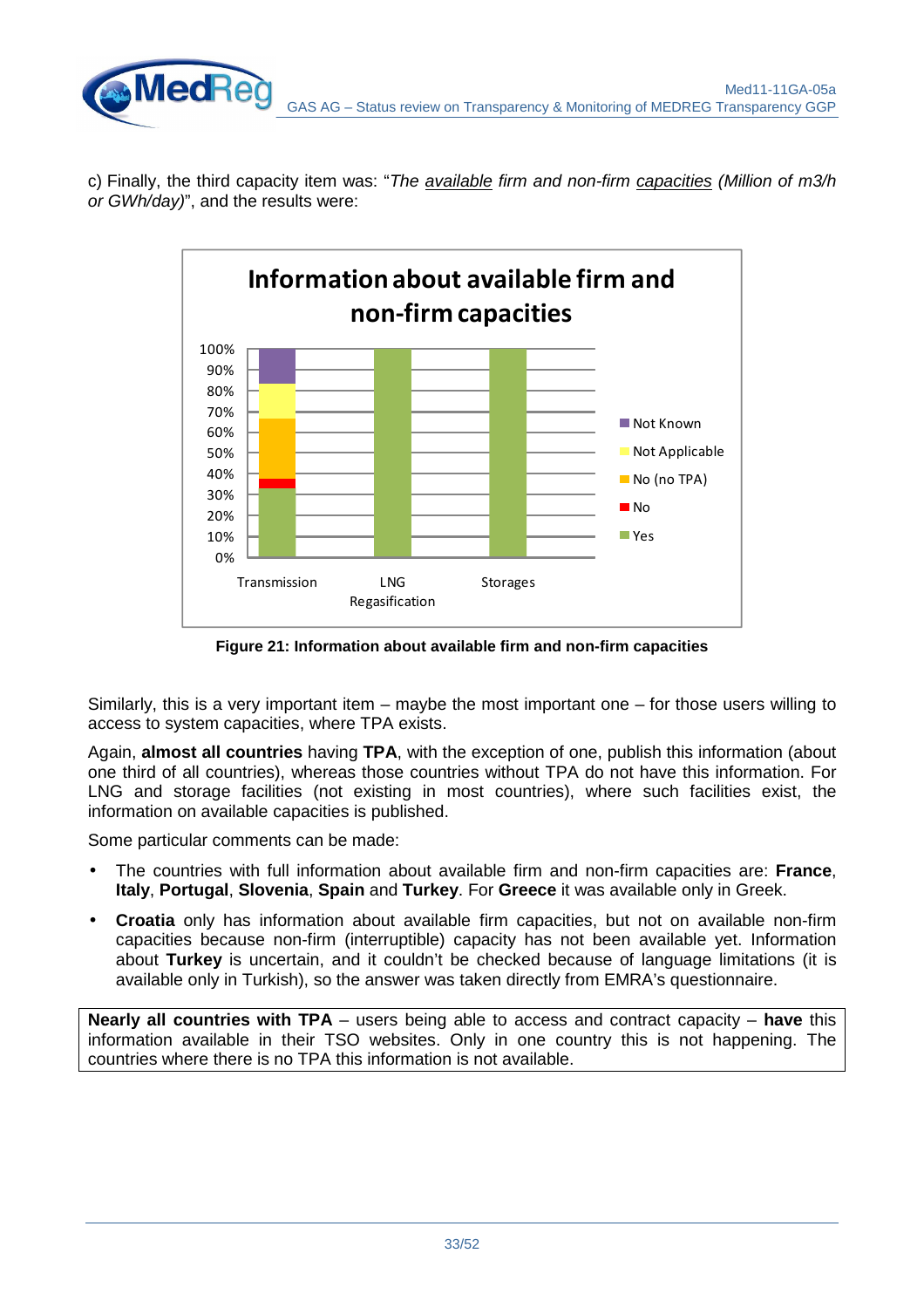c) Finally, the third capacity item was: "*The available firm and non-firm capacities (Million of m3/h or GWh/day)*", and the results were:

**Figure 21: Information about available firm and non-firm capacities**

Similarly, this is a very important item – maybe the most important one – for those users willing to access to system capacities, where TPA exists.

Again, **almost all countries** having **TPA**, with the exception of one, publish this information (about one third of all countries), whereas those countries without TPA do not have this information. For LNG and storage facilities (not existing in most countries), where such facilities exist, the information on available capacities is published.

Some particular comments can be made:

- The countries with full information about available firm and non-firm capacities are: **France**, **Italy**, **Portugal**, **Slovenia**, **Spain** and **Turkey**. For **Greece** it was available only in Greek.
- **Croatia** only has information about available firm capacities, but not on available non-firm capacities because non-firm (interruptible) capacity has not been available yet. Information about **Turkey** is uncertain, and it couldn't be checked because of language limitations (it is available only in Turkish), so the answer was taken directly from EMRA's questionnaire.

**Nearly all countries with TPA** – users being able to access and contract capacity – **have** this information available in their TSO websites. Only in one country this is not happening. The countries where there is no TPA this information is not available.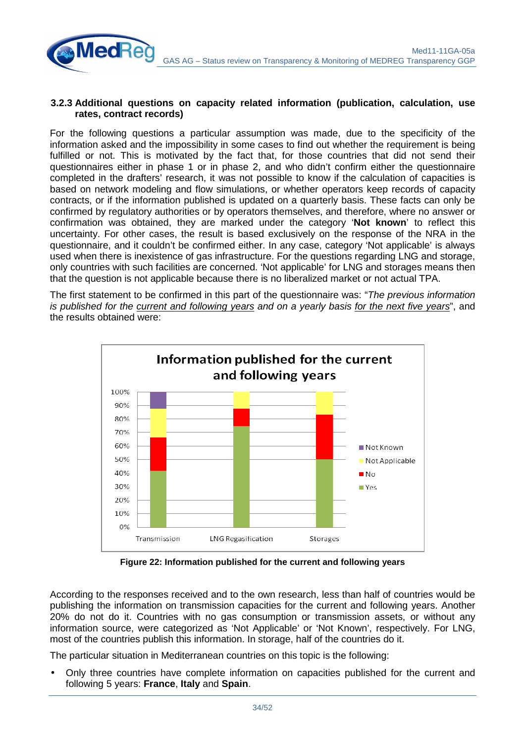### 3.2.3 Additional questions on capacity related information (publication, calculation, use rates, contract records)

For the following questions a particular assumption was made, due to the specificity of the information asked and the impossibility in some cases to find out whether the requirement is being fulfilled or not. This is motivated by the fact that, for those countries that did not send their questionnaires either in phase 1 or in phase 2, and who didn't confirm either the questionnaire completed in the drafters' research, it was not possible to know if the calculation of capacities is based on network modeling and flow simulations, or whether operators keep records of capacity contracts, or if the information published is updated on a quarterly basis. These facts can only be confirmed by regulatory authorities or by operators themselves, and therefore, where no answer or confirmation was obtained, they are marked under the category '**Not known**' to reflect this uncertainty. For other cases, the result is based exclusively on the response of the NRA in the questionnaire, and it couldn't be confirmed either. In any case, category 'Not applicable' is always used when there is inexistence of gas infrastructure. For the questions regarding LNG and storage, only countries with such facilities are concerned. 'Not applicable' for LNG and storages means then that the question is not applicable because there is no liberalized market or not actual TPA.

The first statement to be confirmed in this part of the questionnaire was: "*The previous information is published for the current and following years and on a yearly basis for the next five years*", and the results obtained were:

**Figure 22: Information published for the current and following years**

According to the responses received and to the own research, less than half of countries would be publishing the information on transmission capacities for the current and following years. Another 20% do not do it. Countries with no gas consumption or transmission assets, or without any information source, were categorized as 'Not Applicable' or 'Not Known', respectively. For LNG, most of the countries publish this information. In storage, half of the countries do it.

The particular situation in Mediterranean countries on this topic is the following:

- Only three countries have complete information on capacities published for the current and following 5 years: **France**, **Italy** and **Spain**.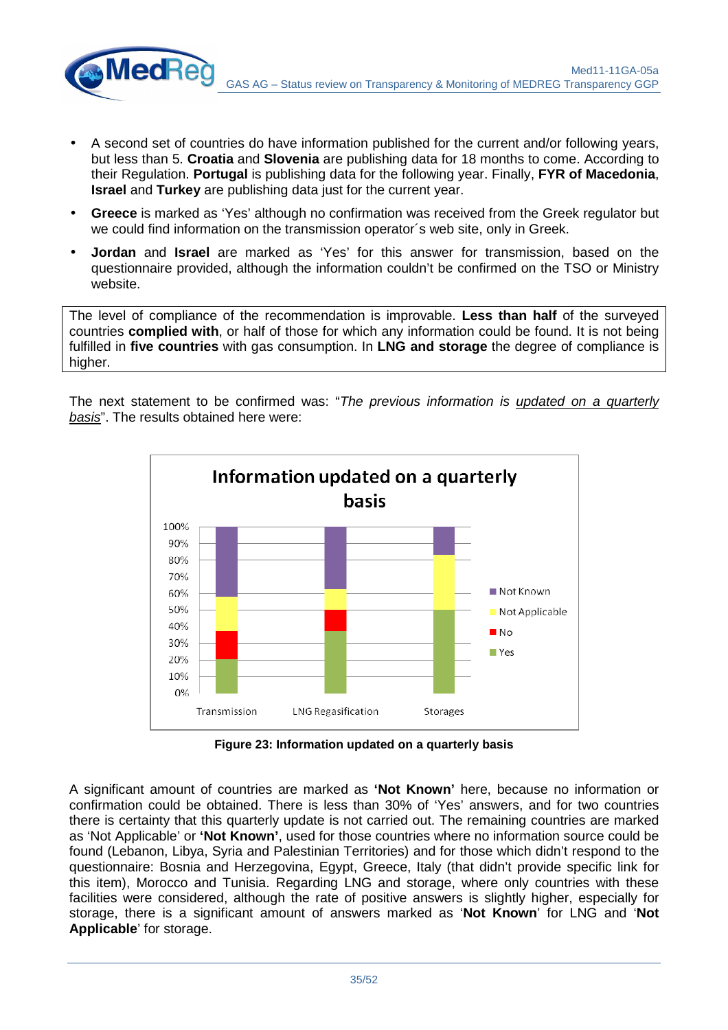- A second set of countries do have information published for the current and/or following years, but less than 5. **Croatia** and **Slovenia** are publishing data for 18 months to come. According to their Regulation. **Portugal** is publishing data for the following year. Finally, **FYR of Macedonia**, **Israel** and **Turkey** are publishing data just for the current year.
- **Greece** is marked as 'Yes' although no confirmation was received from the Greek regulator but we could find information on the transmission operator´s web site, only in Greek.
- **Jordan** and **Israel** are marked as 'Yes' for this answer for transmission, based on the questionnaire provided, although the information couldn't be confirmed on the TSO or Ministry website.

> The level of compliance of the recommendation is improvable. **Less than half** of the surveyed countries **complied with**, or half of those for which any information could be found. It is not being fulfilled in **five countries** with gas consumption. In **LNG and storage** the degree of compliance is higher.

The next statement to be confirmed was: "*The previous information is <u>updated on a quarterly basis</u>*". The results obtained here were:

**Figure 23: Information updated on a quarterly basis**

A significant amount of countries are marked as **'Not Known'** here, because no information or confirmation could be obtained. There is less than 30% of 'Yes' answers, and for two countries there is certainty that this quarterly update is not carried out. The remaining countries are marked as 'Not Applicable' or **'Not Known'**, used for those countries where no information source could be found (Lebanon, Libya, Syria and Palestinian Territories) and for those which didn't respond to the questionnaire: Bosnia and Herzegovina, Egypt, Greece, Italy (that didn't provide specific link for this item), Morocco and Tunisia. Regarding LNG and storage, where only countries with these facilities were considered, although the rate of positive answers is slightly higher, especially for storage, there is a significant amount of answers marked as '**Not Known**' for LNG and '**Not Applicable**' for storage.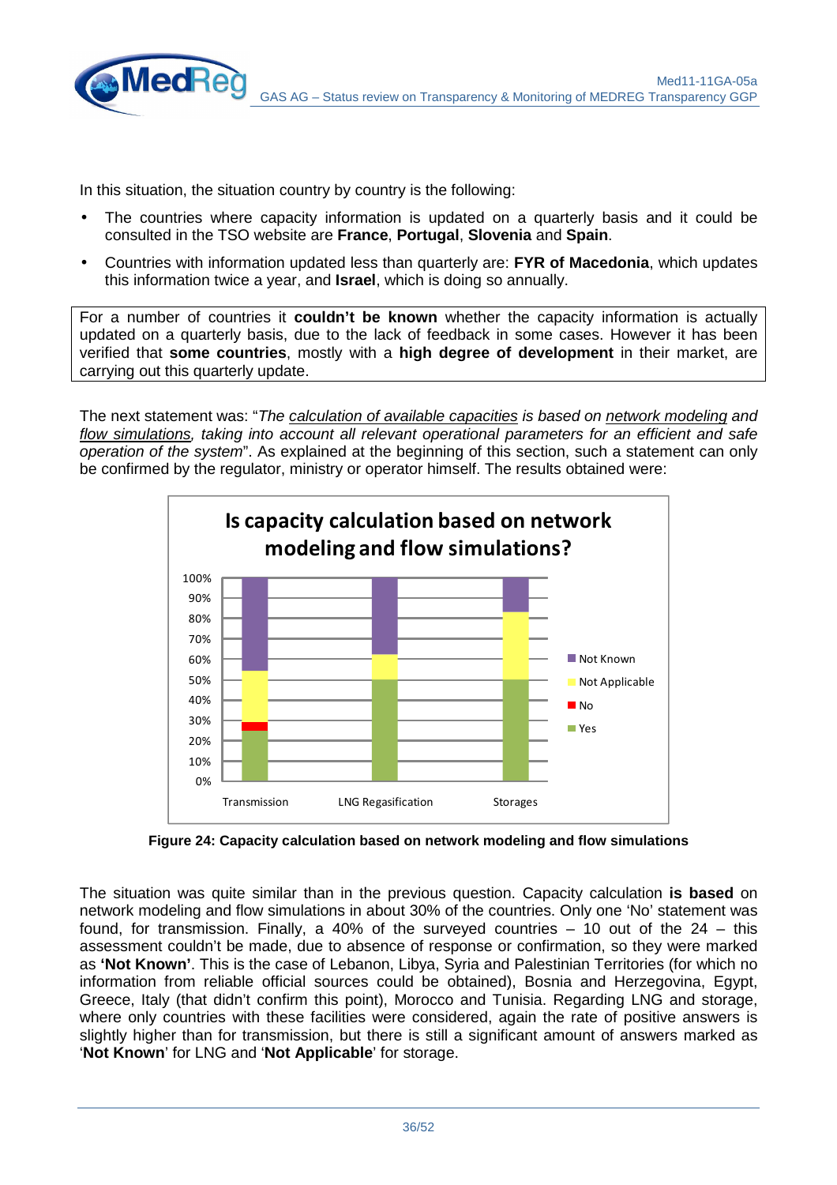In this situation, the situation country by country is the following:

- The countries where capacity information is updated on a quarterly basis and it could be consulted in the TSO website are **France**, **Portugal**, **Slovenia** and **Spain**.
- Countries with information updated less than quarterly are: **FYR of Macedonia**, which updates this information twice a year, and **Israel**, which is doing so annually.

For a number of countries it **couldn't be known** whether the capacity information is actually updated on a quarterly basis, due to the lack of feedback in some cases. However it has been verified that **some countries**, mostly with a **high degree of development** in their market, are carrying out this quarterly update.

The next statement was: "*The calculation of available capacities is based on network modeling and flow simulations, taking into account all relevant operational parameters for an efficient and safe operation of the system*". As explained at the beginning of this section, such a statement can only be confirmed by the regulator, ministry or operator himself. The results obtained were:

**Figure 24: Capacity calculation based on network modeling and flow simulations**

The situation was quite similar than in the previous question. Capacity calculation **is based** on network modeling and flow simulations in about 30% of the countries. Only one 'No' statement was found, for transmission. Finally, a 40% of the surveyed countries – 10 out of the 24 – this assessment couldn't be made, due to absence of response or confirmation, so they were marked as **'Not Known'**. This is the case of Lebanon, Libya, Syria and Palestinian Territories (for which no information from reliable official sources could be obtained), Bosnia and Herzegovina, Egypt, Greece, Italy (that didn't confirm this point), Morocco and Tunisia. Regarding LNG and storage, where only countries with these facilities were considered, again the rate of positive answers is slightly higher than for transmission, but there is still a significant amount of answers marked as '**Not Known**' for LNG and '**Not Applicable**' for storage.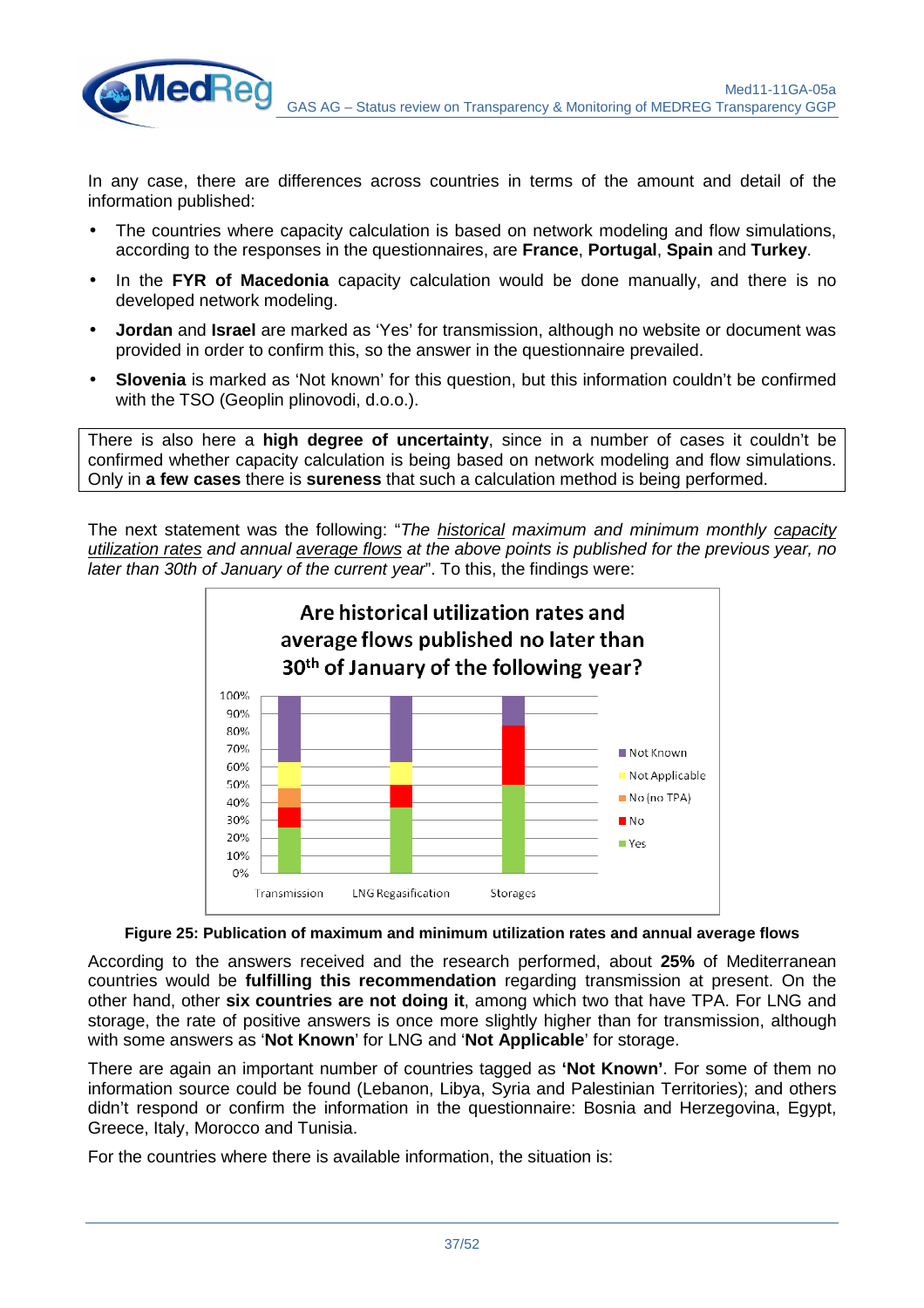In any case, there are differences across countries in terms of the amount and detail of the information published:

- The countries where capacity calculation is based on network modeling and flow simulations, according to the responses in the questionnaires, are **France**, **Portugal**, **Spain** and **Turkey**.
- In the **FYR of Macedonia** capacity calculation would be done manually, and there is no developed network modeling.
- **Jordan** and **Israel** are marked as 'Yes' for transmission, although no website or document was provided in order to confirm this, so the answer in the questionnaire prevailed.
- **Slovenia** is marked as 'Not known' for this question, but this information couldn't be confirmed with the TSO (Geoplin plinovodi, d.o.o.).

There is also here a **high degree of uncertainty**, since in a number of cases it couldn't be confirmed whether capacity calculation is being based on network modeling and flow simulations. Only in **a few cases** there is **sureness** that such a calculation method is being performed.

The next statement was the following: "*The historical maximum and minimum monthly capacity utilization rates and annual average flows at the above points is published for the previous year, no later than 30th of January of the current year*". To this, the findings were:

**Figure 25: Publication of maximum and minimum utilization rates and annual average flows**

According to the answers received and the research performed, about **25%** of Mediterranean countries would be **fulfilling this recommendation** regarding transmission at present. On the other hand, other **six countries are not doing it**, among which two that have TPA. For LNG and storage, the rate of positive answers is once more slightly higher than for transmission, although with some answers as '**Not Known**' for LNG and '**Not Applicable**' for storage.

There are again an important number of countries tagged as **'Not Known'**. For some of them no information source could be found (Lebanon, Libya, Syria and Palestinian Territories); and others didn't respond or confirm the information in the questionnaire: Bosnia and Herzegovina, Egypt, Greece, Italy, Morocco and Tunisia.

For the countries where there is available information, the situation is: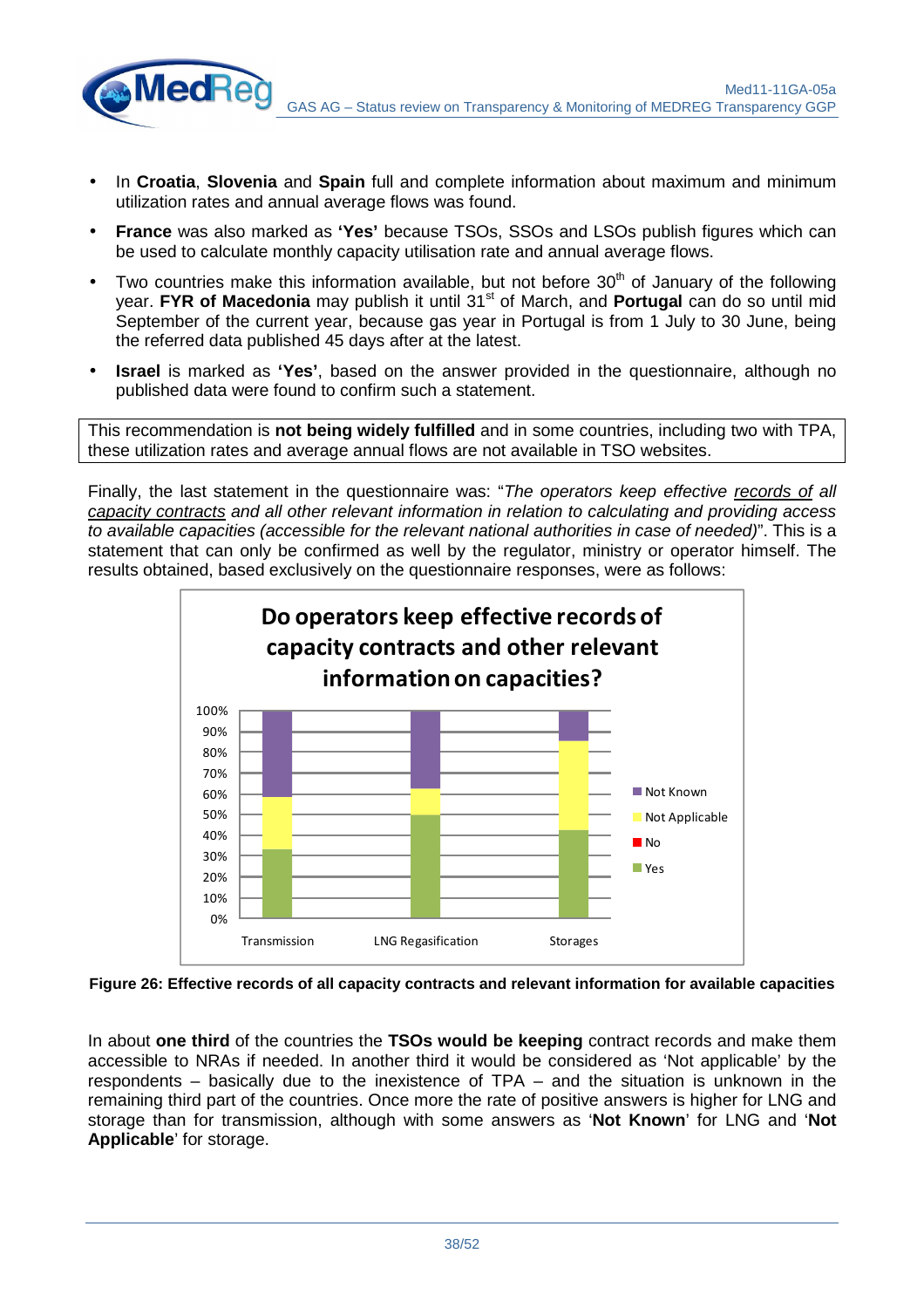- In **Croatia**, **Slovenia** and **Spain** full and complete information about maximum and minimum utilization rates and annual average flows was found.
- **France** was also marked as **'Yes'** because TSOs, SSOs and LSOs publish figures which can be used to calculate monthly capacity utilisation rate and annual average flows.
- Two countries make this information available, but not before 30th of January of the following year. **FYR of Macedonia** may publish it until 31st of March, and **Portugal** can do so until mid September of the current year, because gas year in Portugal is from 1 July to 30 June, being the referred data published 45 days after at the latest.
- **Israel** is marked as **'Yes'**, based on the answer provided in the questionnaire, although no published data were found to confirm such a statement.

This recommendation is **not being widely fulfilled** and in some countries, including two with TPA, these utilization rates and average annual flows are not available in TSO websites.

Finally, the last statement in the questionnaire was: "*The operators keep effective records of all capacity contracts and all other relevant information in relation to calculating and providing access to available capacities (accessible for the relevant national authorities in case of needed)*". This is a statement that can only be confirmed as well by the regulator, ministry or operator himself. The results obtained, based exclusively on the questionnaire responses, were as follows:

**Figure 26: Effective records of all capacity contracts and relevant information for available capacities**

In about **one third** of the countries the **TSOs would be keeping** contract records and make them accessible to NRAs if needed. In another third it would be considered as 'Not applicable' by the respondents – basically due to the inexistence of TPA – and the situation is unknown in the remaining third part of the countries. Once more the rate of positive answers is higher for LNG and storage than for transmission, although with some answers as '**Not Known**' for LNG and '**Not Applicable**' for storage.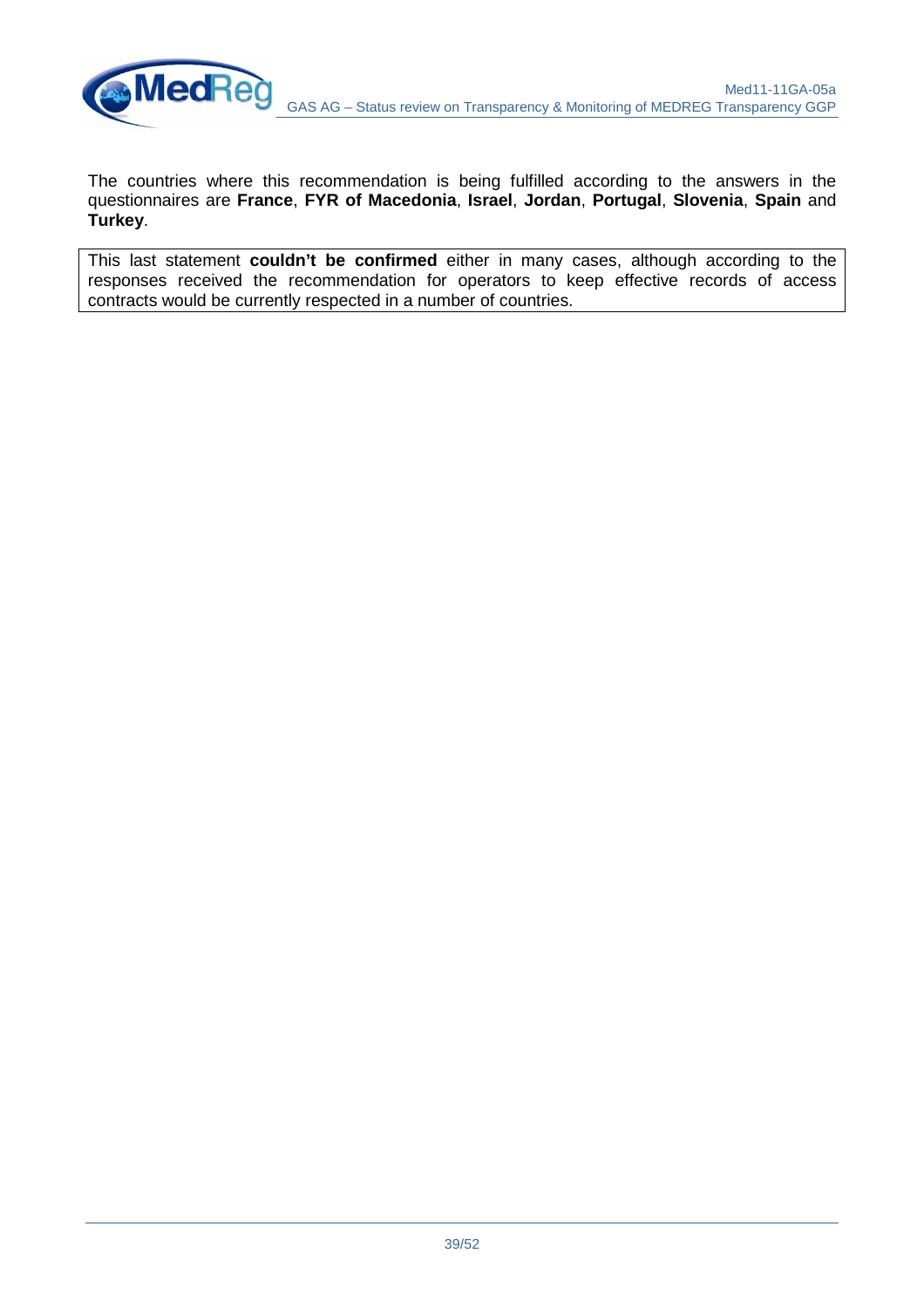The countries where this recommendation is being fulfilled according to the answers in the questionnaires are **France**, **FYR of Macedonia**, **Israel**, **Jordan**, **Portugal**, **Slovenia**, **Spain** and **Turkey**.

| This last statement **couldn't be confirmed** either in many cases, although according to the responses received the recommendation for operators to keep effective records of access contracts would be currently respected in a number of countries. |
| --- |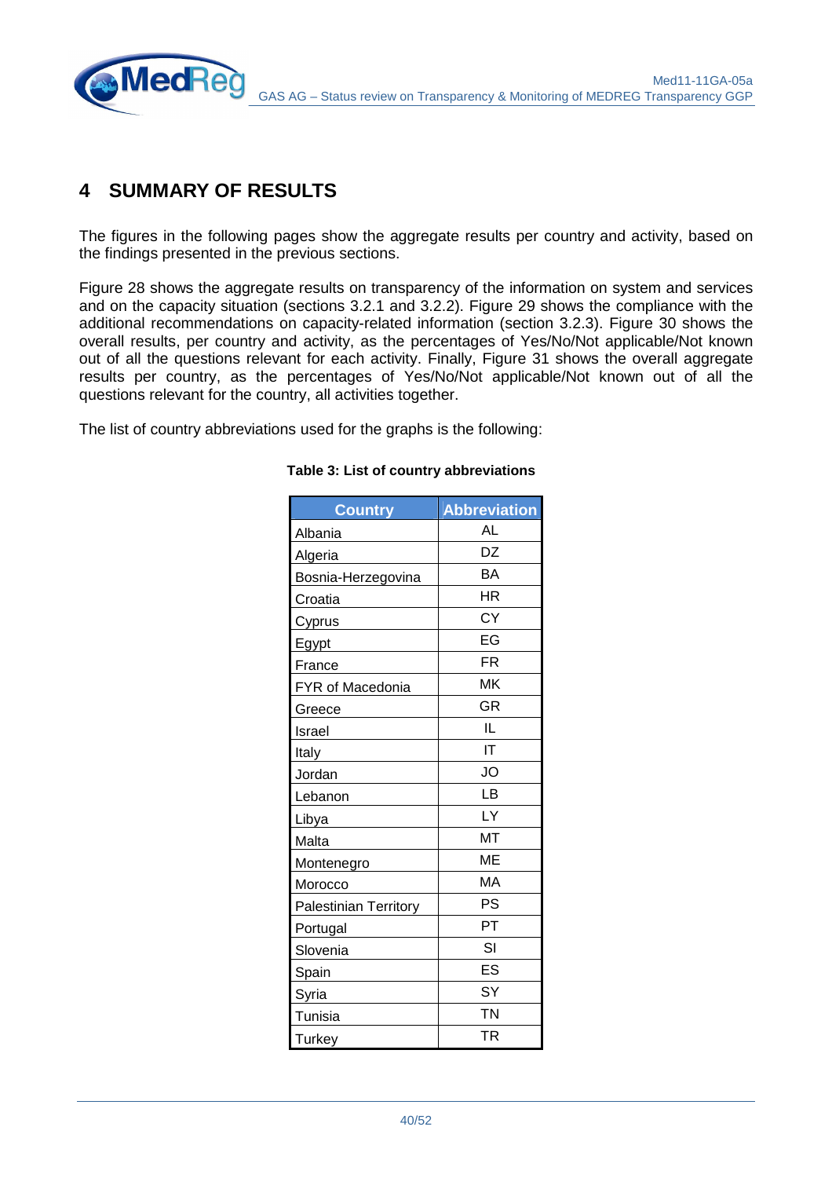# 4 SUMMARY OF RESULTS

The figures in the following pages show the aggregate results per country and activity, based on the findings presented in the previous sections.

Figure 28 shows the aggregate results on transparency of the information on system and services and on the capacity situation (sections 3.2.1 and 3.2.2). Figure 29 shows the compliance with the additional recommendations on capacity-related information (section 3.2.3). Figure 30 shows the overall results, per country and activity, as the percentages of Yes/No/Not applicable/Not known out of all the questions relevant for each activity. Finally, Figure 31 shows the overall aggregate results per country, as the percentages of Yes/No/Not applicable/Not known out of all the questions relevant for the country, all activities together.

The list of country abbreviations used for the graphs is the following:

**Table 3: List of country abbreviations**

| Country | Abbreviation |
|---|---|
| Albania | AL |
| Algeria | DZ |
| Bosnia-Herzegovina | BA |
| Croatia | HR |
| Cyprus | CY |
| Egypt | EG |
| France | FR |
| FYR of Macedonia | MK |
| Greece | GR |
| Israel | IL |
| Italy | IT |
| Jordan | JO |
| Lebanon | LB |
| Libya | LY |
| Malta | MT |
| Montenegro | ME |
| Morocco | MA |
| Palestinian Territory | PS |
| Portugal | PT |
| Slovenia | SI |
| Spain | ES |
| Syria | SY |
| Tunisia | TN |
| Turkey | TR |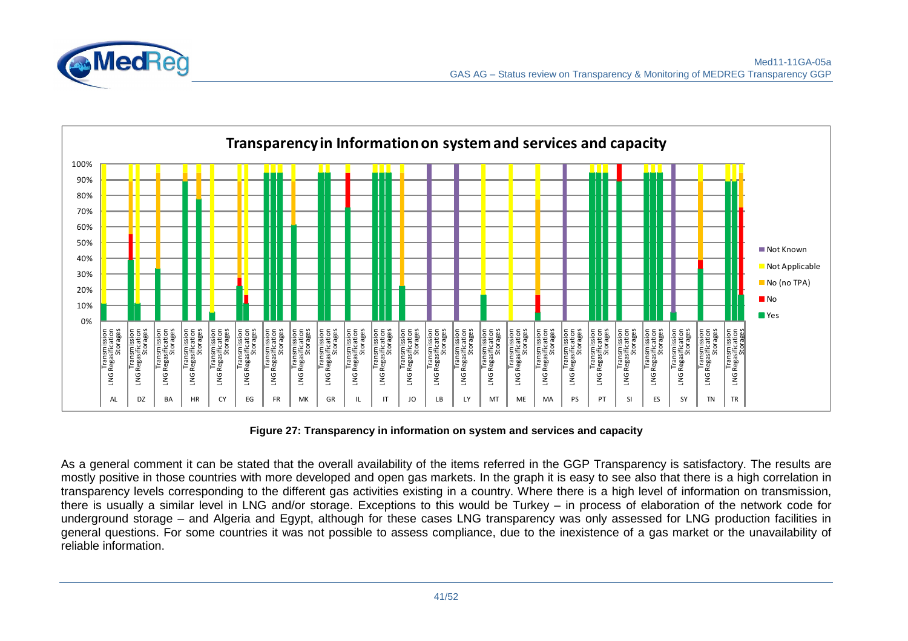**Figure 27: Transparency in information on system and services and capacity**

As a general comment it can be stated that the overall availability of the items referred in the GGP Transparency is satisfactory. The results are mostly positive in those countries with more developed and open gas markets. In the graph it is easy to see also that there is a high correlation in transparency levels corresponding to the different gas activities existing in a country. Where there is a high level of information on transmission, there is usually a similar level in LNG and/or storage. Exceptions to this would be Turkey – in process of elaboration of the network code for underground storage – and Algeria and Egypt, although for these cases LNG transparency was only assessed for LNG production facilities in general questions. For some countries it was not possible to assess compliance, due to the inexistence of a gas market or the unavailability of reliable information.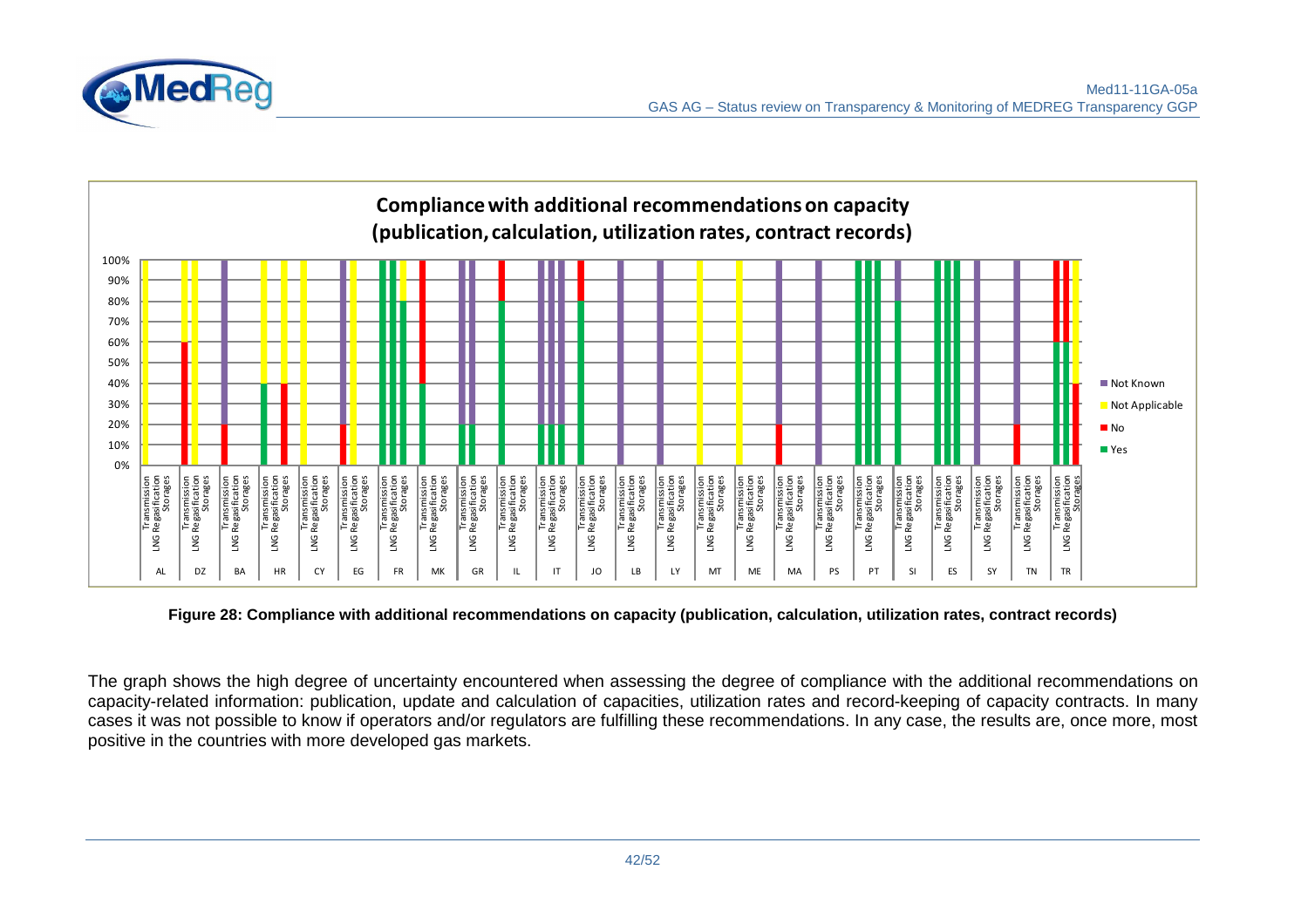**Compliance with additional recommendations on capacity (publication, calculation, utilization rates, contract records)**

**Figure 28: Compliance with additional recommendations on capacity (publication, calculation, utilization rates, contract records)**

The graph shows the high degree of uncertainty encountered when assessing the degree of compliance with the additional recommendations on capacity-related information: publication, update and calculation of capacities, utilization rates and record-keeping of capacity contracts. In many cases it was not possible to know if operators and/or regulators are fulfilling these recommendations. In any case, the results are, once more, most positive in the countries with more developed gas markets.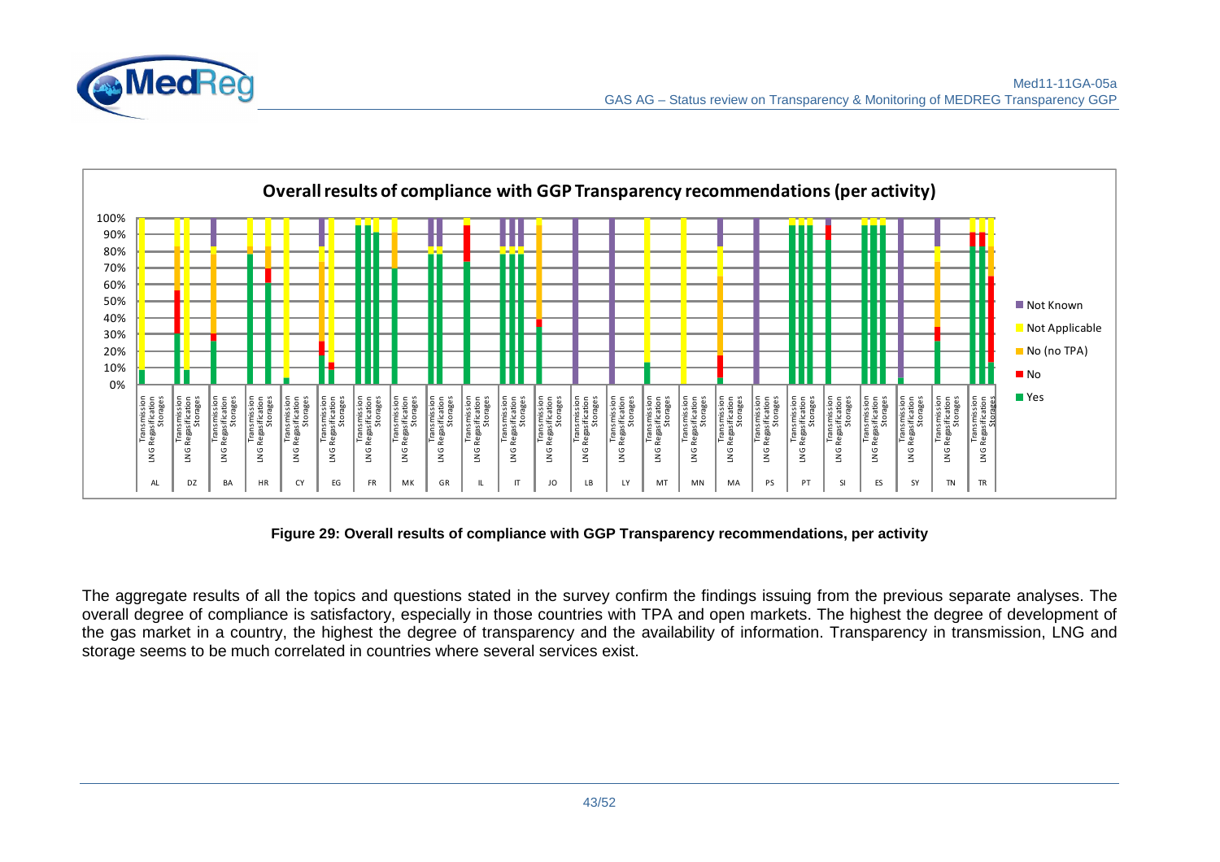**Figure 29: Overall results of compliance with GGP Transparency recommendations, per activity**

The aggregate results of all the topics and questions stated in the survey confirm the findings issuing from the previous separate analyses. The overall degree of compliance is satisfactory, especially in those countries with TPA and open markets. The highest the degree of development of the gas market in a country, the highest the degree of transparency and the availability of information. Transparency in transmission, LNG and storage seems to be much correlated in countries where several services exist.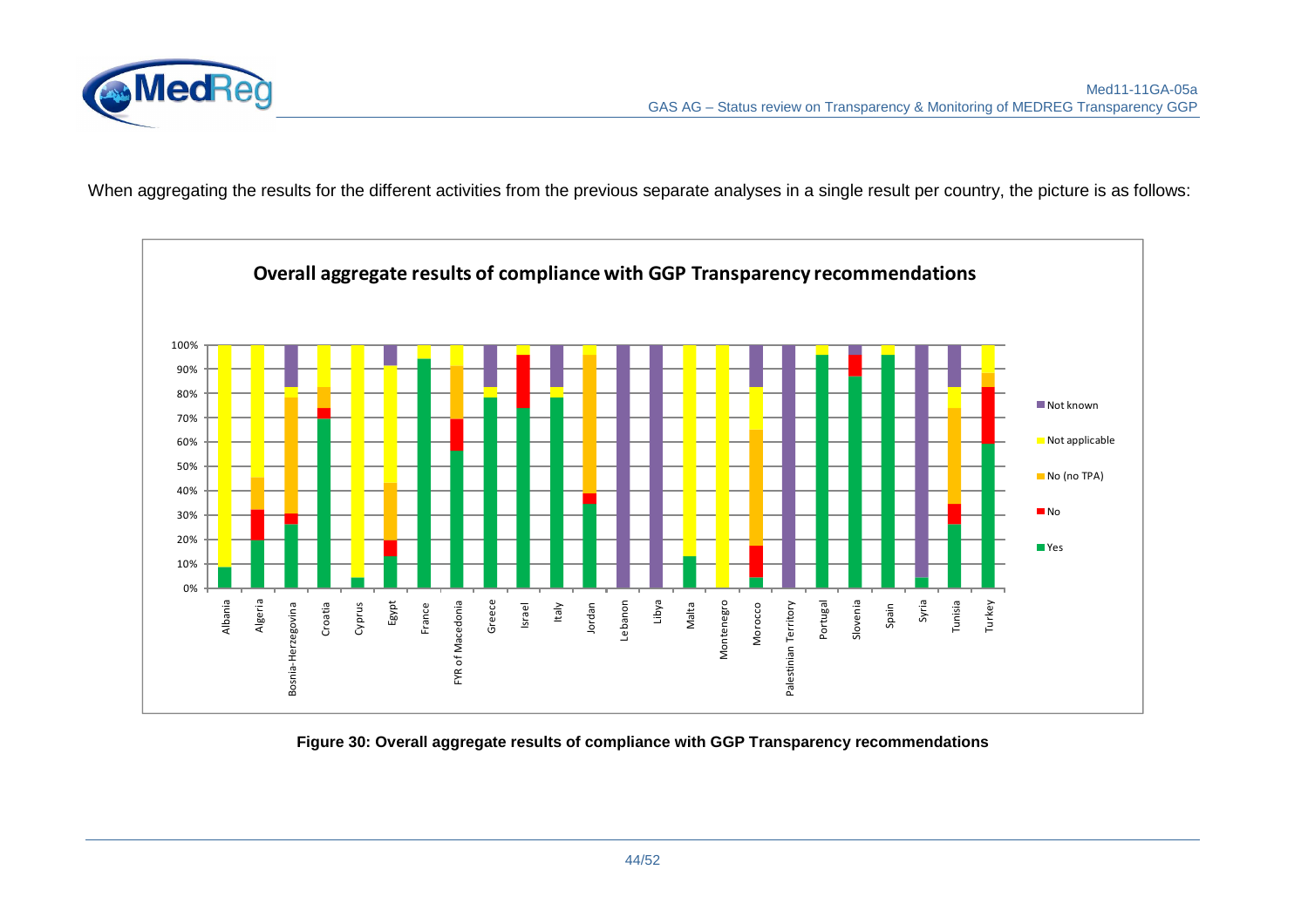When aggregating the results for the different activities from the previous separate analyses in a single result per country, the picture is as follows:

**Overall aggregate results of compliance with GGP Transparency recommendations**

**Figure 30: Overall aggregate results of compliance with GGP Transparency recommendations**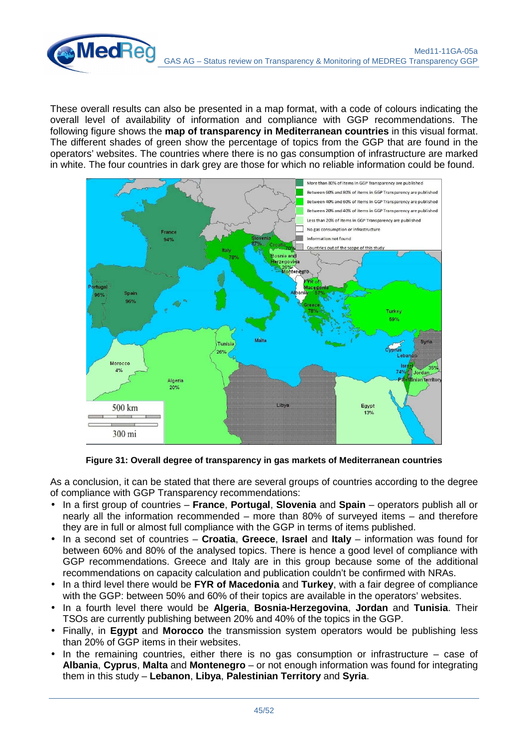These overall results can also be presented in a map format, with a code of colours indicating the overall level of availability of information and compliance with GGP recommendations. The following figure shows the **map of transparency in Mediterranean countries** in this visual format. The different shades of green show the percentage of topics from the GGP that are found in the operators' websites. The countries where there is no gas consumption of infrastructure are marked in white. The four countries in dark grey are those for which no reliable information could be found.

**Figure 31: Overall degree of transparency in gas markets of Mediterranean countries**

As a conclusion, it can be stated that there are several groups of countries according to the degree of compliance with GGP Transparency recommendations:

- In a first group of countries – **France**, **Portugal**, **Slovenia** and **Spain** – operators publish all or nearly all the information recommended – more than 80% of surveyed items – and therefore they are in full or almost full compliance with the GGP in terms of items published.
- In a second set of countries – **Croatia**, **Greece**, **Israel** and **Italy** – information was found for between 60% and 80% of the analysed topics. There is hence a good level of compliance with GGP recommendations. Greece and Italy are in this group because some of the additional recommendations on capacity calculation and publication couldn't be confirmed with NRAs.
- In a third level there would be **FYR of Macedonia** and **Turkey**, with a fair degree of compliance with the GGP: between 50% and 60% of their topics are available in the operators' websites.
- In a fourth level there would be **Algeria**, **Bosnia-Herzegovina**, **Jordan** and **Tunisia**. Their TSOs are currently publishing between 20% and 40% of the topics in the GGP.
- Finally, in **Egypt** and **Morocco** the transmission system operators would be publishing less than 20% of GGP items in their websites.
- In the remaining countries, either there is no gas consumption or infrastructure – case of **Albania**, **Cyprus**, **Malta** and **Montenegro** – or not enough information was found for integrating them in this study – **Lebanon**, **Libya**, **Palestinian Territory** and **Syria**.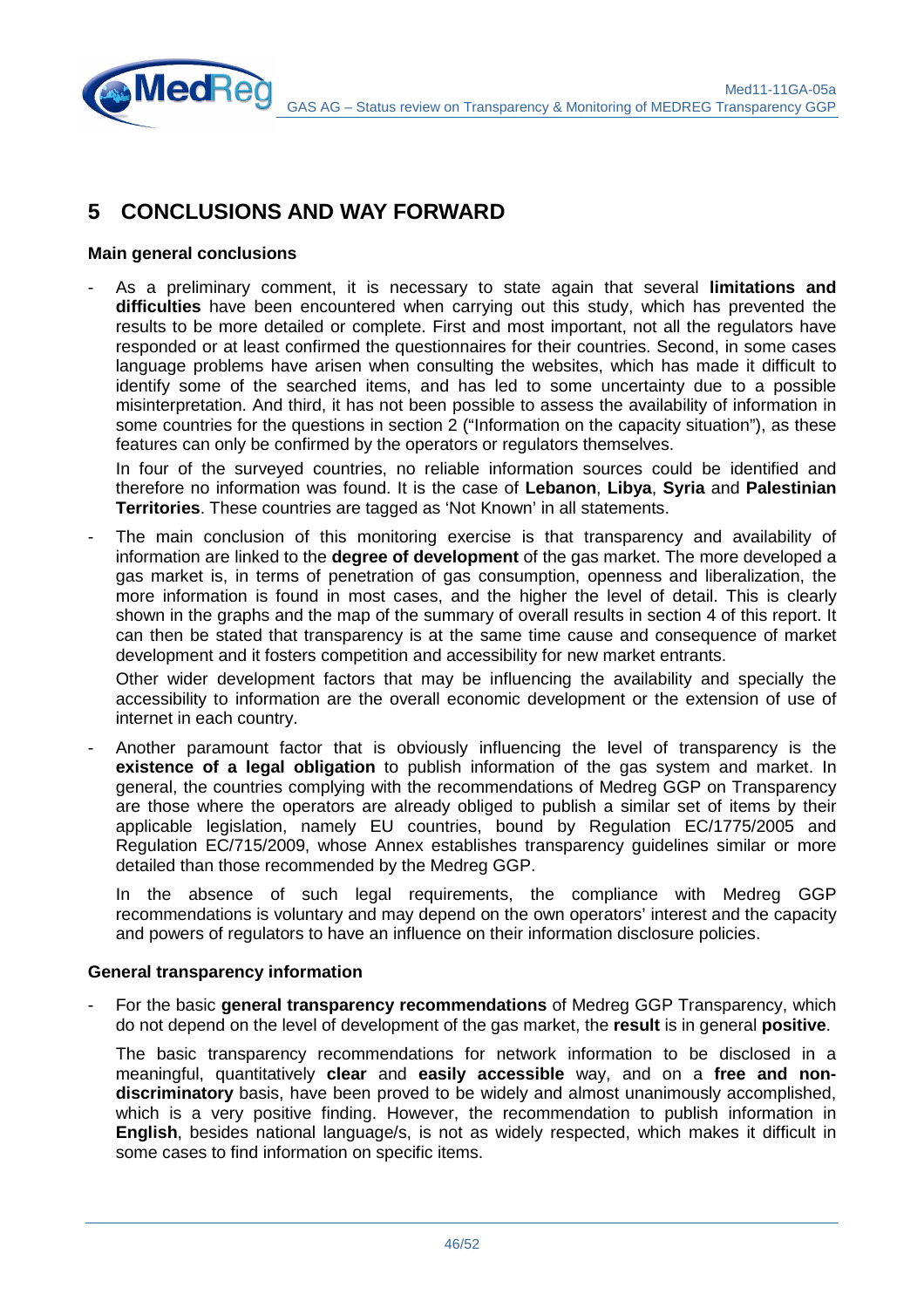# 5 CONCLUSIONS AND WAY FORWARD

**Main general conclusions**

- As a preliminary comment, it is necessary to state again that several **limitations and difficulties** have been encountered when carrying out this study, which has prevented the results to be more detailed or complete. First and most important, not all the regulators have responded or at least confirmed the questionnaires for their countries. Second, in some cases language problems have arisen when consulting the websites, which has made it difficult to identify some of the searched items, and has led to some uncertainty due to a possible misinterpretation. And third, it has not been possible to assess the availability of information in some countries for the questions in section 2 ("Information on the capacity situation"), as these features can only be confirmed by the operators or regulators themselves.

  In four of the surveyed countries, no reliable information sources could be identified and therefore no information was found. It is the case of **Lebanon**, **Libya**, **Syria** and **Palestinian Territories**. These countries are tagged as 'Not Known' in all statements.

- The main conclusion of this monitoring exercise is that transparency and availability of information are linked to the **degree of development** of the gas market. The more developed a gas market is, in terms of penetration of gas consumption, openness and liberalization, the more information is found in most cases, and the higher the level of detail. This is clearly shown in the graphs and the map of the summary of overall results in section 4 of this report. It can then be stated that transparency is at the same time cause and consequence of market development and it fosters competition and accessibility for new market entrants.

  Other wider development factors that may be influencing the availability and specially the accessibility to information are the overall economic development or the extension of use of internet in each country.

- Another paramount factor that is obviously influencing the level of transparency is the **existence of a legal obligation** to publish information of the gas system and market. In general, the countries complying with the recommendations of Medreg GGP on Transparency are those where the operators are already obliged to publish a similar set of items by their applicable legislation, namely EU countries, bound by Regulation EC/1775/2005 and Regulation EC/715/2009, whose Annex establishes transparency guidelines similar or more detailed than those recommended by the Medreg GGP.

  In the absence of such legal requirements, the compliance with Medreg GGP recommendations is voluntary and may depend on the own operators' interest and the capacity and powers of regulators to have an influence on their information disclosure policies.

**General transparency information**

- For the basic **general transparency recommendations** of Medreg GGP Transparency, which do not depend on the level of development of the gas market, the **result** is in general **positive**.

  The basic transparency recommendations for network information to be disclosed in a meaningful, quantitatively **clear** and **easily accessible** way, and on a **free and non-discriminatory** basis, have been proved to be widely and almost unanimously accomplished, which is a very positive finding. However, the recommendation to publish information in **English**, besides national language/s, is not as widely respected, which makes it difficult in some cases to find information on specific items.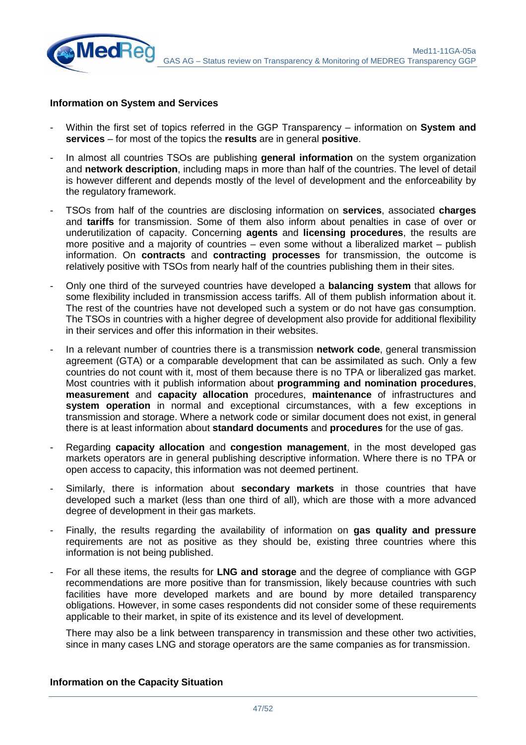**Information on System and Services**

- Within the first set of topics referred in the GGP Transparency – information on **System and services** – for most of the topics the **results** are in general **positive**.
- In almost all countries TSOs are publishing **general information** on the system organization and **network description**, including maps in more than half of the countries. The level of detail is however different and depends mostly of the level of development and the enforceability by the regulatory framework.
- TSOs from half of the countries are disclosing information on **services**, associated **charges** and **tariffs** for transmission. Some of them also inform about penalties in case of over or underutilization of capacity. Concerning **agents** and **licensing procedures**, the results are more positive and a majority of countries – even some without a liberalized market – publish information. On **contracts** and **contracting processes** for transmission, the outcome is relatively positive with TSOs from nearly half of the countries publishing them in their sites.
- Only one third of the surveyed countries have developed a **balancing system** that allows for some flexibility included in transmission access tariffs. All of them publish information about it. The rest of the countries have not developed such a system or do not have gas consumption. The TSOs in countries with a higher degree of development also provide for additional flexibility in their services and offer this information in their websites.
- In a relevant number of countries there is a transmission **network code**, general transmission agreement (GTA) or a comparable development that can be assimilated as such. Only a few countries do not count with it, most of them because there is no TPA or liberalized gas market. Most countries with it publish information about **programming and nomination procedures**, **measurement** and **capacity allocation** procedures, **maintenance** of infrastructures and **system operation** in normal and exceptional circumstances, with a few exceptions in transmission and storage. Where a network code or similar document does not exist, in general there is at least information about **standard documents** and **procedures** for the use of gas.
- Regarding **capacity allocation** and **congestion management**, in the most developed gas markets operators are in general publishing descriptive information. Where there is no TPA or open access to capacity, this information was not deemed pertinent.
- Similarly, there is information about **secondary markets** in those countries that have developed such a market (less than one third of all), which are those with a more advanced degree of development in their gas markets.
- Finally, the results regarding the availability of information on **gas quality and pressure** requirements are not as positive as they should be, existing three countries where this information is not being published.
- For all these items, the results for **LNG and storage** and the degree of compliance with GGP recommendations are more positive than for transmission, likely because countries with such facilities have more developed markets and are bound by more detailed transparency obligations. However, in some cases respondents did not consider some of these requirements applicable to their market, in spite of its existence and its level of development.

  There may also be a link between transparency in transmission and these other two activities, since in many cases LNG and storage operators are the same companies as for transmission.

**Information on the Capacity Situation**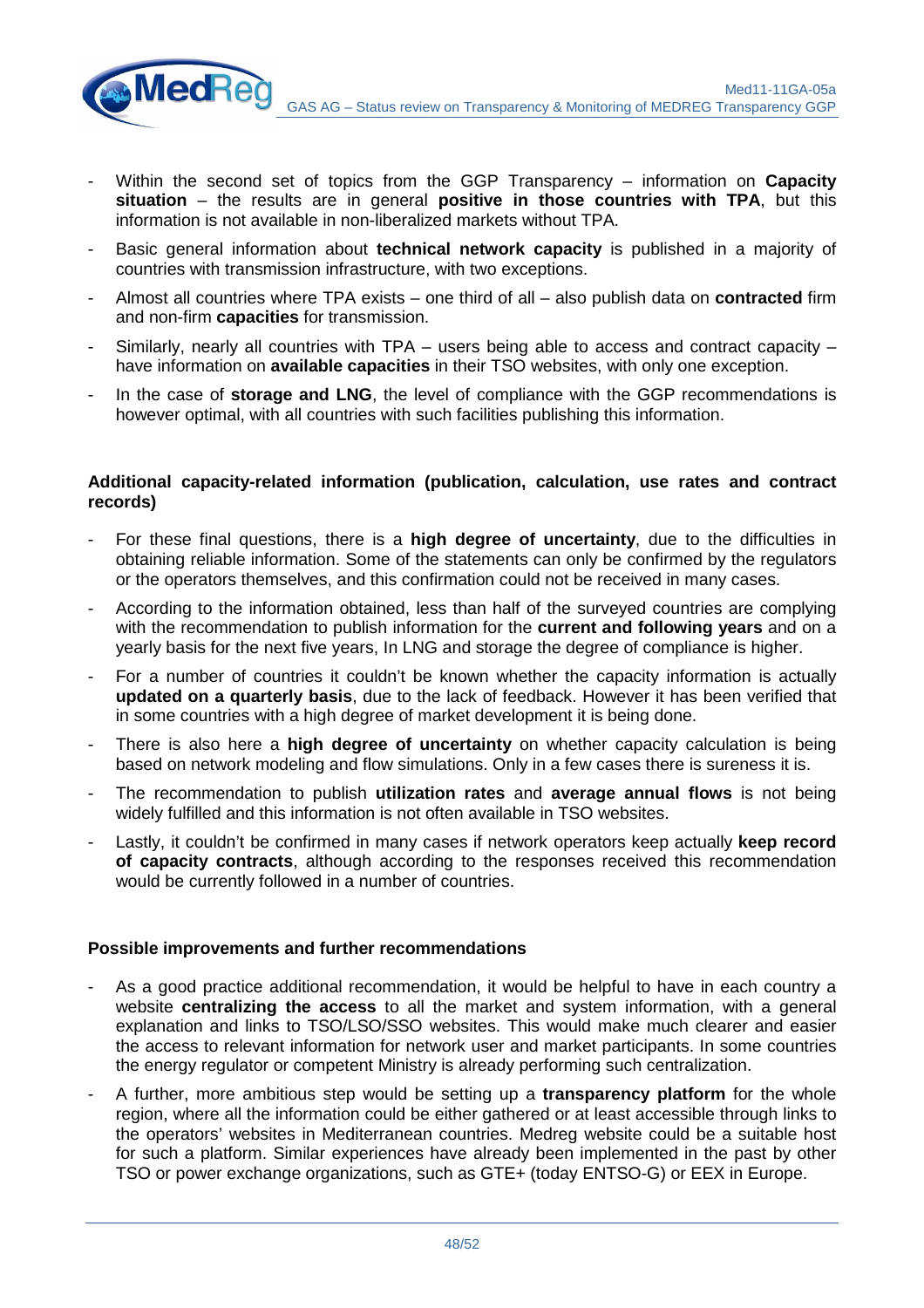- Within the second set of topics from the GGP Transparency – information on **Capacity situation** – the results are in general **positive in those countries with TPA**, but this information is not available in non-liberalized markets without TPA.
- Basic general information about **technical network capacity** is published in a majority of countries with transmission infrastructure, with two exceptions.
- Almost all countries where TPA exists – one third of all – also publish data on **contracted** firm and non-firm **capacities** for transmission.
- Similarly, nearly all countries with TPA – users being able to access and contract capacity – have information on **available capacities** in their TSO websites, with only one exception.
- In the case of **storage and LNG**, the level of compliance with the GGP recommendations is however optimal, with all countries with such facilities publishing this information.

**Additional capacity-related information (publication, calculation, use rates and contract records)**

- For these final questions, there is a **high degree of uncertainty**, due to the difficulties in obtaining reliable information. Some of the statements can only be confirmed by the regulators or the operators themselves, and this confirmation could not be received in many cases.
- According to the information obtained, less than half of the surveyed countries are complying with the recommendation to publish information for the **current and following years** and on a yearly basis for the next five years, In LNG and storage the degree of compliance is higher.
- For a number of countries it couldn't be known whether the capacity information is actually **updated on a quarterly basis**, due to the lack of feedback. However it has been verified that in some countries with a high degree of market development it is being done.
- There is also here a **high degree of uncertainty** on whether capacity calculation is being based on network modeling and flow simulations. Only in a few cases there is sureness it is.
- The recommendation to publish **utilization rates** and **average annual flows** is not being widely fulfilled and this information is not often available in TSO websites.
- Lastly, it couldn't be confirmed in many cases if network operators keep actually **keep record of capacity contracts**, although according to the responses received this recommendation would be currently followed in a number of countries.

**Possible improvements and further recommendations**

- As a good practice additional recommendation, it would be helpful to have in each country a website **centralizing the access** to all the market and system information, with a general explanation and links to TSO/LSO/SSO websites. This would make much clearer and easier the access to relevant information for network user and market participants. In some countries the energy regulator or competent Ministry is already performing such centralization.
- A further, more ambitious step would be setting up a **transparency platform** for the whole region, where all the information could be either gathered or at least accessible through links to the operators' websites in Mediterranean countries. Medreg website could be a suitable host for such a platform. Similar experiences have already been implemented in the past by other TSO or power exchange organizations, such as GTE+ (today ENTSO-G) or EEX in Europe.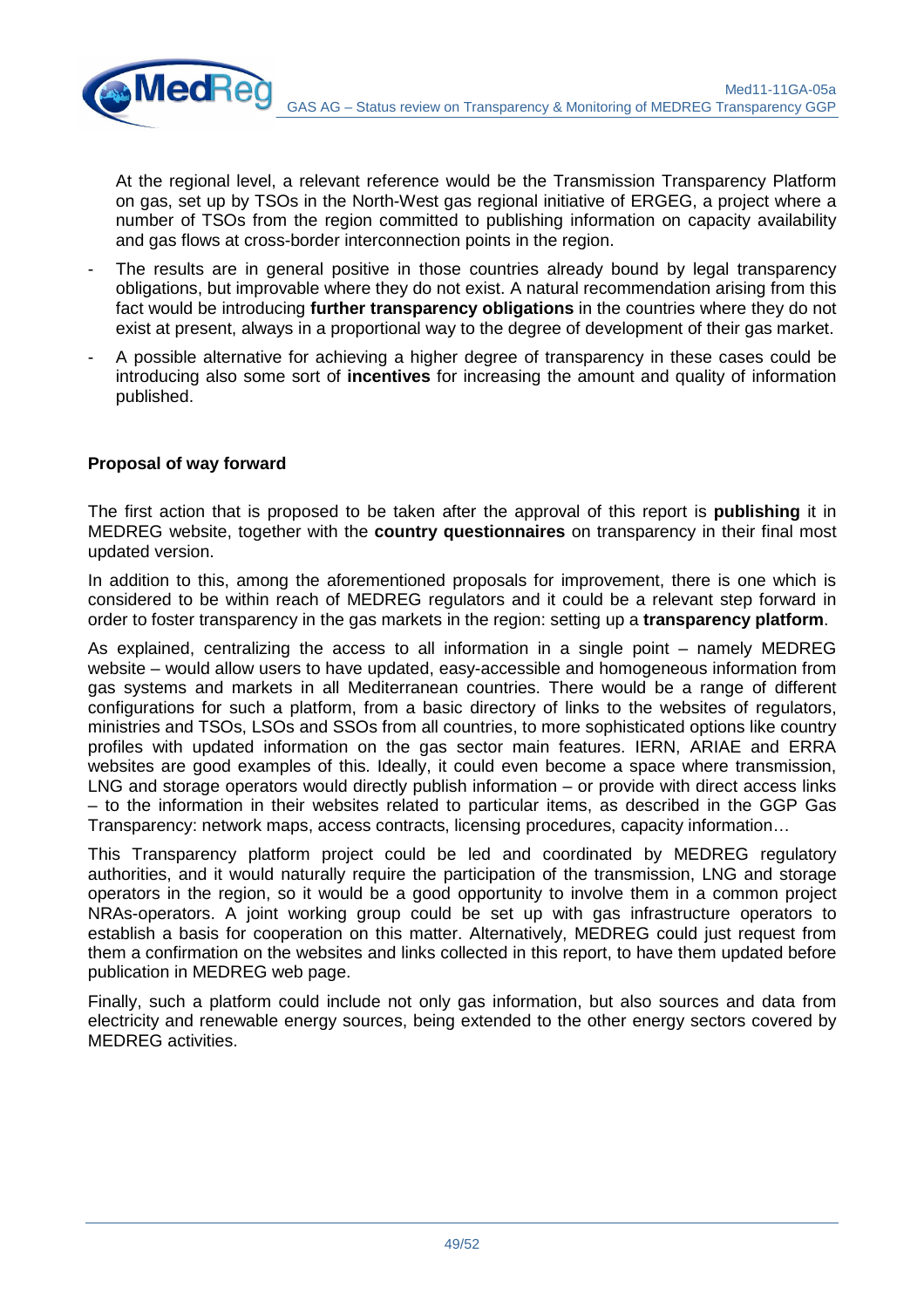At the regional level, a relevant reference would be the Transmission Transparency Platform on gas, set up by TSOs in the North-West gas regional initiative of ERGEG, a project where a number of TSOs from the region committed to publishing information on capacity availability and gas flows at cross-border interconnection points in the region.

- The results are in general positive in those countries already bound by legal transparency obligations, but improvable where they do not exist. A natural recommendation arising from this fact would be introducing **further transparency obligations** in the countries where they do not exist at present, always in a proportional way to the degree of development of their gas market.
- A possible alternative for achieving a higher degree of transparency in these cases could be introducing also some sort of **incentives** for increasing the amount and quality of information published.

**Proposal of way forward**

The first action that is proposed to be taken after the approval of this report is **publishing** it in MEDREG website, together with the **country questionnaires** on transparency in their final most updated version.

In addition to this, among the aforementioned proposals for improvement, there is one which is considered to be within reach of MEDREG regulators and it could be a relevant step forward in order to foster transparency in the gas markets in the region: setting up a **transparency platform**.

As explained, centralizing the access to all information in a single point – namely MEDREG website – would allow users to have updated, easy-accessible and homogeneous information from gas systems and markets in all Mediterranean countries. There would be a range of different configurations for such a platform, from a basic directory of links to the websites of regulators, ministries and TSOs, LSOs and SSOs from all countries, to more sophisticated options like country profiles with updated information on the gas sector main features. IERN, ARIAE and ERRA websites are good examples of this. Ideally, it could even become a space where transmission, LNG and storage operators would directly publish information – or provide with direct access links – to the information in their websites related to particular items, as described in the GGP Gas Transparency: network maps, access contracts, licensing procedures, capacity information…

This Transparency platform project could be led and coordinated by MEDREG regulatory authorities, and it would naturally require the participation of the transmission, LNG and storage operators in the region, so it would be a good opportunity to involve them in a common project NRAs-operators. A joint working group could be set up with gas infrastructure operators to establish a basis for cooperation on this matter. Alternatively, MEDREG could just request from them a confirmation on the websites and links collected in this report, to have them updated before publication in MEDREG web page.

Finally, such a platform could include not only gas information, but also sources and data from electricity and renewable energy sources, being extended to the other energy sectors covered by MEDREG activities.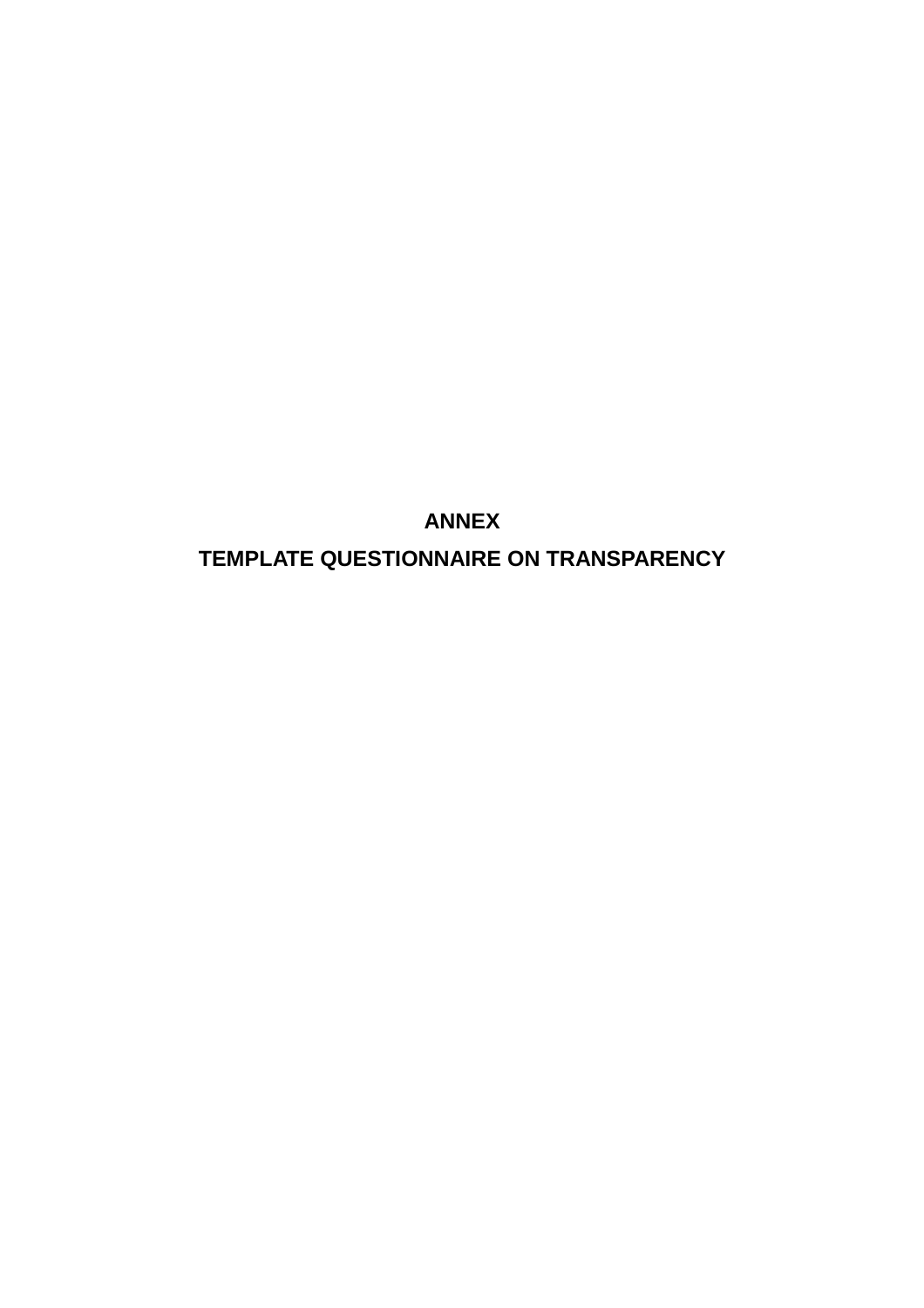# ANNEX

# TEMPLATE QUESTIONNAIRE ON TRANSPARENCY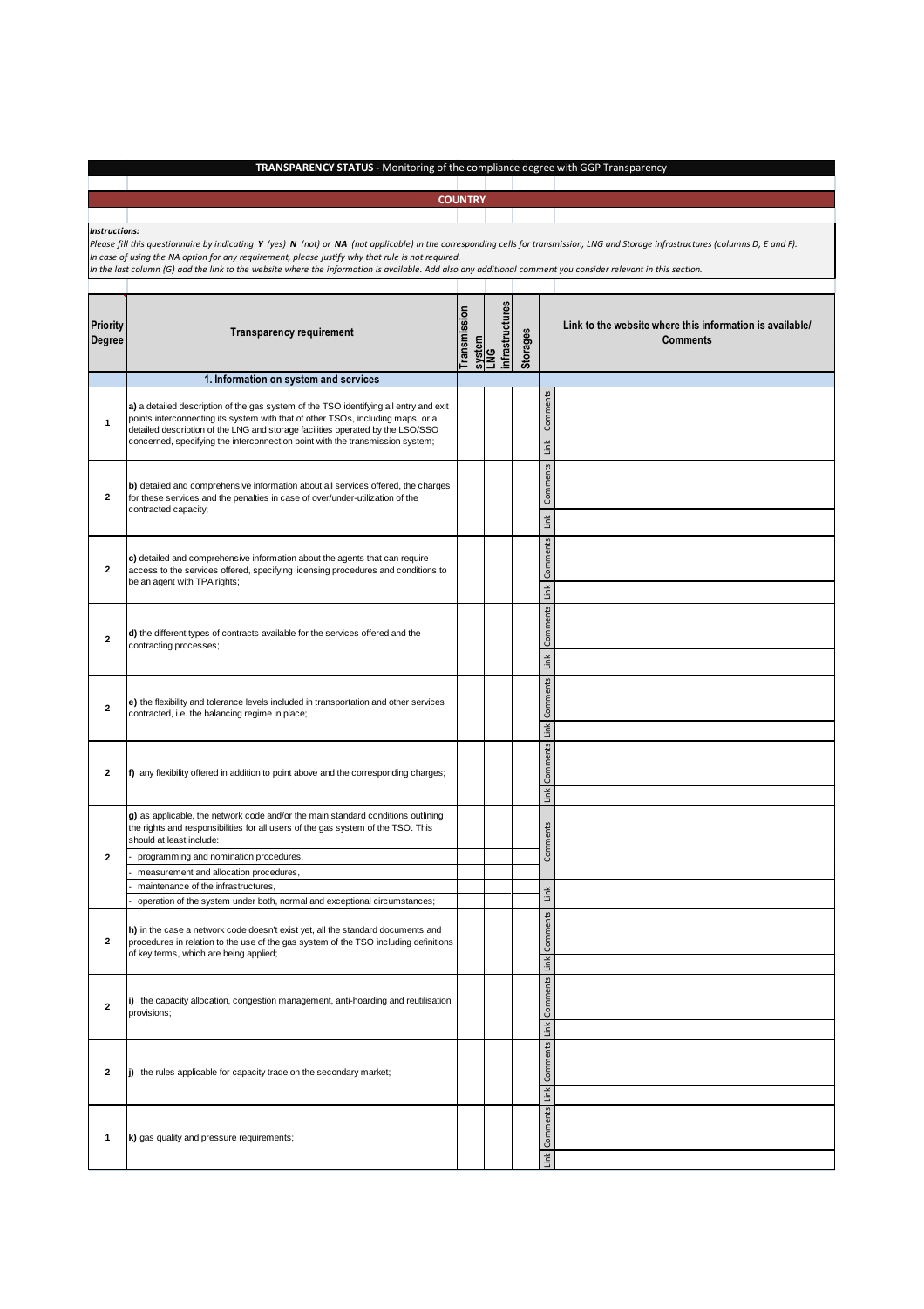**TRANSPARENCY STATUS -** Monitoring of the compliance degree with GGP Transparency

**COUNTRY**

***Instructions:***

*Please fill this questionnaire by indicating **Y** (yes) **N** (not) or **NA** (not applicable) in the corresponding cells for transmission, LNG and Storage infrastructures (columns D, E and F).*
*In case of using the NA option for any requirement, please justify why that rule is not required.*
*In the last column (G) add the link to the website where the information is available. Add also any additional comment you consider relevant in this section.*

| Priority Degree | Transparency requirement | Transmission system | LNG infrastructures | Storages | | Link to the website where this information is available/ Comments |
|---|---|---|---|---|---|---|
| | **1. Information on system and services** | | | | | |
| 1 | **a)** a detailed description of the gas system of the TSO identifying all entry and exit points interconnecting its system with that of other TSOs, including maps, or a detailed description of the LNG and storage facilities operated by the LSO/SSO concerned, specifying the interconnection point with the transmission system; | | | | Comments | |
| | | | | | Link | |
| 2 | **b)** detailed and comprehensive information about all services offered, the charges for these services and the penalties in case of over/under-utilization of the contracted capacity; | | | | Comments | |
| | | | | | Link | |
| 2 | **c)** detailed and comprehensive information about the agents that can require access to the services offered, specifying licensing procedures and conditions to be an agent with TPA rights; | | | | Comments | |
| | | | | | Link | |
| 2 | **d)** the different types of contracts available for the services offered and the contracting processes; | | | | Comments | |
| | | | | | Link | |
| 2 | **e)** the flexibility and tolerance levels included in transportation and other services contracted, i.e. the balancing regime in place; | | | | Comments | |
| | | | | | Link | |
| 2 | **f)** any flexibility offered in addition to point above and the corresponding charges; | | | | Comments | |
| | | | | | Link | |
| 2 | **g)** as applicable, the network code and/or the main standard conditions outlining the rights and responsibilities for all users of the gas system of the TSO. This should at least include: | | | | Comments | |
| | - programming and nomination procedures, | | | | | |
| | - measurement and allocation procedures, | | | | | |
| | - maintenance of the infrastructures, | | | | Link | |
| | - operation of the system under both, normal and exceptional circumstances; | | | | | |
| 2 | **h)** in the case a network code doesn't exist yet, all the standard documents and procedures in relation to the use of the gas system of the TSO including definitions of key terms, which are being applied; | | | | Comments | |
| | | | | | Link | |
| 2 | **i)** the capacity allocation, congestion management, anti-hoarding and reutilisation provisions; | | | | Comments | |
| | | | | | Link | |
| 2 | **j)** the rules applicable for capacity trade on the secondary market; | | | | Comments | |
| | | | | | Link | |
| 1 | **k)** gas quality and pressure requirements; | | | | Comments | |
| | | | | | Link | |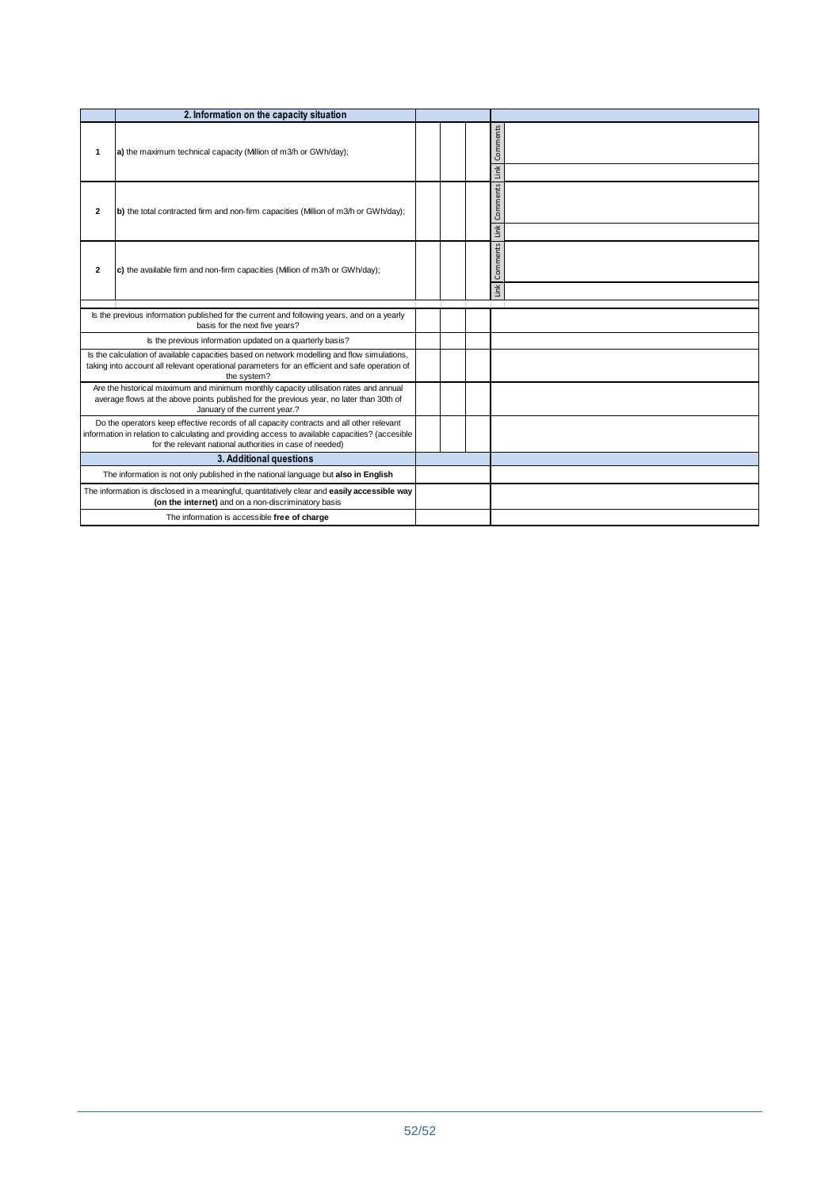| | 2. Information on the capacity situation | | | | | |
|---|---|---|---|---|---|---|
| 1 | **a)** the maximum technical capacity (Million of m3/h or GWh/day); | | | | Comments | |
| | | | | | Link | |
| 2 | **b)** the total contracted firm and non-firm capacities (Million of m3/h or GWh/day); | | | | Comments | |
| | | | | | Link | |
| 2 | **c)** the available firm and non-firm capacities (Million of m3/h or GWh/day); | | | | Comments | |
| | | | | | Link | |
| | Is the previous information published for the current and following years, and on a yearly basis for the next five years? | | | | | |
| | Is the previous information updated on a quarterly basis? | | | | | |
| | Is the calculation of available capacities based on network modelling and flow simulations, taking into account all relevant operational parameters for an efficient and safe operation of the system? | | | | | |
| | Are the historical maximum and minimum monthly capacity utilisation rates and annual average flows at the above points published for the previous year, no later than 30th of January of the current year.? | | | | | |
| | Do the operators keep effective records of all capacity contracts and all other relevant information in relation to calculating and providing access to available capacities? (accesible for the relevant national authorities in case of needed) | | | | | |
| | **3. Additional questions** | | | | | |
| | The information is not only published in the national language but **also in English** | | | | | |
| | The information is disclosed in a meaningful, quantitatively clear and **easily accessible way (on the internet)** and on a non-discriminatory basis | | | | | |
| | The information is accessible **free of charge** | | | | | |